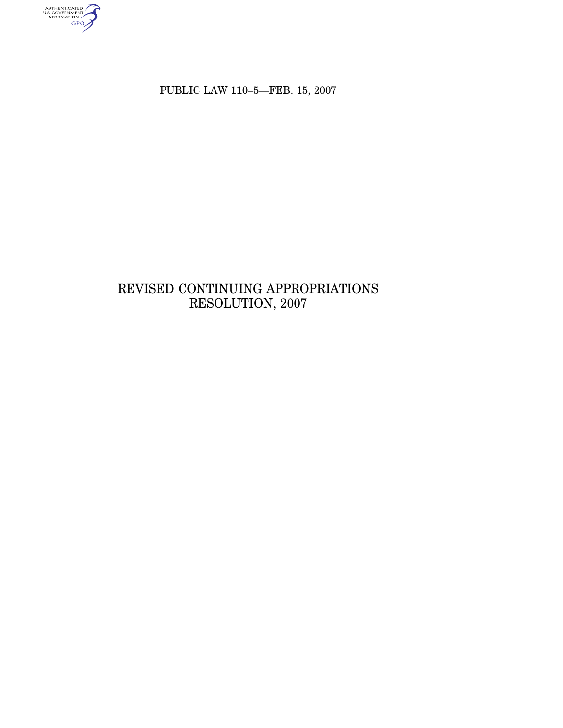PUBLIC LAW 110–5—FEB. 15, 2007

# REVISED CONTINUING APPROPRIATIONS RESOLUTION, 2007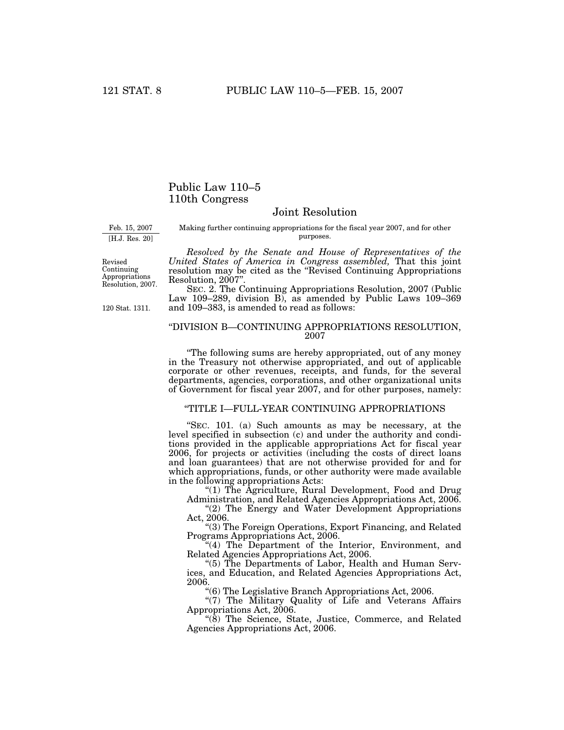# Public Law 110–5
## 110th Congress

## Joint Resolution

Feb. 15, 2007
[H.J. Res. 20]

Making further continuing appropriations for the fiscal year 2007, and for other purposes.

Revised Continuing Appropriations Resolution, 2007.

*Resolved by the Senate and House of Representatives of the United States of America in Congress assembled,* That this joint resolution may be cited as the "Revised Continuing Appropriations Resolution, 2007".

120 Stat. 1311.

SEC. 2. The Continuing Appropriations Resolution, 2007 (Public Law 109–289, division B), as amended by Public Laws 109–369 and 109–383, is amended to read as follows:

"DIVISION B—CONTINUING APPROPRIATIONS RESOLUTION, 2007

"The following sums are hereby appropriated, out of any money in the Treasury not otherwise appropriated, and out of applicable corporate or other revenues, receipts, and funds, for the several departments, agencies, corporations, and other organizational units of Government for fiscal year 2007, and for other purposes, namely:

"TITLE I—FULL-YEAR CONTINUING APPROPRIATIONS

"SEC. 101. (a) Such amounts as may be necessary, at the level specified in subsection (c) and under the authority and conditions provided in the applicable appropriations Act for fiscal year 2006, for projects or activities (including the costs of direct loans and loan guarantees) that are not otherwise provided for and for which appropriations, funds, or other authority were made available in the following appropriations Acts:

"(1) The Agriculture, Rural Development, Food and Drug Administration, and Related Agencies Appropriations Act, 2006.

"(2) The Energy and Water Development Appropriations Act, 2006.

"(3) The Foreign Operations, Export Financing, and Related Programs Appropriations Act, 2006.

"(4) The Department of the Interior, Environment, and Related Agencies Appropriations Act, 2006.

"(5) The Departments of Labor, Health and Human Services, and Education, and Related Agencies Appropriations Act, 2006.

"(6) The Legislative Branch Appropriations Act, 2006.

"(7) The Military Quality of Life and Veterans Affairs Appropriations Act, 2006.

"(8) The Science, State, Justice, Commerce, and Related Agencies Appropriations Act, 2006.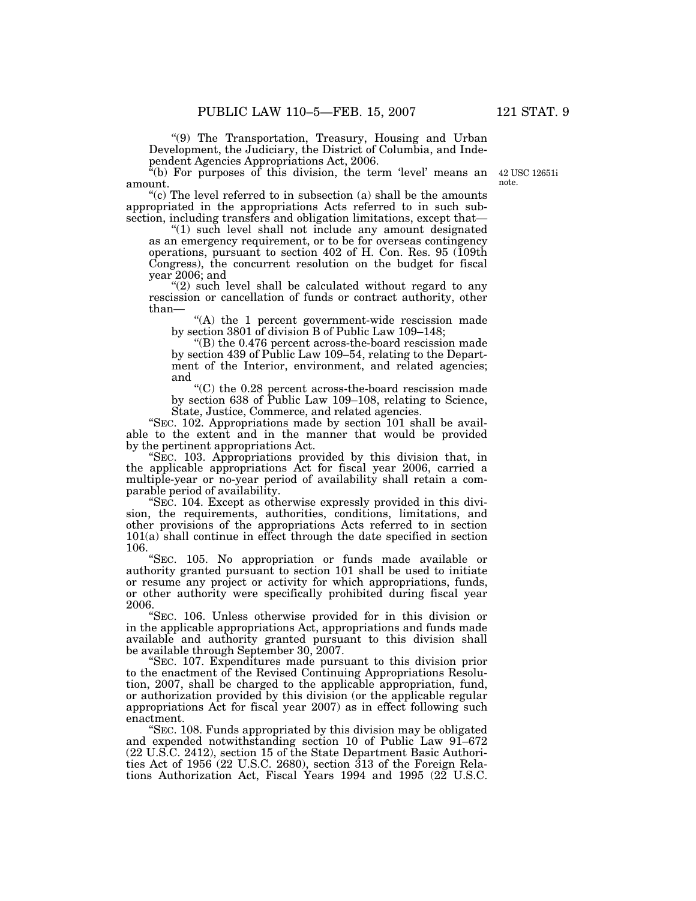"(9) The Transportation, Treasury, Housing and Urban Development, the Judiciary, the District of Columbia, and Independent Agencies Appropriations Act, 2006.

"(b) For purposes of this division, the term 'level' means an amount.

42 USC 12651i note.

"(c) The level referred to in subsection (a) shall be the amounts appropriated in the appropriations Acts referred to in such subsection, including transfers and obligation limitations, except that—

"(1) such level shall not include any amount designated as an emergency requirement, or to be for overseas contingency operations, pursuant to section 402 of H. Con. Res. 95 (109th Congress), the concurrent resolution on the budget for fiscal year 2006; and

"(2) such level shall be calculated without regard to any rescission or cancellation of funds or contract authority, other than—

"(A) the 1 percent government-wide rescission made by section 3801 of division B of Public Law 109–148;

"(B) the 0.476 percent across-the-board rescission made by section 439 of Public Law 109–54, relating to the Department of the Interior, environment, and related agencies; and

"(C) the 0.28 percent across-the-board rescission made by section 638 of Public Law 109–108, relating to Science, State, Justice, Commerce, and related agencies.

"SEC. 102. Appropriations made by section 101 shall be available to the extent and in the manner that would be provided by the pertinent appropriations Act.

"SEC. 103. Appropriations provided by this division that, in the applicable appropriations Act for fiscal year 2006, carried a multiple-year or no-year period of availability shall retain a comparable period of availability.

"SEC. 104. Except as otherwise expressly provided in this division, the requirements, authorities, conditions, limitations, and other provisions of the appropriations Acts referred to in section 101(a) shall continue in effect through the date specified in section 106.

"SEC. 105. No appropriation or funds made available or authority granted pursuant to section 101 shall be used to initiate or resume any project or activity for which appropriations, funds, or other authority were specifically prohibited during fiscal year 2006.

"SEC. 106. Unless otherwise provided for in this division or in the applicable appropriations Act, appropriations and funds made available and authority granted pursuant to this division shall be available through September 30, 2007.

"SEC. 107. Expenditures made pursuant to this division prior to the enactment of the Revised Continuing Appropriations Resolution, 2007, shall be charged to the applicable appropriation, fund, or authorization provided by this division (or the applicable regular appropriations Act for fiscal year 2007) as in effect following such enactment.

"SEC. 108. Funds appropriated by this division may be obligated and expended notwithstanding section 10 of Public Law 91–672 (22 U.S.C. 2412), section 15 of the State Department Basic Authorities Act of 1956 (22 U.S.C. 2680), section 313 of the Foreign Relations Authorization Act, Fiscal Years 1994 and 1995 (22 U.S.C.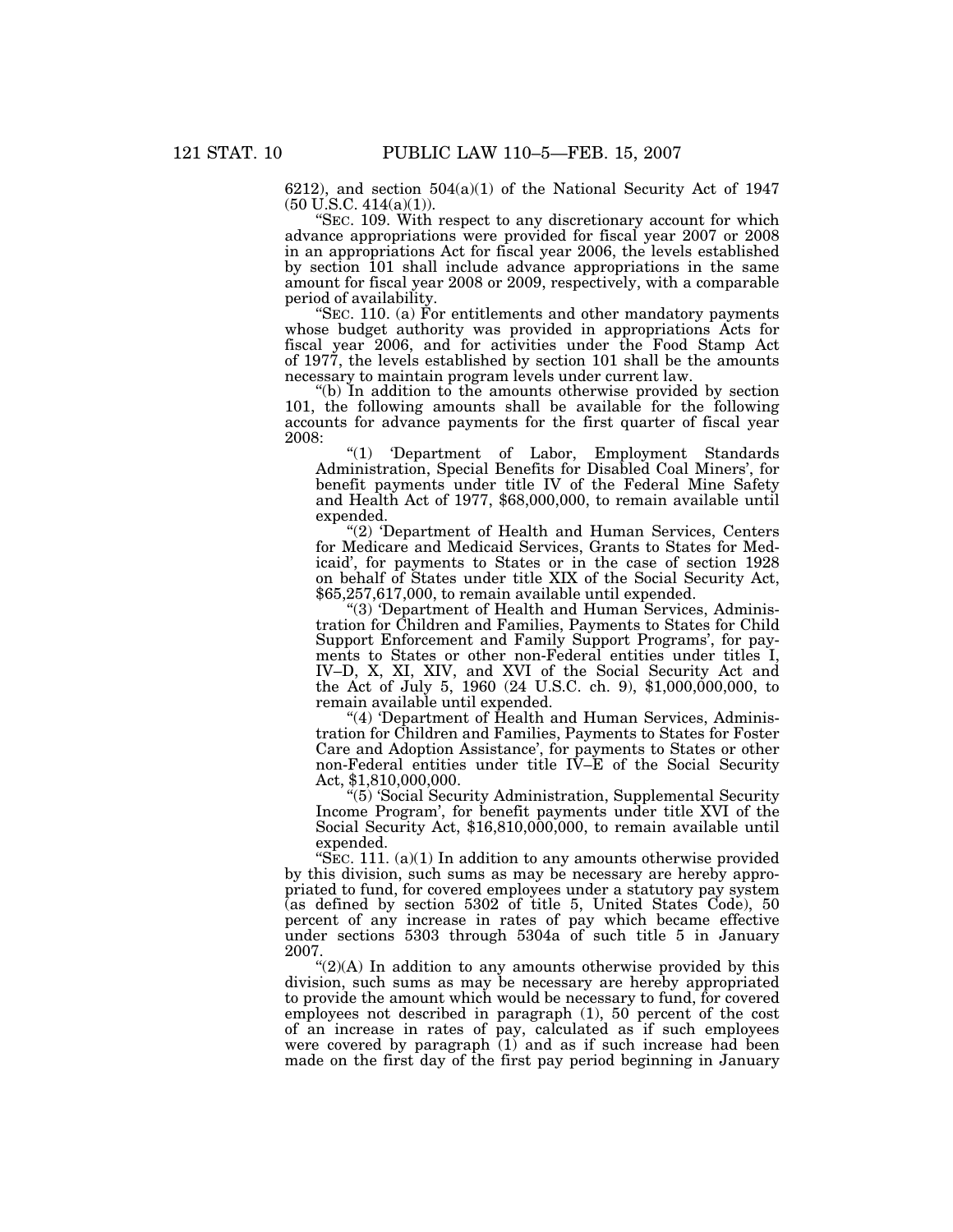6212), and section 504(a)(1) of the National Security Act of 1947 (50 U.S.C. 414(a)(1)).

"SEC. 109. With respect to any discretionary account for which advance appropriations were provided for fiscal year 2007 or 2008 in an appropriations Act for fiscal year 2006, the levels established by section 101 shall include advance appropriations in the same amount for fiscal year 2008 or 2009, respectively, with a comparable period of availability.

"SEC. 110. (a) For entitlements and other mandatory payments whose budget authority was provided in appropriations Acts for fiscal year 2006, and for activities under the Food Stamp Act of 1977, the levels established by section 101 shall be the amounts necessary to maintain program levels under current law.

"(b) In addition to the amounts otherwise provided by section 101, the following amounts shall be available for the following accounts for advance payments for the first quarter of fiscal year 2008:

"(1) 'Department of Labor, Employment Standards Administration, Special Benefits for Disabled Coal Miners', for benefit payments under title IV of the Federal Mine Safety and Health Act of 1977, $68,000,000, to remain available until expended.

"(2) 'Department of Health and Human Services, Centers for Medicare and Medicaid Services, Grants to States for Medicaid', for payments to States or in the case of section 1928 on behalf of States under title XIX of the Social Security Act, $65,257,617,000, to remain available until expended.

"(3) 'Department of Health and Human Services, Administration for Children and Families, Payments to States for Child Support Enforcement and Family Support Programs', for payments to States or other non-Federal entities under titles I, IV–D, X, XI, XIV, and XVI of the Social Security Act and the Act of July 5, 1960 (24 U.S.C. ch. 9), $1,000,000,000, to remain available until expended.

"(4) 'Department of Health and Human Services, Administration for Children and Families, Payments to States for Foster Care and Adoption Assistance', for payments to States or other non-Federal entities under title IV–E of the Social Security Act, $1,810,000,000.

"(5) 'Social Security Administration, Supplemental Security Income Program', for benefit payments under title XVI of the Social Security Act, $16,810,000,000, to remain available until expended.

"SEC. 111. (a)(1) In addition to any amounts otherwise provided by this division, such sums as may be necessary are hereby appropriated to fund, for covered employees under a statutory pay system (as defined by section 5302 of title 5, United States Code), 50 percent of any increase in rates of pay which became effective under sections 5303 through 5304a of such title 5 in January 2007.

"(2)(A) In addition to any amounts otherwise provided by this division, such sums as may be necessary are hereby appropriated to provide the amount which would be necessary to fund, for covered employees not described in paragraph (1), 50 percent of the cost of an increase in rates of pay, calculated as if such employees were covered by paragraph (1) and as if such increase had been made on the first day of the first pay period beginning in January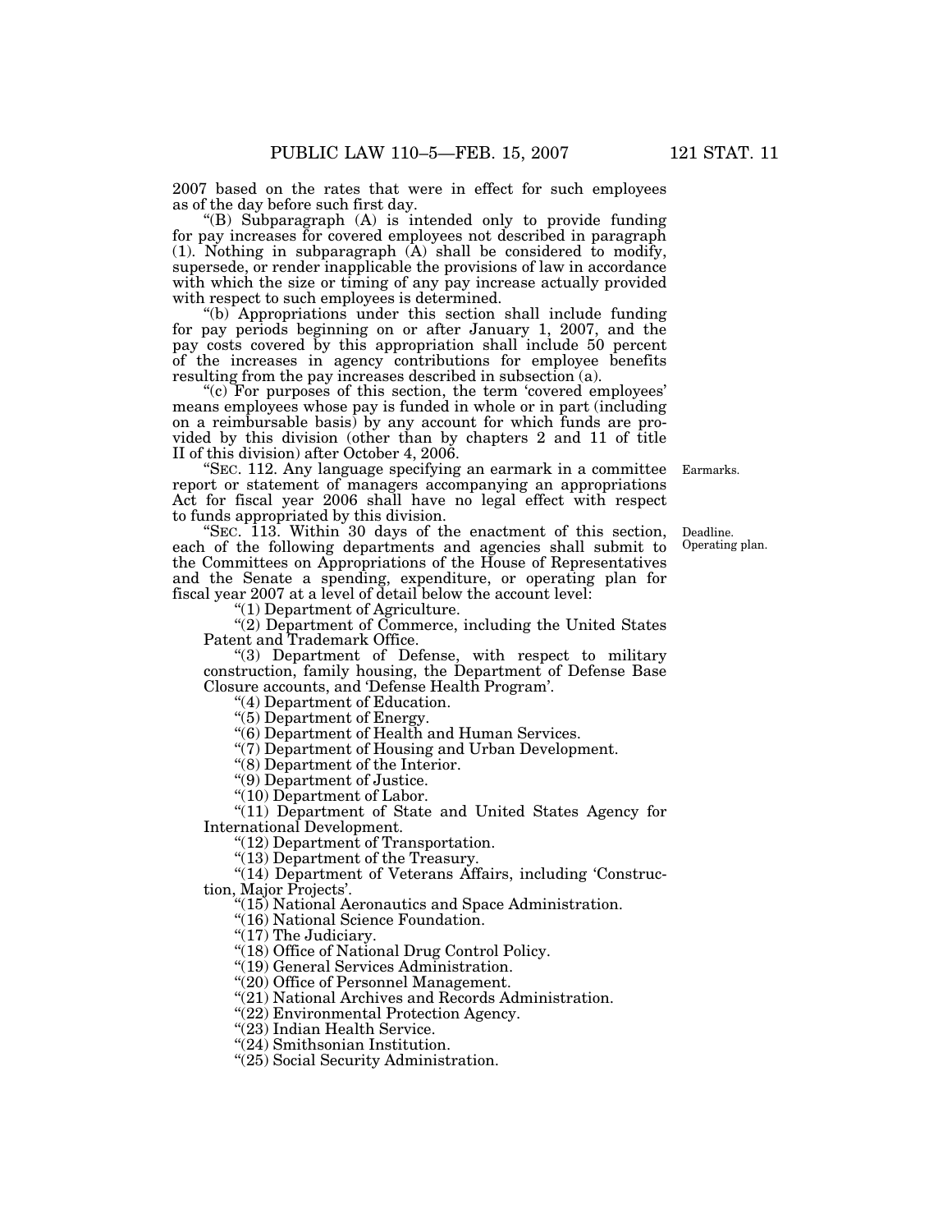2007 based on the rates that were in effect for such employees as of the day before such first day.

"(B) Subparagraph (A) is intended only to provide funding for pay increases for covered employees not described in paragraph (1). Nothing in subparagraph (A) shall be considered to modify, supersede, or render inapplicable the provisions of law in accordance with which the size or timing of any pay increase actually provided with respect to such employees is determined.

"(b) Appropriations under this section shall include funding for pay periods beginning on or after January 1, 2007, and the pay costs covered by this appropriation shall include 50 percent of the increases in agency contributions for employee benefits resulting from the pay increases described in subsection (a).

"(c) For purposes of this section, the term 'covered employees' means employees whose pay is funded in whole or in part (including on a reimbursable basis) by any account for which funds are provided by this division (other than by chapters 2 and 11 of title II of this division) after October 4, 2006.

Earmarks.

"SEC. 112. Any language specifying an earmark in a committee report or statement of managers accompanying an appropriations Act for fiscal year 2006 shall have no legal effect with respect to funds appropriated by this division.

Deadline. Operating plan.

"SEC. 113. Within 30 days of the enactment of this section, each of the following departments and agencies shall submit to the Committees on Appropriations of the House of Representatives and the Senate a spending, expenditure, or operating plan for fiscal year 2007 at a level of detail below the account level:

"(1) Department of Agriculture.

"(2) Department of Commerce, including the United States Patent and Trademark Office.

"(3) Department of Defense, with respect to military construction, family housing, the Department of Defense Base Closure accounts, and 'Defense Health Program'.

"(4) Department of Education.

"(5) Department of Energy.

"(6) Department of Health and Human Services.

"(7) Department of Housing and Urban Development.

"(8) Department of the Interior.

"(9) Department of Justice.

"(10) Department of Labor.

"(11) Department of State and United States Agency for International Development.

"(12) Department of Transportation.

"(13) Department of the Treasury.

"(14) Department of Veterans Affairs, including 'Construction, Major Projects'.

"(15) National Aeronautics and Space Administration.

"(16) National Science Foundation.

"(17) The Judiciary.

"(18) Office of National Drug Control Policy.

"(19) General Services Administration.

"(20) Office of Personnel Management.

"(21) National Archives and Records Administration.

"(22) Environmental Protection Agency.

"(23) Indian Health Service.

"(24) Smithsonian Institution.

"(25) Social Security Administration.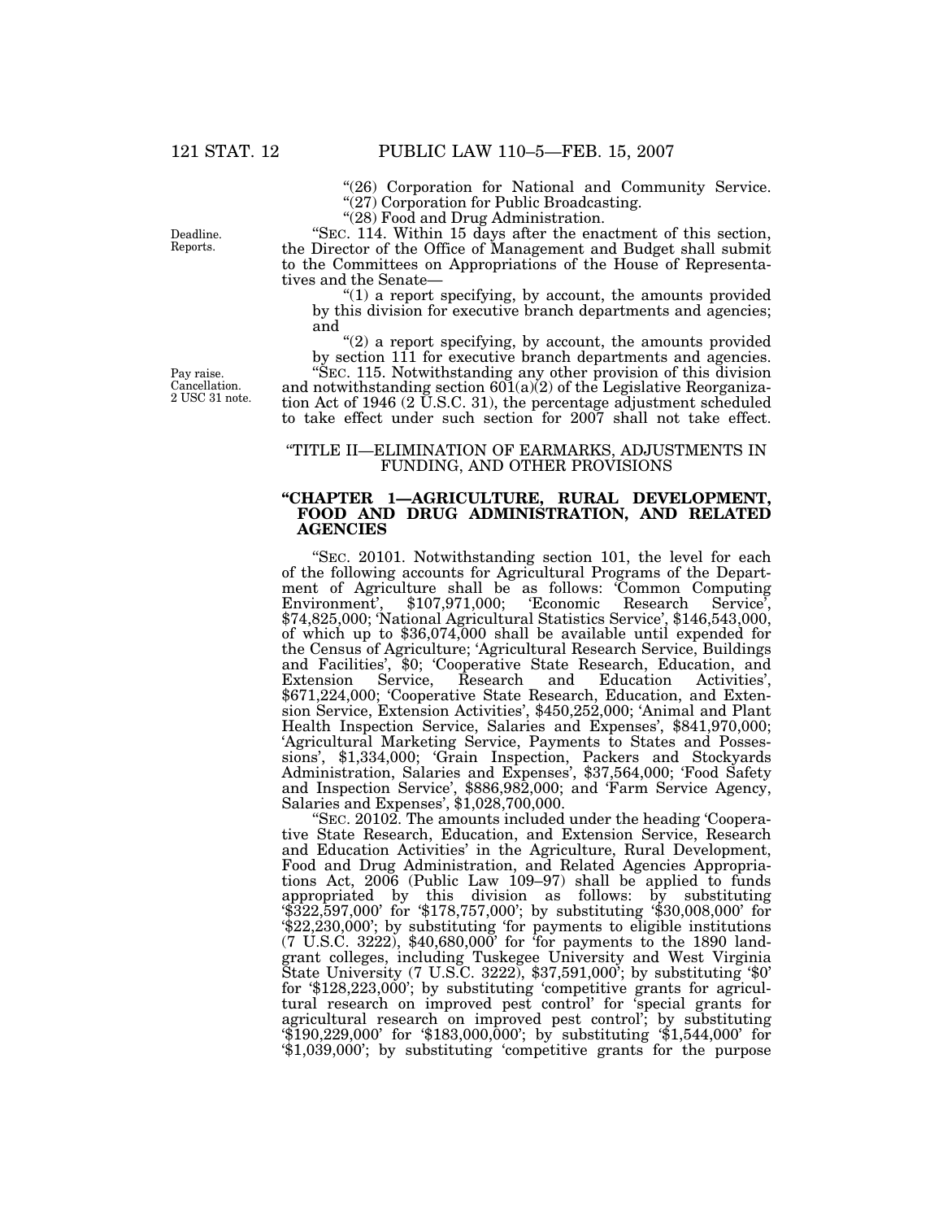"(26) Corporation for National and Community Service.

"(27) Corporation for Public Broadcasting.

"(28) Food and Drug Administration.

Deadline. Reports.

"SEC. 114. Within 15 days after the enactment of this section, the Director of the Office of Management and Budget shall submit to the Committees on Appropriations of the House of Representatives and the Senate—

"(1) a report specifying, by account, the amounts provided by this division for executive branch departments and agencies; and

"(2) a report specifying, by account, the amounts provided by section 111 for executive branch departments and agencies.

Pay raise. Cancellation. 2 USC 31 note.

"SEC. 115. Notwithstanding any other provision of this division and notwithstanding section 601(a)(2) of the Legislative Reorganization Act of 1946 (2 U.S.C. 31), the percentage adjustment scheduled to take effect under such section for 2007 shall not take effect.

## "TITLE II—ELIMINATION OF EARMARKS, ADJUSTMENTS IN FUNDING, AND OTHER PROVISIONS

### "CHAPTER 1—AGRICULTURE, RURAL DEVELOPMENT, FOOD AND DRUG ADMINISTRATION, AND RELATED AGENCIES

"SEC. 20101. Notwithstanding section 101, the level for each of the following accounts for Agricultural Programs of the Department of Agriculture shall be as follows: 'Common Computing Environment', $107,971,000; 'Economic Research Service', $74,825,000; 'National Agricultural Statistics Service', $146,543,000, of which up to $36,074,000 shall be available until expended for the Census of Agriculture; 'Agricultural Research Service, Buildings and Facilities', $0; 'Cooperative State Research, Education, and Extension Service, Research and Education Activities', $671,224,000; 'Cooperative State Research, Education, and Extension Service, Extension Activities', $450,252,000; 'Animal and Plant Health Inspection Service, Salaries and Expenses', $841,970,000; 'Agricultural Marketing Service, Payments to States and Possessions', $1,334,000; 'Grain Inspection, Packers and Stockyards Administration, Salaries and Expenses', $37,564,000; 'Food Safety and Inspection Service', $886,982,000; and 'Farm Service Agency, Salaries and Expenses', $1,028,700,000.

"SEC. 20102. The amounts included under the heading 'Cooperative State Research, Education, and Extension Service, Research and Education Activities' in the Agriculture, Rural Development, Food and Drug Administration, and Related Agencies Appropriations Act, 2006 (Public Law 109–97) shall be applied to funds appropriated by this division as follows: by substituting '$322,597,000' for '$178,757,000'; by substituting '$30,008,000' for '$22,230,000'; by substituting 'for payments to eligible institutions (7 U.S.C. 3222), $40,680,000' for 'for payments to the 1890 land-grant colleges, including Tuskegee University and West Virginia State University (7 U.S.C. 3222), $37,591,000'; by substituting '$0' for '$128,223,000'; by substituting 'competitive grants for agricultural research on improved pest control' for 'special grants for agricultural research on improved pest control'; by substituting '$190,229,000' for '$183,000,000'; by substituting '$1,544,000' for '$1,039,000'; by substituting 'competitive grants for the purpose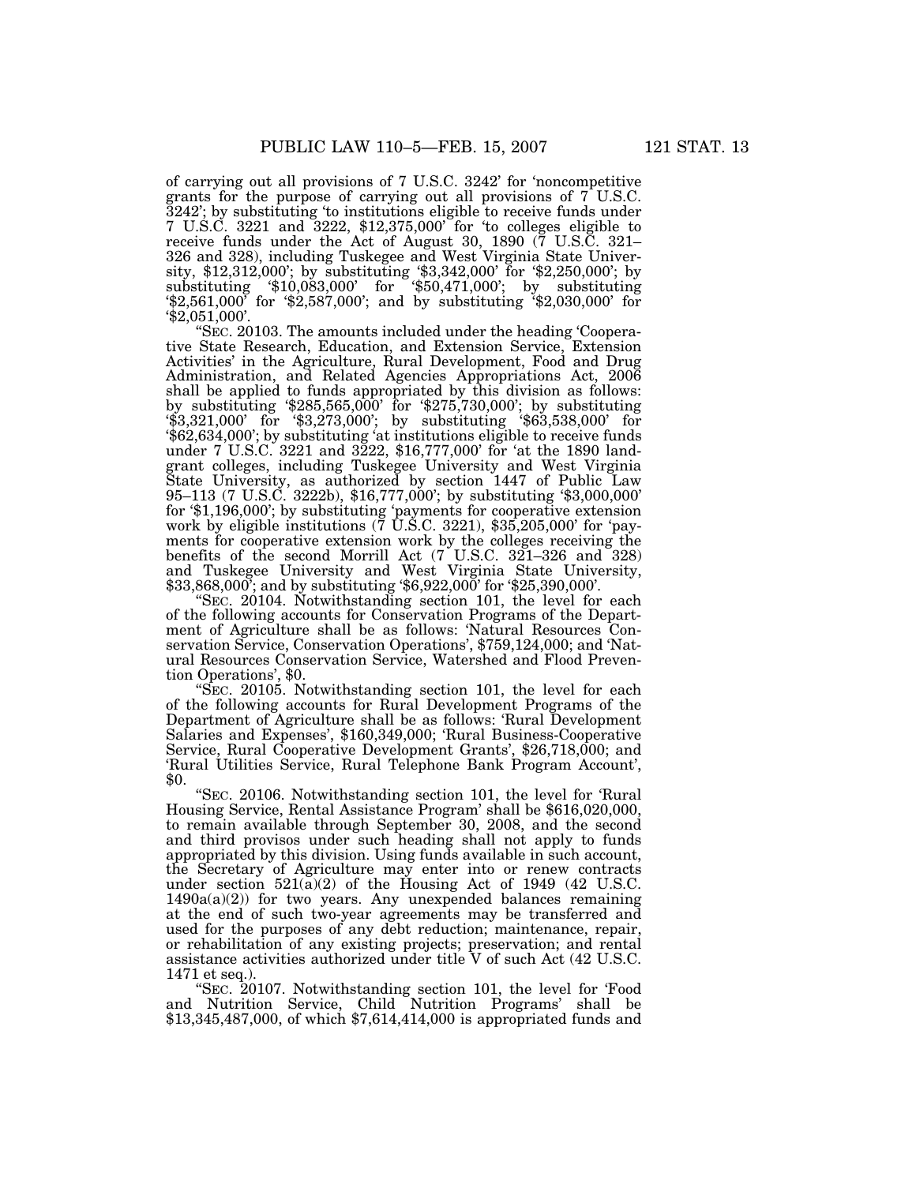of carrying out all provisions of 7 U.S.C. 3242' for 'noncompetitive grants for the purpose of carrying out all provisions of 7 U.S.C. 3242'; by substituting 'to institutions eligible to receive funds under 7 U.S.C. 3221 and 3222, $12,375,000' for 'to colleges eligible to receive funds under the Act of August 30, 1890 (7 U.S.C. 321–326 and 328), including Tuskegee and West Virginia State University, $12,312,000'; by substituting '$3,342,000' for '$2,250,000'; by substituting '$10,083,000' for '$50,471,000'; by substituting '$2,561,000' for '$2,587,000'; and by substituting '$2,030,000' for '$2,051,000'.

"SEC. 20103. The amounts included under the heading 'Cooperative State Research, Education, and Extension Service, Extension Activities' in the Agriculture, Rural Development, Food and Drug Administration, and Related Agencies Appropriations Act, 2006 shall be applied to funds appropriated by this division as follows: by substituting '$285,565,000' for '$275,730,000'; by substituting '$3,321,000' for '$3,273,000'; by substituting '$63,538,000' for '$62,634,000'; by substituting 'at institutions eligible to receive funds under 7 U.S.C. 3221 and 3222, $16,777,000' for 'at the 1890 land-grant colleges, including Tuskegee University and West Virginia State University, as authorized by section 1447 of Public Law 95–113 (7 U.S.C. 3222b), $16,777,000'; by substituting '$3,000,000' for '$1,196,000'; by substituting 'payments for cooperative extension work by eligible institutions (7 U.S.C. 3221), $35,205,000' for 'payments for cooperative extension work by the colleges receiving the benefits of the second Morrill Act (7 U.S.C. 321–326 and 328) and Tuskegee University and West Virginia State University, $33,868,000'; and by substituting '$6,922,000' for '$25,390,000'.

"SEC. 20104. Notwithstanding section 101, the level for each of the following accounts for Conservation Programs of the Department of Agriculture shall be as follows: 'Natural Resources Conservation Service, Conservation Operations', $759,124,000; and 'Natural Resources Conservation Service, Watershed and Flood Prevention Operations', $0.

"SEC. 20105. Notwithstanding section 101, the level for each of the following accounts for Rural Development Programs of the Department of Agriculture shall be as follows: 'Rural Development Salaries and Expenses', $160,349,000; 'Rural Business-Cooperative Service, Rural Cooperative Development Grants', $26,718,000; and 'Rural Utilities Service, Rural Telephone Bank Program Account', $0.

"SEC. 20106. Notwithstanding section 101, the level for 'Rural Housing Service, Rental Assistance Program' shall be $616,020,000, to remain available through September 30, 2008, and the second and third provisos under such heading shall not apply to funds appropriated by this division. Using funds available in such account, the Secretary of Agriculture may enter into or renew contracts under section 521(a)(2) of the Housing Act of 1949 (42 U.S.C. 1490a(a)(2)) for two years. Any unexpended balances remaining at the end of such two-year agreements may be transferred and used for the purposes of any debt reduction; maintenance, repair, or rehabilitation of any existing projects; preservation; and rental assistance activities authorized under title V of such Act (42 U.S.C. 1471 et seq.).

"SEC. 20107. Notwithstanding section 101, the level for 'Food and Nutrition Service, Child Nutrition Programs' shall be $13,345,487,000, of which $7,614,414,000 is appropriated funds and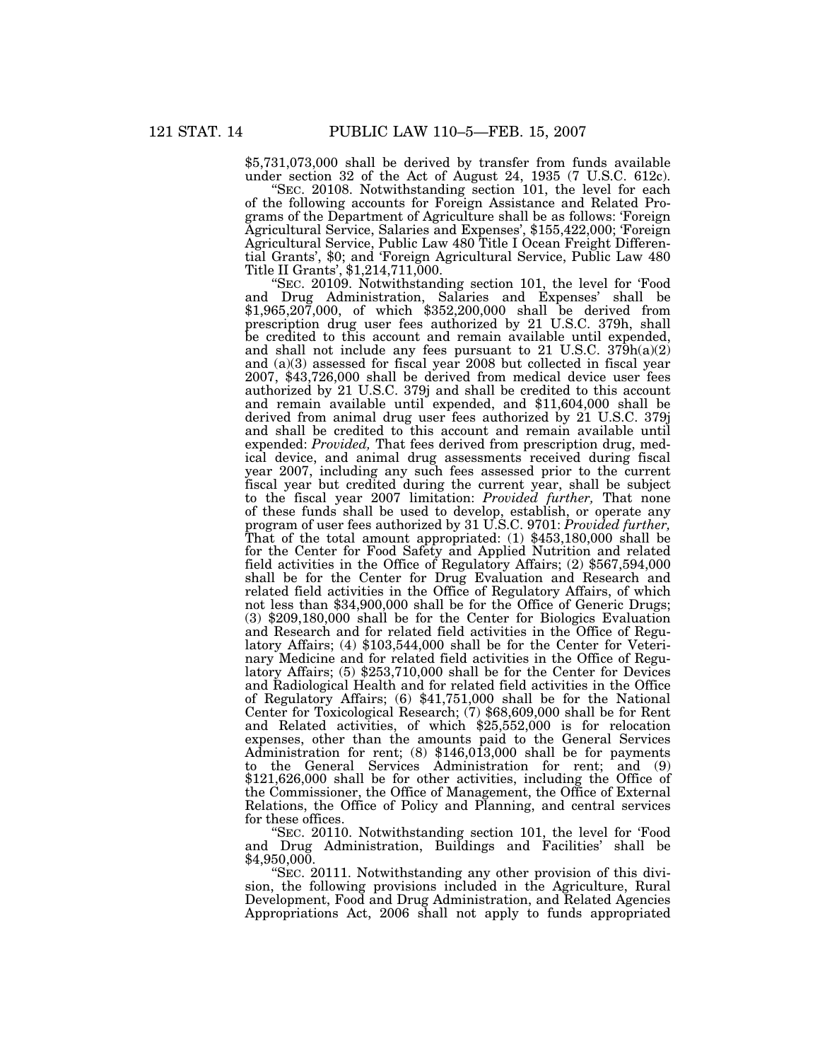$5,731,073,000 shall be derived by transfer from funds available under section 32 of the Act of August 24, 1935 (7 U.S.C. 612c).

"SEC. 20108. Notwithstanding section 101, the level for each of the following accounts for Foreign Assistance and Related Programs of the Department of Agriculture shall be as follows: 'Foreign Agricultural Service, Salaries and Expenses', $155,422,000; 'Foreign Agricultural Service, Public Law 480 Title I Ocean Freight Differential Grants', $0; and 'Foreign Agricultural Service, Public Law 480 Title II Grants', $1,214,711,000.

"SEC. 20109. Notwithstanding section 101, the level for 'Food and Drug Administration, Salaries and Expenses' shall be $1,965,207,000, of which $352,200,000 shall be derived from prescription drug user fees authorized by 21 U.S.C. 379h, shall be credited to this account and remain available until expended, and shall not include any fees pursuant to 21 U.S.C. 379h(a)(2) and (a)(3) assessed for fiscal year 2008 but collected in fiscal year 2007, $43,726,000 shall be derived from medical device user fees authorized by 21 U.S.C. 379j and shall be credited to this account and remain available until expended, and $11,604,000 shall be derived from animal drug user fees authorized by 21 U.S.C. 379j and shall be credited to this account and remain available until expended: *Provided,* That fees derived from prescription drug, medical device, and animal drug assessments received during fiscal year 2007, including any such fees assessed prior to the current fiscal year but credited during the current year, shall be subject to the fiscal year 2007 limitation: *Provided further,* That none of these funds shall be used to develop, establish, or operate any program of user fees authorized by 31 U.S.C. 9701: *Provided further,* That of the total amount appropriated: (1) $453,180,000 shall be for the Center for Food Safety and Applied Nutrition and related field activities in the Office of Regulatory Affairs; (2) $567,594,000 shall be for the Center for Drug Evaluation and Research and related field activities in the Office of Regulatory Affairs, of which not less than $34,900,000 shall be for the Office of Generic Drugs; (3) $209,180,000 shall be for the Center for Biologics Evaluation and Research and for related field activities in the Office of Regulatory Affairs; (4) $103,544,000 shall be for the Center for Veterinary Medicine and for related field activities in the Office of Regulatory Affairs; (5) $253,710,000 shall be for the Center for Devices and Radiological Health and for related field activities in the Office of Regulatory Affairs; (6) $41,751,000 shall be for the National Center for Toxicological Research; (7) $68,609,000 shall be for Rent and Related activities, of which $25,552,000 is for relocation expenses, other than the amounts paid to the General Services Administration for rent; (8) $146,013,000 shall be for payments to the General Services Administration for rent; and (9) $121,626,000 shall be for other activities, including the Office of the Commissioner, the Office of Management, the Office of External Relations, the Office of Policy and Planning, and central services for these offices.

"SEC. 20110. Notwithstanding section 101, the level for 'Food and Drug Administration, Buildings and Facilities' shall be $4,950,000.

"SEC. 20111. Notwithstanding any other provision of this division, the following provisions included in the Agriculture, Rural Development, Food and Drug Administration, and Related Agencies Appropriations Act, 2006 shall not apply to funds appropriated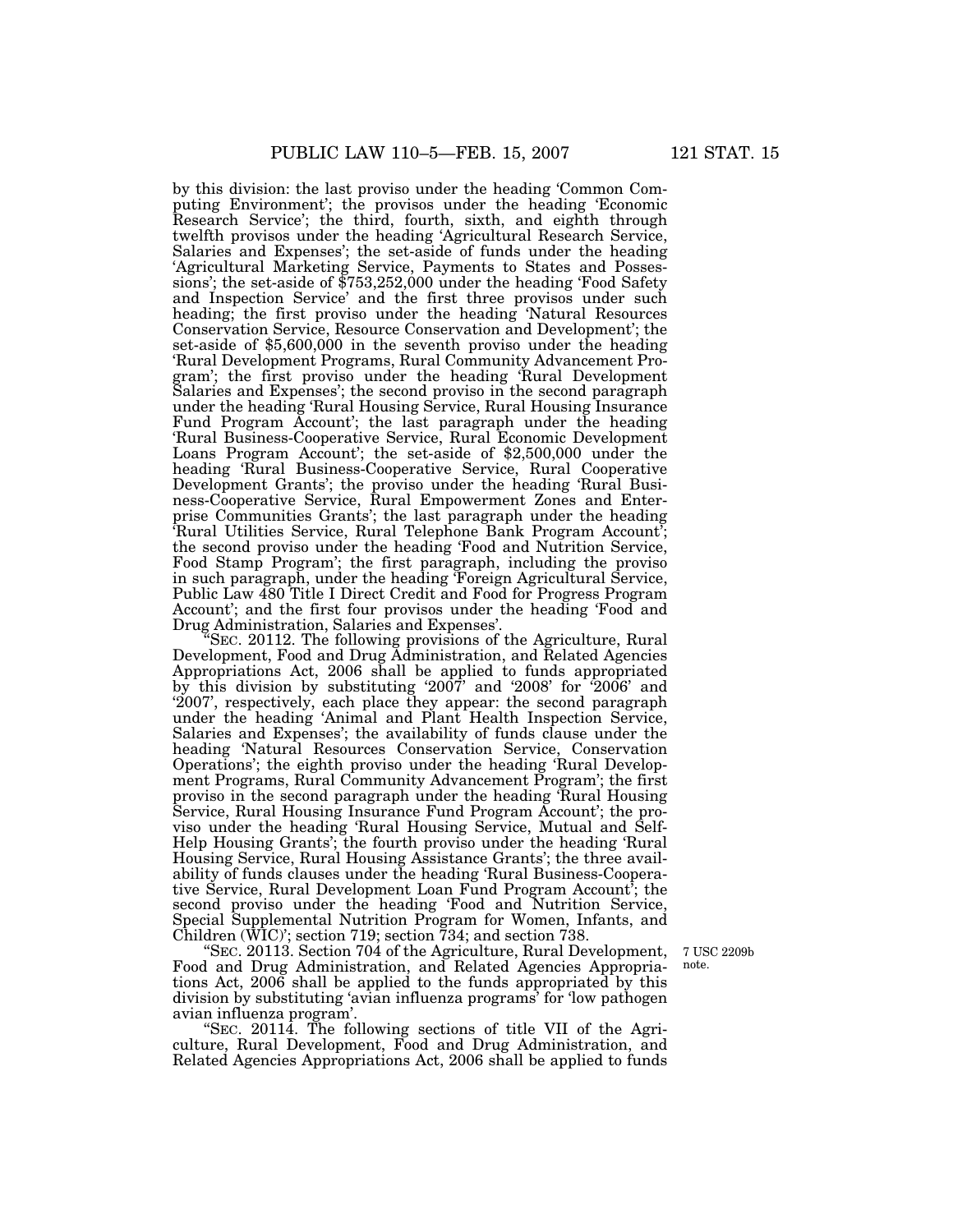by this division: the last proviso under the heading 'Common Computing Environment'; the provisos under the heading 'Economic Research Service'; the third, fourth, sixth, and eighth through twelfth provisos under the heading 'Agricultural Research Service, Salaries and Expenses'; the set-aside of funds under the heading 'Agricultural Marketing Service, Payments to States and Possessions'; the set-aside of $753,252,000 under the heading 'Food Safety and Inspection Service' and the first three provisos under such heading; the first proviso under the heading 'Natural Resources Conservation Service, Resource Conservation and Development'; the set-aside of $5,600,000 in the seventh proviso under the heading 'Rural Development Programs, Rural Community Advancement Program'; the first proviso under the heading 'Rural Development Salaries and Expenses'; the second proviso in the second paragraph under the heading 'Rural Housing Service, Rural Housing Insurance Fund Program Account'; the last paragraph under the heading 'Rural Business-Cooperative Service, Rural Economic Development Loans Program Account'; the set-aside of $2,500,000 under the heading 'Rural Business-Cooperative Service, Rural Cooperative Development Grants'; the proviso under the heading 'Rural Business-Cooperative Service, Rural Empowerment Zones and Enterprise Communities Grants'; the last paragraph under the heading 'Rural Utilities Service, Rural Telephone Bank Program Account'; the second proviso under the heading 'Food and Nutrition Service, Food Stamp Program'; the first paragraph, including the proviso in such paragraph, under the heading 'Foreign Agricultural Service, Public Law 480 Title I Direct Credit and Food for Progress Program Account'; and the first four provisos under the heading 'Food and Drug Administration, Salaries and Expenses'.

"SEC. 20112. The following provisions of the Agriculture, Rural Development, Food and Drug Administration, and Related Agencies Appropriations Act, 2006 shall be applied to funds appropriated by this division by substituting '2007' and '2008' for '2006' and '2007', respectively, each place they appear: the second paragraph under the heading 'Animal and Plant Health Inspection Service, Salaries and Expenses'; the availability of funds clause under the heading 'Natural Resources Conservation Service, Conservation Operations'; the eighth proviso under the heading 'Rural Development Programs, Rural Community Advancement Program'; the first proviso in the second paragraph under the heading 'Rural Housing Service, Rural Housing Insurance Fund Program Account'; the proviso under the heading 'Rural Housing Service, Mutual and Self-Help Housing Grants'; the fourth proviso under the heading 'Rural Housing Service, Rural Housing Assistance Grants'; the three availability of funds clauses under the heading 'Rural Business-Cooperative Service, Rural Development Loan Fund Program Account'; the second proviso under the heading 'Food and Nutrition Service, Special Supplemental Nutrition Program for Women, Infants, and Children (WIC)'; section 719; section 734; and section 738.

"SEC. 20113. Section 704 of the Agriculture, Rural Development, Food and Drug Administration, and Related Agencies Appropriations Act, 2006 shall be applied to the funds appropriated by this division by substituting 'avian influenza programs' for 'low pathogen avian influenza program'.

7 USC 2209b note.

"SEC. 20114. The following sections of title VII of the Agriculture, Rural Development, Food and Drug Administration, and Related Agencies Appropriations Act, 2006 shall be applied to funds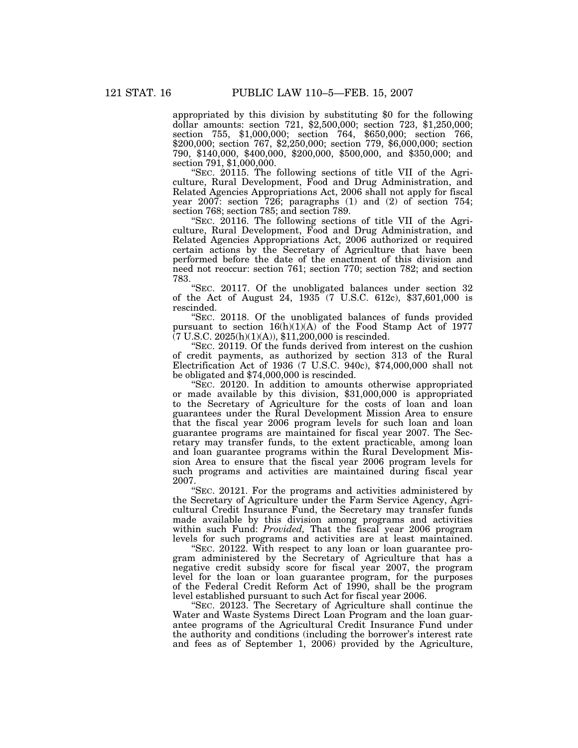appropriated by this division by substituting $0 for the following dollar amounts: section 721, $2,500,000; section 723, $1,250,000; section 755, $1,000,000; section 764, $650,000; section 766, $200,000; section 767, $2,250,000; section 779, $6,000,000; section 790, $140,000, $400,000, $200,000, $500,000, and $350,000; and section 791, $1,000,000.

"SEC. 20115. The following sections of title VII of the Agriculture, Rural Development, Food and Drug Administration, and Related Agencies Appropriations Act, 2006 shall not apply for fiscal year 2007: section 726; paragraphs (1) and (2) of section 754; section 768; section 785; and section 789.

"SEC. 20116. The following sections of title VII of the Agriculture, Rural Development, Food and Drug Administration, and Related Agencies Appropriations Act, 2006 authorized or required certain actions by the Secretary of Agriculture that have been performed before the date of the enactment of this division and need not reoccur: section 761; section 770; section 782; and section 783.

"SEC. 20117. Of the unobligated balances under section 32 of the Act of August 24, 1935 (7 U.S.C. 612c), $37,601,000 is rescinded.

"SEC. 20118. Of the unobligated balances of funds provided pursuant to section 16(h)(1)(A) of the Food Stamp Act of 1977 (7 U.S.C. 2025(h)(1)(A)), $11,200,000 is rescinded.

"SEC. 20119. Of the funds derived from interest on the cushion of credit payments, as authorized by section 313 of the Rural Electrification Act of 1936 (7 U.S.C. 940c), $74,000,000 shall not be obligated and $74,000,000 is rescinded.

"SEC. 20120. In addition to amounts otherwise appropriated or made available by this division, $31,000,000 is appropriated to the Secretary of Agriculture for the costs of loan and loan guarantees under the Rural Development Mission Area to ensure that the fiscal year 2006 program levels for such loan and loan guarantee programs are maintained for fiscal year 2007. The Secretary may transfer funds, to the extent practicable, among loan and loan guarantee programs within the Rural Development Mission Area to ensure that the fiscal year 2006 program levels for such programs and activities are maintained during fiscal year 2007.

"SEC. 20121. For the programs and activities administered by the Secretary of Agriculture under the Farm Service Agency, Agricultural Credit Insurance Fund, the Secretary may transfer funds made available by this division among programs and activities within such Fund: *Provided,* That the fiscal year 2006 program levels for such programs and activities are at least maintained.

"SEC. 20122. With respect to any loan or loan guarantee program administered by the Secretary of Agriculture that has a negative credit subsidy score for fiscal year 2007, the program level for the loan or loan guarantee program, for the purposes of the Federal Credit Reform Act of 1990, shall be the program level established pursuant to such Act for fiscal year 2006.

"SEC. 20123. The Secretary of Agriculture shall continue the Water and Waste Systems Direct Loan Program and the loan guarantee programs of the Agricultural Credit Insurance Fund under the authority and conditions (including the borrower's interest rate and fees as of September 1, 2006) provided by the Agriculture,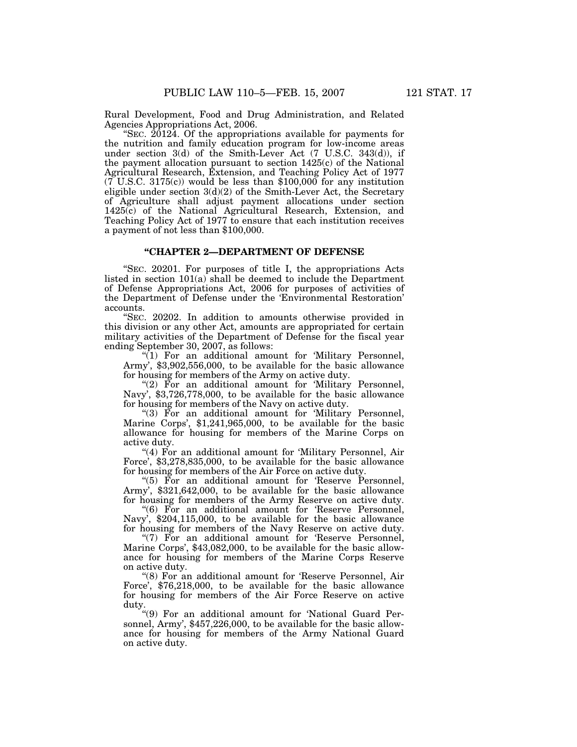Rural Development, Food and Drug Administration, and Related Agencies Appropriations Act, 2006.

"SEC. 20124. Of the appropriations available for payments for the nutrition and family education program for low-income areas under section 3(d) of the Smith-Lever Act (7 U.S.C. 343(d)), if the payment allocation pursuant to section 1425(c) of the National Agricultural Research, Extension, and Teaching Policy Act of 1977 (7 U.S.C. 3175(c)) would be less than $100,000 for any institution eligible under section 3(d)(2) of the Smith-Lever Act, the Secretary of Agriculture shall adjust payment allocations under section 1425(c) of the National Agricultural Research, Extension, and Teaching Policy Act of 1977 to ensure that each institution receives a payment of not less than $100,000.

### "CHAPTER 2—DEPARTMENT OF DEFENSE

"SEC. 20201. For purposes of title I, the appropriations Acts listed in section 101(a) shall be deemed to include the Department of Defense Appropriations Act, 2006 for purposes of activities of the Department of Defense under the 'Environmental Restoration' accounts.

"SEC. 20202. In addition to amounts otherwise provided in this division or any other Act, amounts are appropriated for certain military activities of the Department of Defense for the fiscal year ending September 30, 2007, as follows:

"(1) For an additional amount for 'Military Personnel, Army', $3,902,556,000, to be available for the basic allowance for housing for members of the Army on active duty.

"(2) For an additional amount for 'Military Personnel, Navy', $3,726,778,000, to be available for the basic allowance for housing for members of the Navy on active duty.

"(3) For an additional amount for 'Military Personnel, Marine Corps', $1,241,965,000, to be available for the basic allowance for housing for members of the Marine Corps on active duty.

"(4) For an additional amount for 'Military Personnel, Air Force', $3,278,835,000, to be available for the basic allowance for housing for members of the Air Force on active duty.

"(5) For an additional amount for 'Reserve Personnel, Army', $321,642,000, to be available for the basic allowance for housing for members of the Army Reserve on active duty.

"(6) For an additional amount for 'Reserve Personnel, Navy', $204,115,000, to be available for the basic allowance for housing for members of the Navy Reserve on active duty.

"(7) For an additional amount for 'Reserve Personnel, Marine Corps', $43,082,000, to be available for the basic allowance for housing for members of the Marine Corps Reserve on active duty.

"(8) For an additional amount for 'Reserve Personnel, Air Force', $76,218,000, to be available for the basic allowance for housing for members of the Air Force Reserve on active duty.

"(9) For an additional amount for 'National Guard Personnel, Army', $457,226,000, to be available for the basic allowance for housing for members of the Army National Guard on active duty.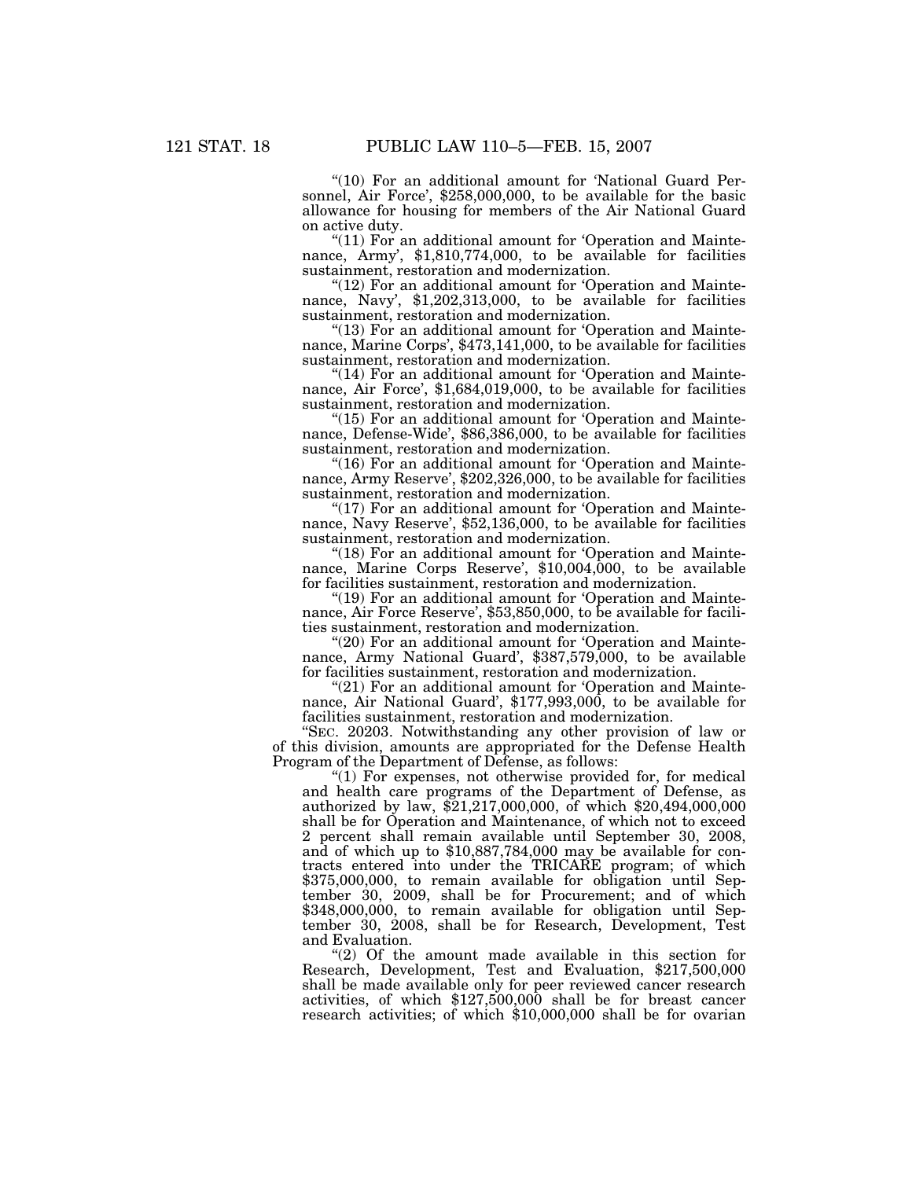"(10) For an additional amount for 'National Guard Personnel, Air Force', $258,000,000, to be available for the basic allowance for housing for members of the Air National Guard on active duty.

"(11) For an additional amount for 'Operation and Maintenance, Army', $1,810,774,000, to be available for facilities sustainment, restoration and modernization.

"(12) For an additional amount for 'Operation and Maintenance, Navy', $1,202,313,000, to be available for facilities sustainment, restoration and modernization.

"(13) For an additional amount for 'Operation and Maintenance, Marine Corps', $473,141,000, to be available for facilities sustainment, restoration and modernization.

"(14) For an additional amount for 'Operation and Maintenance, Air Force', $1,684,019,000, to be available for facilities sustainment, restoration and modernization.

"(15) For an additional amount for 'Operation and Maintenance, Defense-Wide', $86,386,000, to be available for facilities sustainment, restoration and modernization.

"(16) For an additional amount for 'Operation and Maintenance, Army Reserve', $202,326,000, to be available for facilities sustainment, restoration and modernization.

"(17) For an additional amount for 'Operation and Maintenance, Navy Reserve', $52,136,000, to be available for facilities sustainment, restoration and modernization.

"(18) For an additional amount for 'Operation and Maintenance, Marine Corps Reserve', $10,004,000, to be available for facilities sustainment, restoration and modernization.

"(19) For an additional amount for 'Operation and Maintenance, Air Force Reserve', $53,850,000, to be available for facilities sustainment, restoration and modernization.

"(20) For an additional amount for 'Operation and Maintenance, Army National Guard', $387,579,000, to be available for facilities sustainment, restoration and modernization.

"(21) For an additional amount for 'Operation and Maintenance, Air National Guard', $177,993,000, to be available for facilities sustainment, restoration and modernization.

"SEC. 20203. Notwithstanding any other provision of law or of this division, amounts are appropriated for the Defense Health Program of the Department of Defense, as follows:

"(1) For expenses, not otherwise provided for, for medical and health care programs of the Department of Defense, as authorized by law, $21,217,000,000, of which $20,494,000,000 shall be for Operation and Maintenance, of which not to exceed 2 percent shall remain available until September 30, 2008, and of which up to $10,887,784,000 may be available for contracts entered into under the TRICARE program; of which $375,000,000, to remain available for obligation until September 30, 2009, shall be for Procurement; and of which $348,000,000, to remain available for obligation until September 30, 2008, shall be for Research, Development, Test and Evaluation.

"(2) Of the amount made available in this section for Research, Development, Test and Evaluation, $217,500,000 shall be made available only for peer reviewed cancer research activities, of which $127,500,000 shall be for breast cancer research activities; of which $10,000,000 shall be for ovarian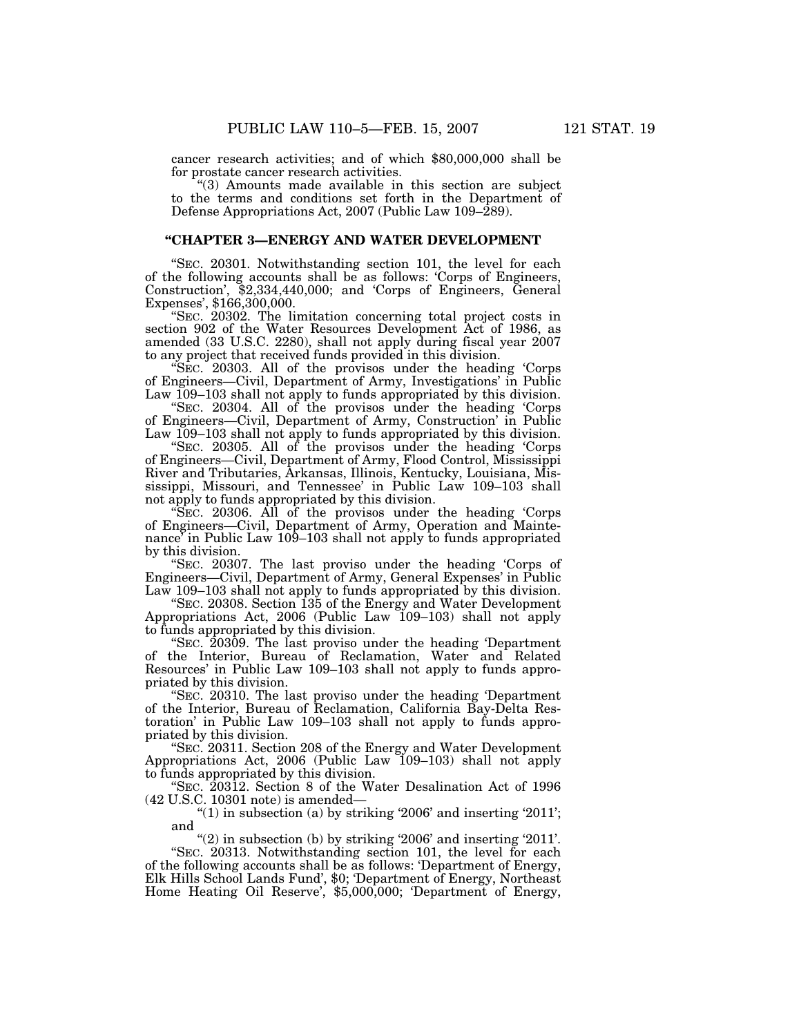cancer research activities; and of which $80,000,000 shall be for prostate cancer research activities.

"(3) Amounts made available in this section are subject to the terms and conditions set forth in the Department of Defense Appropriations Act, 2007 (Public Law 109–289).

## "CHAPTER 3—ENERGY AND WATER DEVELOPMENT

"SEC. 20301. Notwithstanding section 101, the level for each of the following accounts shall be as follows: 'Corps of Engineers, Construction', $2,334,440,000; and 'Corps of Engineers, General Expenses', $166,300,000.

"SEC. 20302. The limitation concerning total project costs in section 902 of the Water Resources Development Act of 1986, as amended (33 U.S.C. 2280), shall not apply during fiscal year 2007 to any project that received funds provided in this division.

"SEC. 20303. All of the provisos under the heading 'Corps of Engineers—Civil, Department of Army, Investigations' in Public Law 109–103 shall not apply to funds appropriated by this division.

"SEC. 20304. All of the provisos under the heading 'Corps of Engineers—Civil, Department of Army, Construction' in Public Law 109–103 shall not apply to funds appropriated by this division.

"SEC. 20305. All of the provisos under the heading 'Corps of Engineers—Civil, Department of Army, Flood Control, Mississippi River and Tributaries, Arkansas, Illinois, Kentucky, Louisiana, Mississippi, Missouri, and Tennessee' in Public Law 109–103 shall not apply to funds appropriated by this division.

"SEC. 20306. All of the provisos under the heading 'Corps of Engineers—Civil, Department of Army, Operation and Maintenance' in Public Law 109–103 shall not apply to funds appropriated by this division.

"SEC. 20307. The last proviso under the heading 'Corps of Engineers—Civil, Department of Army, General Expenses' in Public Law 109–103 shall not apply to funds appropriated by this division.

"SEC. 20308. Section 135 of the Energy and Water Development Appropriations Act, 2006 (Public Law 109–103) shall not apply to funds appropriated by this division.

"SEC. 20309. The last proviso under the heading 'Department of the Interior, Bureau of Reclamation, Water and Related Resources' in Public Law 109–103 shall not apply to funds appropriated by this division.

"SEC. 20310. The last proviso under the heading 'Department of the Interior, Bureau of Reclamation, California Bay-Delta Restoration' in Public Law 109–103 shall not apply to funds appropriated by this division.

"SEC. 20311. Section 208 of the Energy and Water Development Appropriations Act, 2006 (Public Law 109–103) shall not apply to funds appropriated by this division.

"SEC. 20312. Section 8 of the Water Desalination Act of 1996 (42 U.S.C. 10301 note) is amended—

"(1) in subsection (a) by striking '2006' and inserting '2011'; and

"(2) in subsection (b) by striking '2006' and inserting '2011'.

"SEC. 20313. Notwithstanding section 101, the level for each of the following accounts shall be as follows: 'Department of Energy, Elk Hills School Lands Fund', $0; 'Department of Energy, Northeast Home Heating Oil Reserve', $5,000,000; 'Department of Energy,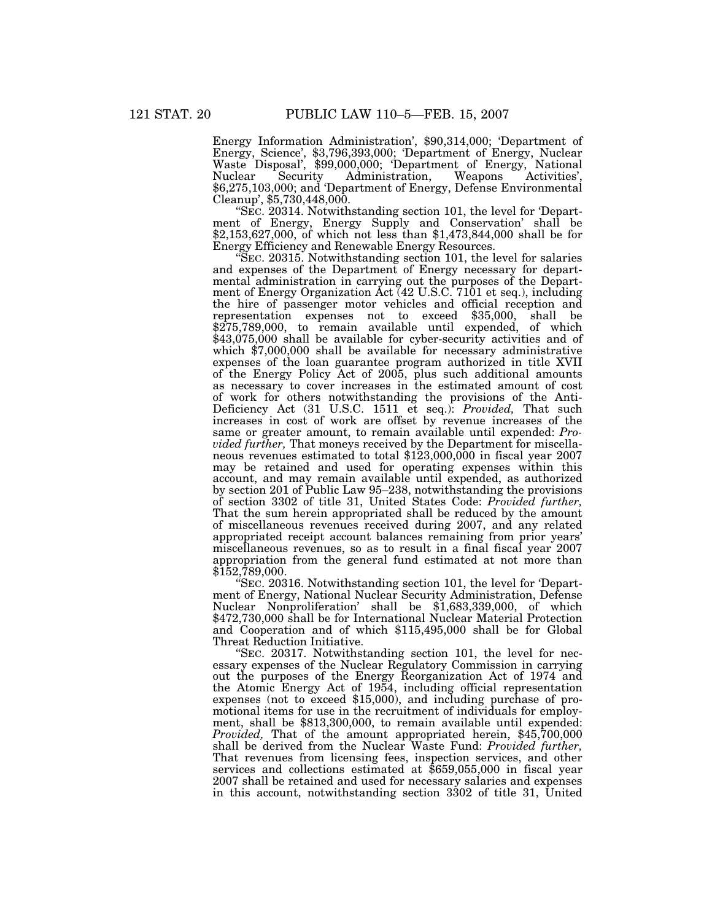Energy Information Administration', $90,314,000; 'Department of Energy, Science', $3,796,393,000; 'Department of Energy, Nuclear Waste Disposal', $99,000,000; 'Department of Energy, National Nuclear Security Administration, Weapons Activities', $6,275,103,000; and 'Department of Energy, Defense Environmental Cleanup', $5,730,448,000.

"SEC. 20314. Notwithstanding section 101, the level for 'Department of Energy, Energy Supply and Conservation' shall be $2,153,627,000, of which not less than $1,473,844,000 shall be for Energy Efficiency and Renewable Energy Resources.

"SEC. 20315. Notwithstanding section 101, the level for salaries and expenses of the Department of Energy necessary for departmental administration in carrying out the purposes of the Department of Energy Organization Act (42 U.S.C. 7101 et seq.), including the hire of passenger motor vehicles and official reception and representation expenses not to exceed $35,000, shall be $275,789,000, to remain available until expended, of which $43,075,000 shall be available for cyber-security activities and of which $7,000,000 shall be available for necessary administrative expenses of the loan guarantee program authorized in title XVII of the Energy Policy Act of 2005, plus such additional amounts as necessary to cover increases in the estimated amount of cost of work for others notwithstanding the provisions of the Anti-Deficiency Act (31 U.S.C. 1511 et seq.): *Provided,* That such increases in cost of work are offset by revenue increases of the same or greater amount, to remain available until expended: *Provided further,* That moneys received by the Department for miscellaneous revenues estimated to total $123,000,000 in fiscal year 2007 may be retained and used for operating expenses within this account, and may remain available until expended, as authorized by section 201 of Public Law 95–238, notwithstanding the provisions of section 3302 of title 31, United States Code: *Provided further,* That the sum herein appropriated shall be reduced by the amount of miscellaneous revenues received during 2007, and any related appropriated receipt account balances remaining from prior years' miscellaneous revenues, so as to result in a final fiscal year 2007 appropriation from the general fund estimated at not more than $152,789,000.

"SEC. 20316. Notwithstanding section 101, the level for 'Department of Energy, National Nuclear Security Administration, Defense Nuclear Nonproliferation' shall be $1,683,339,000, of which $472,730,000 shall be for International Nuclear Material Protection and Cooperation and of which $115,495,000 shall be for Global Threat Reduction Initiative.

"SEC. 20317. Notwithstanding section 101, the level for necessary expenses of the Nuclear Regulatory Commission in carrying out the purposes of the Energy Reorganization Act of 1974 and the Atomic Energy Act of 1954, including official representation expenses (not to exceed $15,000), and including purchase of promotional items for use in the recruitment of individuals for employment, shall be $813,300,000, to remain available until expended: *Provided,* That of the amount appropriated herein, $45,700,000 shall be derived from the Nuclear Waste Fund: *Provided further,* That revenues from licensing fees, inspection services, and other services and collections estimated at $659,055,000 in fiscal year 2007 shall be retained and used for necessary salaries and expenses in this account, notwithstanding section 3302 of title 31, United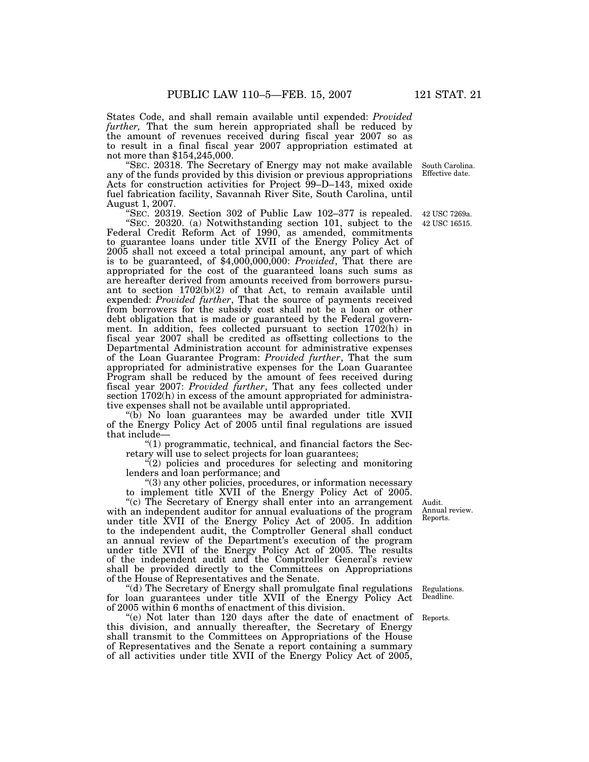States Code, and shall remain available until expended: *Provided further,* That the sum herein appropriated shall be reduced by the amount of revenues received during fiscal year 2007 so as to result in a final fiscal year 2007 appropriation estimated at not more than $154,245,000.

South Carolina. Effective date.

"SEC. 20318. The Secretary of Energy may not make available any of the funds provided by this division or previous appropriations Acts for construction activities for Project 99–D–143, mixed oxide fuel fabrication facility, Savannah River Site, South Carolina, until August 1, 2007.

42 USC 7269a.

"SEC. 20319. Section 302 of Public Law 102–377 is repealed.

42 USC 16515.

"SEC. 20320. (a) Notwithstanding section 101, subject to the Federal Credit Reform Act of 1990, as amended, commitments to guarantee loans under title XVII of the Energy Policy Act of 2005 shall not exceed a total principal amount, any part of which is to be guaranteed, of $4,000,000,000: *Provided*, That there are appropriated for the cost of the guaranteed loans such sums as are hereafter derived from amounts received from borrowers pursuant to section 1702(b)(2) of that Act, to remain available until expended: *Provided further*, That the source of payments received from borrowers for the subsidy cost shall not be a loan or other debt obligation that is made or guaranteed by the Federal government. In addition, fees collected pursuant to section 1702(h) in fiscal year 2007 shall be credited as offsetting collections to the Departmental Administration account for administrative expenses of the Loan Guarantee Program: *Provided further*, That the sum appropriated for administrative expenses for the Loan Guarantee Program shall be reduced by the amount of fees received during fiscal year 2007: *Provided further*, That any fees collected under section 1702(h) in excess of the amount appropriated for administrative expenses shall not be available until appropriated.

"(b) No loan guarantees may be awarded under title XVII of the Energy Policy Act of 2005 until final regulations are issued that include—

"(1) programmatic, technical, and financial factors the Secretary will use to select projects for loan guarantees;

"(2) policies and procedures for selecting and monitoring lenders and loan performance; and

"(3) any other policies, procedures, or information necessary to implement title XVII of the Energy Policy Act of 2005.

Audit. Annual review. Reports.

"(c) The Secretary of Energy shall enter into an arrangement with an independent auditor for annual evaluations of the program under title XVII of the Energy Policy Act of 2005. In addition to the independent audit, the Comptroller General shall conduct an annual review of the Department's execution of the program under title XVII of the Energy Policy Act of 2005. The results of the independent audit and the Comptroller General's review shall be provided directly to the Committees on Appropriations of the House of Representatives and the Senate.

Regulations. Deadline.

"(d) The Secretary of Energy shall promulgate final regulations for loan guarantees under title XVII of the Energy Policy Act of 2005 within 6 months of enactment of this division.

Reports.

"(e) Not later than 120 days after the date of enactment of this division, and annually thereafter, the Secretary of Energy shall transmit to the Committees on Appropriations of the House of Representatives and the Senate a report containing a summary of all activities under title XVII of the Energy Policy Act of 2005,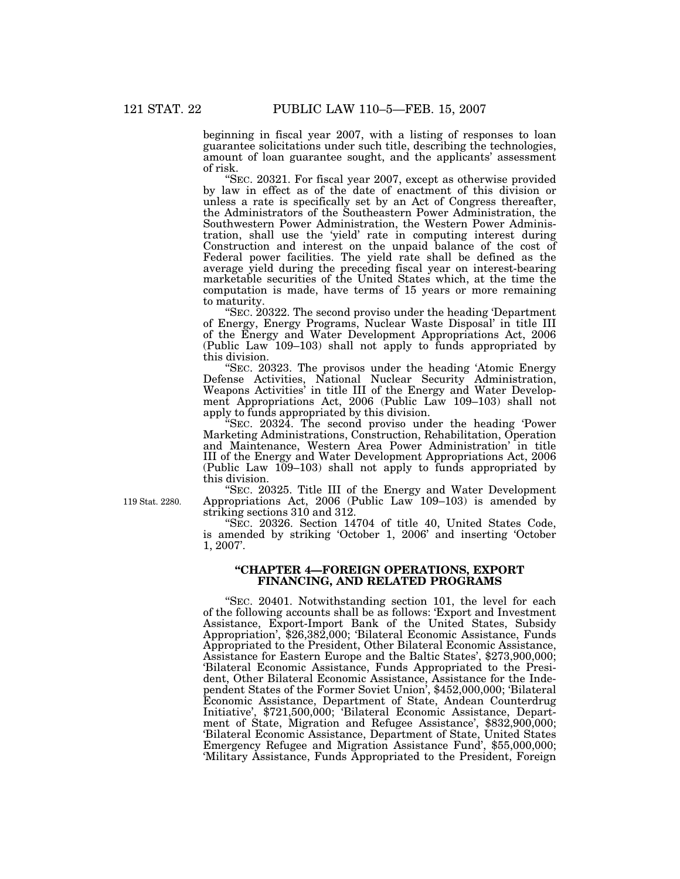beginning in fiscal year 2007, with a listing of responses to loan guarantee solicitations under such title, describing the technologies, amount of loan guarantee sought, and the applicants' assessment of risk.

"SEC. 20321. For fiscal year 2007, except as otherwise provided by law in effect as of the date of enactment of this division or unless a rate is specifically set by an Act of Congress thereafter, the Administrators of the Southeastern Power Administration, the Southwestern Power Administration, the Western Power Administration, shall use the 'yield' rate in computing interest during Construction and interest on the unpaid balance of the cost of Federal power facilities. The yield rate shall be defined as the average yield during the preceding fiscal year on interest-bearing marketable securities of the United States which, at the time the computation is made, have terms of 15 years or more remaining to maturity.

"SEC. 20322. The second proviso under the heading 'Department of Energy, Energy Programs, Nuclear Waste Disposal' in title III of the Energy and Water Development Appropriations Act, 2006 (Public Law 109–103) shall not apply to funds appropriated by this division.

"SEC. 20323. The provisos under the heading 'Atomic Energy Defense Activities, National Nuclear Security Administration, Weapons Activities' in title III of the Energy and Water Development Appropriations Act, 2006 (Public Law 109–103) shall not apply to funds appropriated by this division.

"SEC. 20324. The second proviso under the heading 'Power Marketing Administrations, Construction, Rehabilitation, Operation and Maintenance, Western Area Power Administration' in title III of the Energy and Water Development Appropriations Act, 2006 (Public Law 109–103) shall not apply to funds appropriated by this division.

119 Stat. 2280.

"SEC. 20325. Title III of the Energy and Water Development Appropriations Act, 2006 (Public Law 109–103) is amended by striking sections 310 and 312.

"SEC. 20326. Section 14704 of title 40, United States Code, is amended by striking 'October 1, 2006' and inserting 'October 1, 2007'.

## "CHAPTER 4—FOREIGN OPERATIONS, EXPORT FINANCING, AND RELATED PROGRAMS

"SEC. 20401. Notwithstanding section 101, the level for each of the following accounts shall be as follows: 'Export and Investment Assistance, Export-Import Bank of the United States, Subsidy Appropriation', $26,382,000; 'Bilateral Economic Assistance, Funds Appropriated to the President, Other Bilateral Economic Assistance, Assistance for Eastern Europe and the Baltic States', $273,900,000; 'Bilateral Economic Assistance, Funds Appropriated to the President, Other Bilateral Economic Assistance, Assistance for the Independent States of the Former Soviet Union', $452,000,000; 'Bilateral Economic Assistance, Department of State, Andean Counterdrug Initiative', $721,500,000; 'Bilateral Economic Assistance, Department of State, Migration and Refugee Assistance', $832,900,000; 'Bilateral Economic Assistance, Department of State, United States Emergency Refugee and Migration Assistance Fund', $55,000,000; 'Military Assistance, Funds Appropriated to the President, Foreign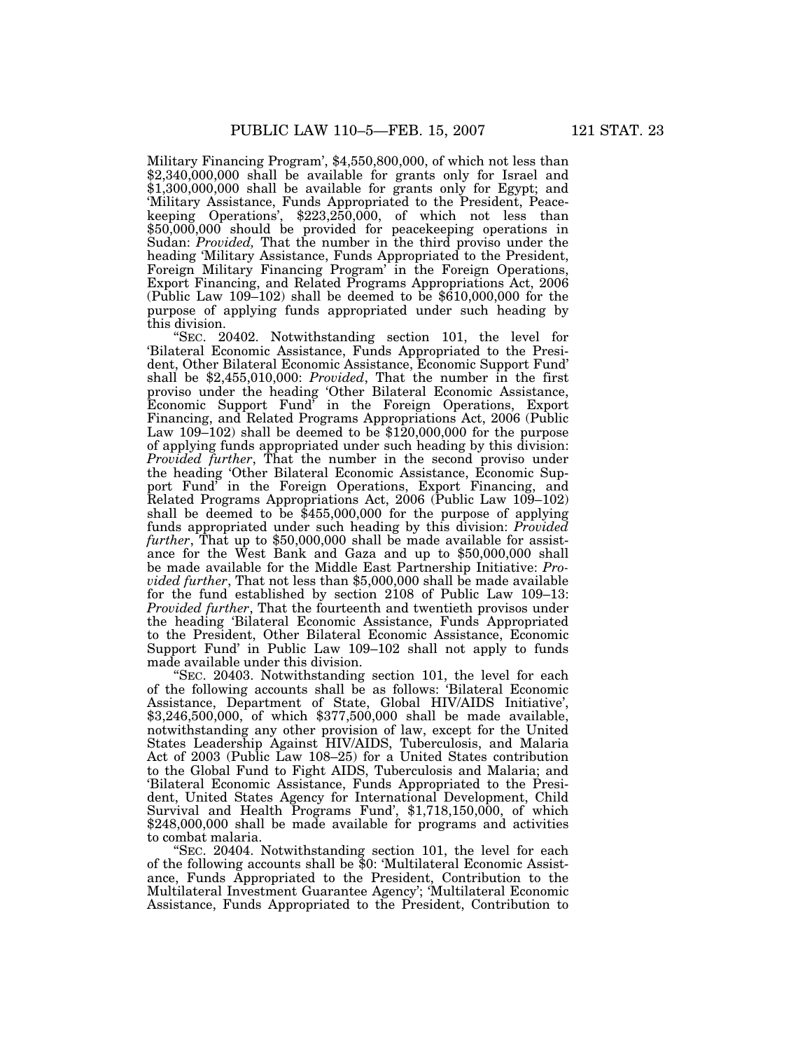Military Financing Program', $4,550,800,000, of which not less than $2,340,000,000 shall be available for grants only for Israel and $1,300,000,000 shall be available for grants only for Egypt; and 'Military Assistance, Funds Appropriated to the President, Peacekeeping Operations', $223,250,000, of which not less than $50,000,000 should be provided for peacekeeping operations in Sudan: *Provided,* That the number in the third proviso under the heading 'Military Assistance, Funds Appropriated to the President, Foreign Military Financing Program' in the Foreign Operations, Export Financing, and Related Programs Appropriations Act, 2006 (Public Law 109–102) shall be deemed to be $610,000,000 for the purpose of applying funds appropriated under such heading by this division.

"SEC. 20402. Notwithstanding section 101, the level for 'Bilateral Economic Assistance, Funds Appropriated to the President, Other Bilateral Economic Assistance, Economic Support Fund' shall be $2,455,010,000: *Provided*, That the number in the first proviso under the heading 'Other Bilateral Economic Assistance, Economic Support Fund' in the Foreign Operations, Export Financing, and Related Programs Appropriations Act, 2006 (Public Law 109–102) shall be deemed to be $120,000,000 for the purpose of applying funds appropriated under such heading by this division: *Provided further*, That the number in the second proviso under the heading 'Other Bilateral Economic Assistance, Economic Support Fund' in the Foreign Operations, Export Financing, and Related Programs Appropriations Act, 2006 (Public Law 109–102) shall be deemed to be $455,000,000 for the purpose of applying funds appropriated under such heading by this division: *Provided further*, That up to $50,000,000 shall be made available for assistance for the West Bank and Gaza and up to $50,000,000 shall be made available for the Middle East Partnership Initiative: *Provided further*, That not less than $5,000,000 shall be made available for the fund established by section 2108 of Public Law 109–13: *Provided further*, That the fourteenth and twentieth provisos under the heading 'Bilateral Economic Assistance, Funds Appropriated to the President, Other Bilateral Economic Assistance, Economic Support Fund' in Public Law 109–102 shall not apply to funds made available under this division.

"SEC. 20403. Notwithstanding section 101, the level for each of the following accounts shall be as follows: 'Bilateral Economic Assistance, Department of State, Global HIV/AIDS Initiative', $3,246,500,000, of which $377,500,000 shall be made available, notwithstanding any other provision of law, except for the United States Leadership Against HIV/AIDS, Tuberculosis, and Malaria Act of 2003 (Public Law 108–25) for a United States contribution to the Global Fund to Fight AIDS, Tuberculosis and Malaria; and 'Bilateral Economic Assistance, Funds Appropriated to the President, United States Agency for International Development, Child Survival and Health Programs Fund', $1,718,150,000, of which $248,000,000 shall be made available for programs and activities to combat malaria.

"SEC. 20404. Notwithstanding section 101, the level for each of the following accounts shall be $0: 'Multilateral Economic Assistance, Funds Appropriated to the President, Contribution to the Multilateral Investment Guarantee Agency'; 'Multilateral Economic Assistance, Funds Appropriated to the President, Contribution to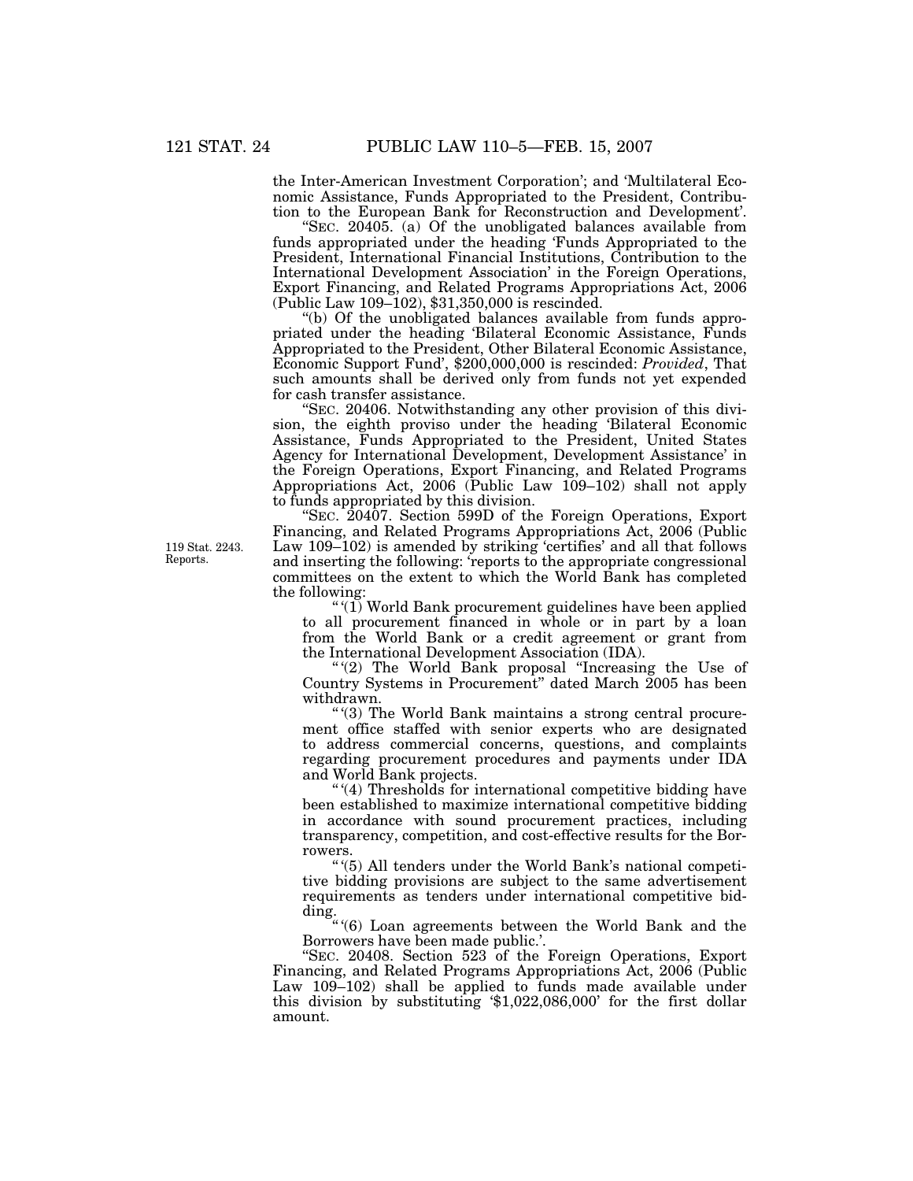the Inter-American Investment Corporation'; and 'Multilateral Economic Assistance, Funds Appropriated to the President, Contribution to the European Bank for Reconstruction and Development'.

"SEC. 20405. (a) Of the unobligated balances available from funds appropriated under the heading 'Funds Appropriated to the President, International Financial Institutions, Contribution to the International Development Association' in the Foreign Operations, Export Financing, and Related Programs Appropriations Act, 2006 (Public Law 109–102), $31,350,000 is rescinded.

"(b) Of the unobligated balances available from funds appropriated under the heading 'Bilateral Economic Assistance, Funds Appropriated to the President, Other Bilateral Economic Assistance, Economic Support Fund', $200,000,000 is rescinded: *Provided*, That such amounts shall be derived only from funds not yet expended for cash transfer assistance.

"SEC. 20406. Notwithstanding any other provision of this division, the eighth proviso under the heading 'Bilateral Economic Assistance, Funds Appropriated to the President, United States Agency for International Development, Development Assistance' in the Foreign Operations, Export Financing, and Related Programs Appropriations Act, 2006 (Public Law 109–102) shall not apply to funds appropriated by this division.

119 Stat. 2243.
Reports.

"SEC. 20407. Section 599D of the Foreign Operations, Export Financing, and Related Programs Appropriations Act, 2006 (Public Law 109–102) is amended by striking 'certifies' and all that follows and inserting the following: 'reports to the appropriate congressional committees on the extent to which the World Bank has completed the following:

"'(1) World Bank procurement guidelines have been applied to all procurement financed in whole or in part by a loan from the World Bank or a credit agreement or grant from the International Development Association (IDA).

"'(2) The World Bank proposal "Increasing the Use of Country Systems in Procurement" dated March 2005 has been withdrawn.

"'(3) The World Bank maintains a strong central procurement office staffed with senior experts who are designated to address commercial concerns, questions, and complaints regarding procurement procedures and payments under IDA and World Bank projects.

"'(4) Thresholds for international competitive bidding have been established to maximize international competitive bidding in accordance with sound procurement practices, including transparency, competition, and cost-effective results for the Borrowers.

"'(5) All tenders under the World Bank's national competitive bidding provisions are subject to the same advertisement requirements as tenders under international competitive bidding.

"'(6) Loan agreements between the World Bank and the Borrowers have been made public.'.

"SEC. 20408. Section 523 of the Foreign Operations, Export Financing, and Related Programs Appropriations Act, 2006 (Public Law 109–102) shall be applied to funds made available under this division by substituting '$1,022,086,000' for the first dollar amount.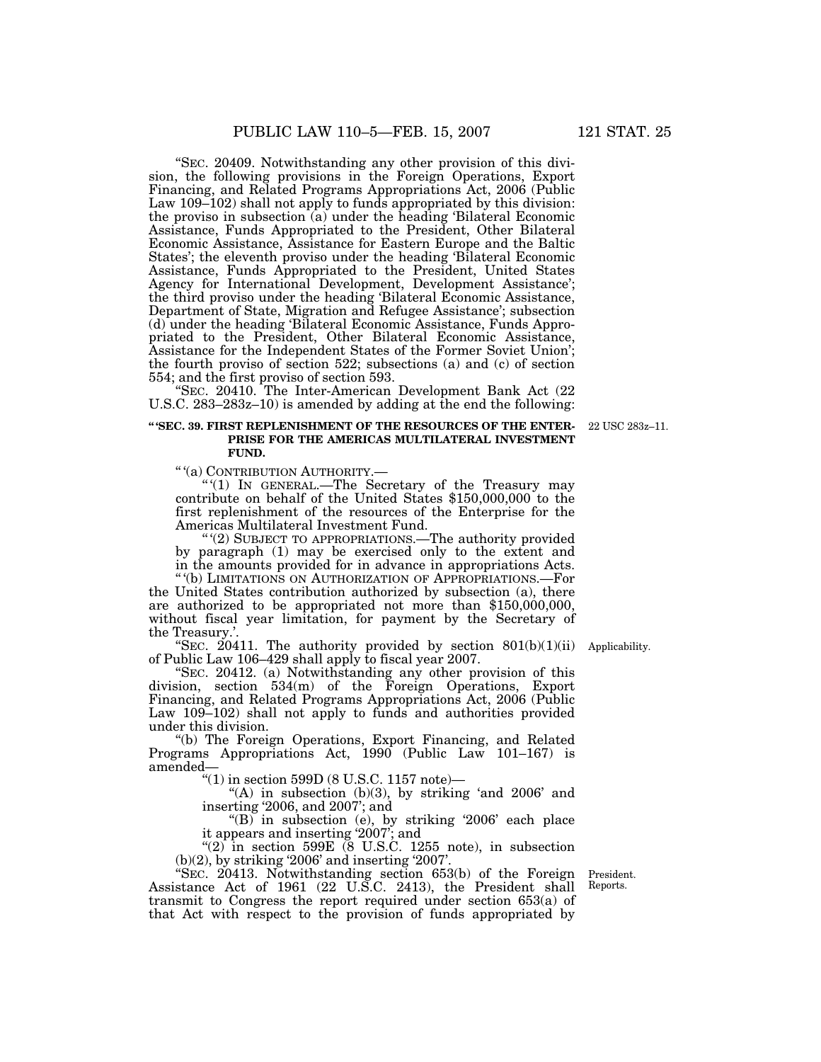"SEC. 20409. Notwithstanding any other provision of this division, the following provisions in the Foreign Operations, Export Financing, and Related Programs Appropriations Act, 2006 (Public Law 109–102) shall not apply to funds appropriated by this division: the proviso in subsection (a) under the heading 'Bilateral Economic Assistance, Funds Appropriated to the President, Other Bilateral Economic Assistance, Assistance for Eastern Europe and the Baltic States'; the eleventh proviso under the heading 'Bilateral Economic Assistance, Funds Appropriated to the President, United States Agency for International Development, Development Assistance'; the third proviso under the heading 'Bilateral Economic Assistance, Department of State, Migration and Refugee Assistance'; subsection (d) under the heading 'Bilateral Economic Assistance, Funds Appropriated to the President, Other Bilateral Economic Assistance, Assistance for the Independent States of the Former Soviet Union'; the fourth proviso of section 522; subsections (a) and (c) of section 554; and the first proviso of section 593.

"SEC. 20410. The Inter-American Development Bank Act (22 U.S.C. 283–283z–10) is amended by adding at the end the following:

22 USC 283z–11.

**"'SEC. 39. FIRST REPLENISHMENT OF THE RESOURCES OF THE ENTERPRISE FOR THE AMERICAS MULTILATERAL INVESTMENT FUND.**

"'(a) CONTRIBUTION AUTHORITY.—

"'(1) IN GENERAL.—The Secretary of the Treasury may contribute on behalf of the United States $150,000,000 to the first replenishment of the resources of the Enterprise for the Americas Multilateral Investment Fund.

"'(2) SUBJECT TO APPROPRIATIONS.—The authority provided by paragraph (1) may be exercised only to the extent and in the amounts provided for in advance in appropriations Acts.

"'(b) LIMITATIONS ON AUTHORIZATION OF APPROPRIATIONS.—For the United States contribution authorized by subsection (a), there are authorized to be appropriated not more than $150,000,000, without fiscal year limitation, for payment by the Secretary of the Treasury.'.

Applicability.

"SEC. 20411. The authority provided by section 801(b)(1)(ii) of Public Law 106–429 shall apply to fiscal year 2007.

"SEC. 20412. (a) Notwithstanding any other provision of this division, section 534(m) of the Foreign Operations, Export Financing, and Related Programs Appropriations Act, 2006 (Public Law 109–102) shall not apply to funds and authorities provided under this division.

"(b) The Foreign Operations, Export Financing, and Related Programs Appropriations Act, 1990 (Public Law 101–167) is amended—

"(1) in section 599D (8 U.S.C. 1157 note)—

"(A) in subsection (b)(3), by striking 'and 2006' and inserting '2006, and 2007'; and

"(B) in subsection (e), by striking '2006' each place it appears and inserting '2007'; and

"(2) in section 599E (8 U.S.C. 1255 note), in subsection (b)(2), by striking '2006' and inserting '2007'.

President. Reports.

"SEC. 20413. Notwithstanding section 653(b) of the Foreign Assistance Act of 1961 (22 U.S.C. 2413), the President shall transmit to Congress the report required under section 653(a) of that Act with respect to the provision of funds appropriated by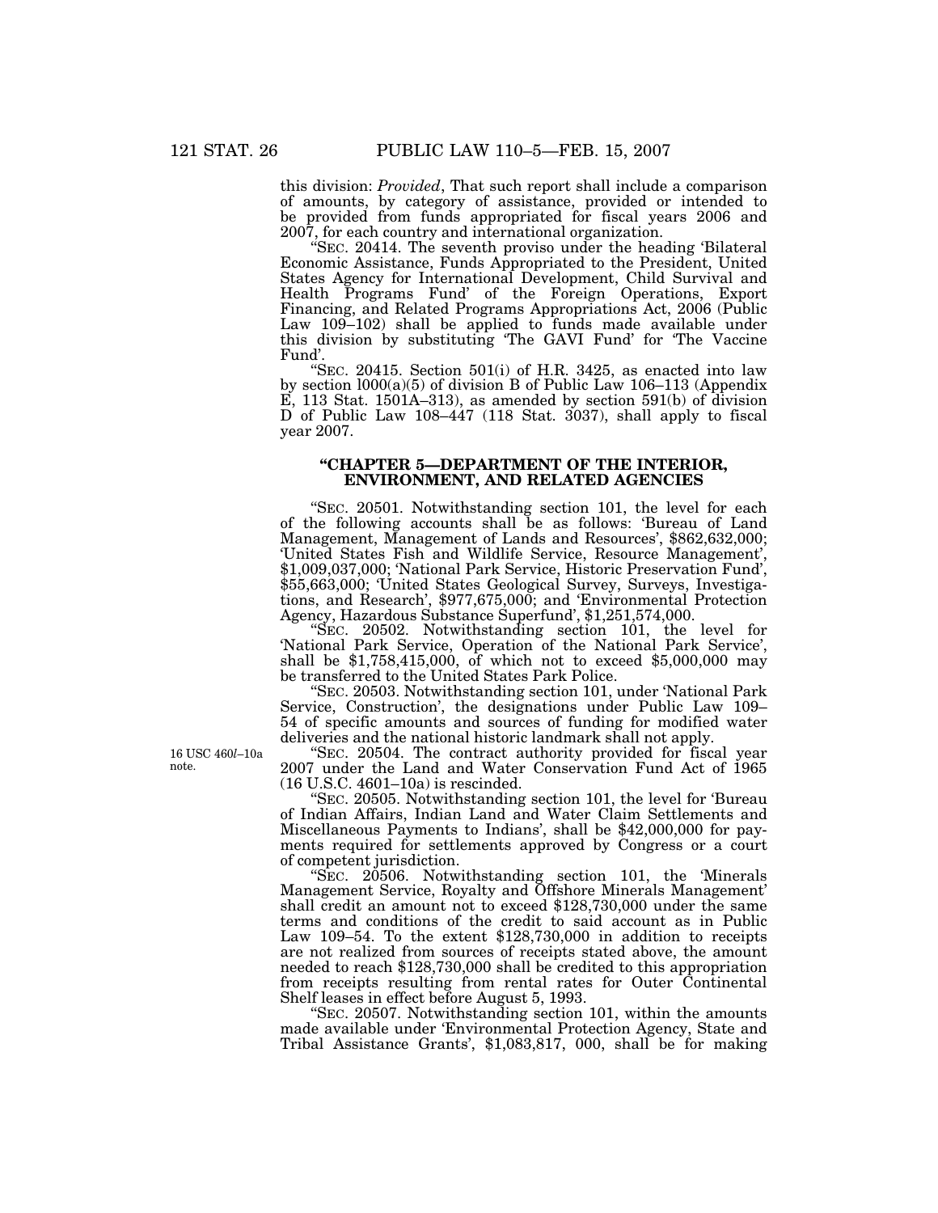this division: *Provided*, That such report shall include a comparison of amounts, by category of assistance, provided or intended to be provided from funds appropriated for fiscal years 2006 and 2007, for each country and international organization.

"SEC. 20414. The seventh proviso under the heading 'Bilateral Economic Assistance, Funds Appropriated to the President, United States Agency for International Development, Child Survival and Health Programs Fund' of the Foreign Operations, Export Financing, and Related Programs Appropriations Act, 2006 (Public Law 109–102) shall be applied to funds made available under this division by substituting 'The GAVI Fund' for 'The Vaccine Fund'.

"SEC. 20415. Section 501(i) of H.R. 3425, as enacted into law by section l000(a)(5) of division B of Public Law 106–113 (Appendix E, 113 Stat. 1501A–313), as amended by section 591(b) of division D of Public Law 108–447 (118 Stat. 3037), shall apply to fiscal year 2007.

### "CHAPTER 5—DEPARTMENT OF THE INTERIOR, ENVIRONMENT, AND RELATED AGENCIES

"SEC. 20501. Notwithstanding section 101, the level for each of the following accounts shall be as follows: 'Bureau of Land Management, Management of Lands and Resources', $862,632,000; 'United States Fish and Wildlife Service, Resource Management', $1,009,037,000; 'National Park Service, Historic Preservation Fund', $55,663,000; 'United States Geological Survey, Surveys, Investigations, and Research', $977,675,000; and 'Environmental Protection Agency, Hazardous Substance Superfund', $1,251,574,000.

"SEC. 20502. Notwithstanding section 101, the level for 'National Park Service, Operation of the National Park Service', shall be $1,758,415,000, of which not to exceed $5,000,000 may be transferred to the United States Park Police.

"SEC. 20503. Notwithstanding section 101, under 'National Park Service, Construction', the designations under Public Law 109–54 of specific amounts and sources of funding for modified water deliveries and the national historic landmark shall not apply.

16 USC 460*l*–10a note.

"SEC. 20504. The contract authority provided for fiscal year 2007 under the Land and Water Conservation Fund Act of 1965 (16 U.S.C. 4601–10a) is rescinded.

"SEC. 20505. Notwithstanding section 101, the level for 'Bureau of Indian Affairs, Indian Land and Water Claim Settlements and Miscellaneous Payments to Indians', shall be $42,000,000 for payments required for settlements approved by Congress or a court of competent jurisdiction.

"SEC. 20506. Notwithstanding section 101, the 'Minerals Management Service, Royalty and Offshore Minerals Management' shall credit an amount not to exceed $128,730,000 under the same terms and conditions of the credit to said account as in Public Law 109–54. To the extent $128,730,000 in addition to receipts are not realized from sources of receipts stated above, the amount needed to reach $128,730,000 shall be credited to this appropriation from receipts resulting from rental rates for Outer Continental Shelf leases in effect before August 5, 1993.

"SEC. 20507. Notwithstanding section 101, within the amounts made available under 'Environmental Protection Agency, State and Tribal Assistance Grants', $1,083,817, 000, shall be for making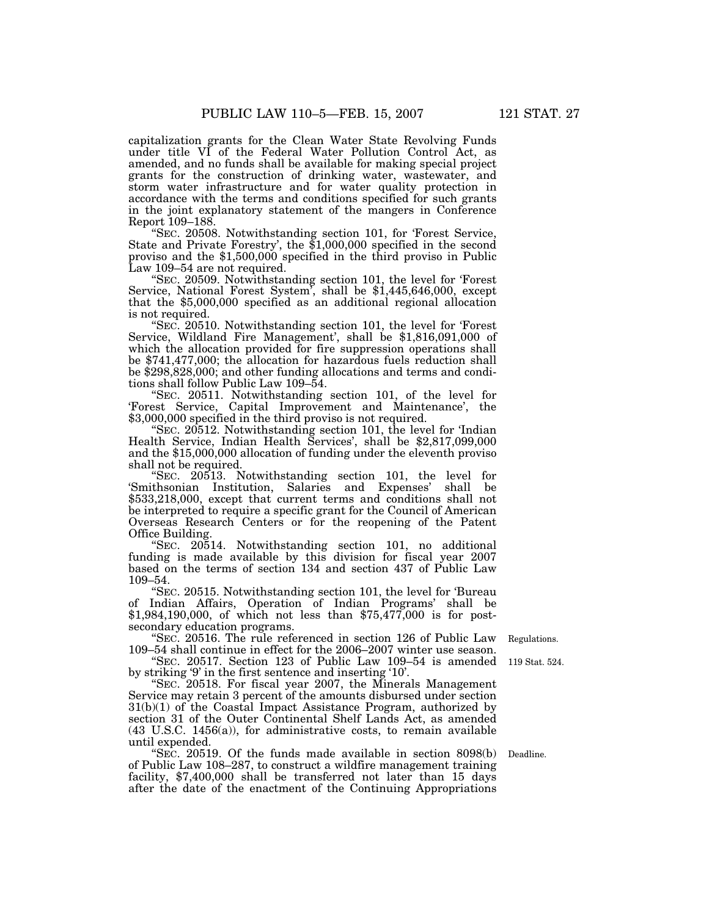capitalization grants for the Clean Water State Revolving Funds under title VI of the Federal Water Pollution Control Act, as amended, and no funds shall be available for making special project grants for the construction of drinking water, wastewater, and storm water infrastructure and for water quality protection in accordance with the terms and conditions specified for such grants in the joint explanatory statement of the mangers in Conference Report 109–188.

"SEC. 20508. Notwithstanding section 101, for 'Forest Service, State and Private Forestry', the $1,000,000 specified in the second proviso and the $1,500,000 specified in the third proviso in Public Law 109–54 are not required.

"SEC. 20509. Notwithstanding section 101, the level for 'Forest Service, National Forest System', shall be $1,445,646,000, except that the $5,000,000 specified as an additional regional allocation is not required.

"SEC. 20510. Notwithstanding section 101, the level for 'Forest Service, Wildland Fire Management', shall be $1,816,091,000 of which the allocation provided for fire suppression operations shall be $741,477,000; the allocation for hazardous fuels reduction shall be $298,828,000; and other funding allocations and terms and conditions shall follow Public Law 109–54.

"SEC. 20511. Notwithstanding section 101, of the level for 'Forest Service, Capital Improvement and Maintenance', the $3,000,000 specified in the third proviso is not required.

"SEC. 20512. Notwithstanding section 101, the level for 'Indian Health Service, Indian Health Services', shall be $2,817,099,000 and the $15,000,000 allocation of funding under the eleventh proviso shall not be required.

"SEC. 20513. Notwithstanding section 101, the level for 'Smithsonian Institution, Salaries and Expenses' shall be $533,218,000, except that current terms and conditions shall not be interpreted to require a specific grant for the Council of American Overseas Research Centers or for the reopening of the Patent Office Building.

"SEC. 20514. Notwithstanding section 101, no additional funding is made available by this division for fiscal year 2007 based on the terms of section 134 and section 437 of Public Law 109–54.

"SEC. 20515. Notwithstanding section 101, the level for 'Bureau of Indian Affairs, Operation of Indian Programs' shall be $1,984,190,000, of which not less than $75,477,000 is for post-secondary education programs.

Regulations.

"SEC. 20516. The rule referenced in section 126 of Public Law 109–54 shall continue in effect for the 2006–2007 winter use season.

119 Stat. 524.

"SEC. 20517. Section 123 of Public Law 109–54 is amended by striking '9' in the first sentence and inserting '10'.

"SEC. 20518. For fiscal year 2007, the Minerals Management Service may retain 3 percent of the amounts disbursed under section 31(b)(1) of the Coastal Impact Assistance Program, authorized by section 31 of the Outer Continental Shelf Lands Act, as amended (43 U.S.C. 1456(a)), for administrative costs, to remain available until expended.

Deadline.

"SEC. 20519. Of the funds made available in section 8098(b) of Public Law 108–287, to construct a wildfire management training facility, $7,400,000 shall be transferred not later than 15 days after the date of the enactment of the Continuing Appropriations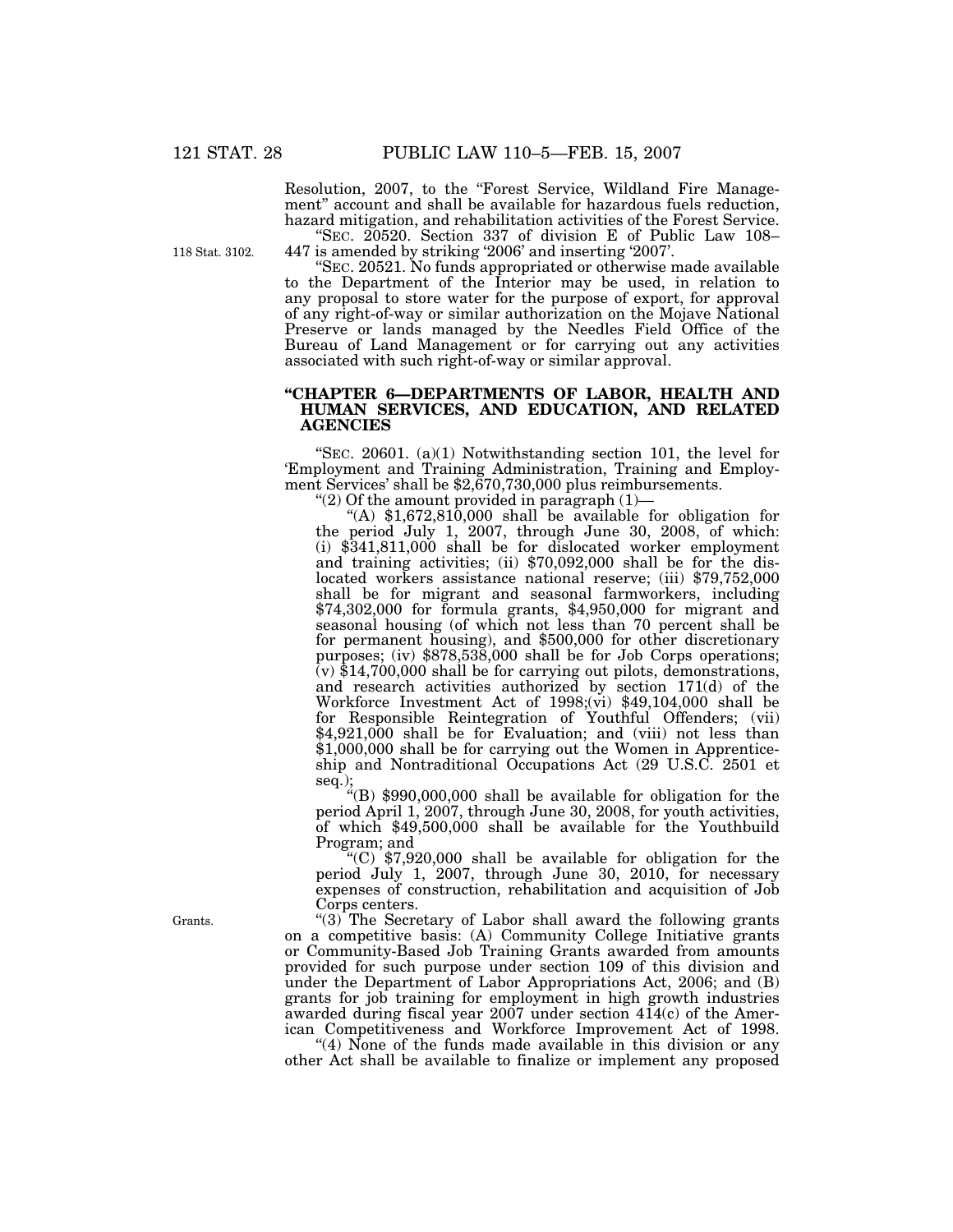Resolution, 2007, to the "Forest Service, Wildland Fire Management" account and shall be available for hazardous fuels reduction, hazard mitigation, and rehabilitation activities of the Forest Service.

"SEC. 20520. Section 337 of division E of Public Law 108–447 is amended by striking '2006' and inserting '2007'.

118 Stat. 3102.

"SEC. 20521. No funds appropriated or otherwise made available to the Department of the Interior may be used, in relation to any proposal to store water for the purpose of export, for approval of any right-of-way or similar authorization on the Mojave National Preserve or lands managed by the Needles Field Office of the Bureau of Land Management or for carrying out any activities associated with such right-of-way or similar approval.

## "CHAPTER 6—DEPARTMENTS OF LABOR, HEALTH AND HUMAN SERVICES, AND EDUCATION, AND RELATED AGENCIES

"SEC. 20601. (a)(1) Notwithstanding section 101, the level for 'Employment and Training Administration, Training and Employment Services' shall be $2,670,730,000 plus reimbursements.

"(2) Of the amount provided in paragraph (1)—

"(A) $1,672,810,000 shall be available for obligation for the period July 1, 2007, through June 30, 2008, of which: (i) $341,811,000 shall be for dislocated worker employment and training activities; (ii) $70,092,000 shall be for the dislocated workers assistance national reserve; (iii) $79,752,000 shall be for migrant and seasonal farmworkers, including $74,302,000 for formula grants, $4,950,000 for migrant and seasonal housing (of which not less than 70 percent shall be for permanent housing), and $500,000 for other discretionary purposes; (iv) $878,538,000 shall be for Job Corps operations; (v) $14,700,000 shall be for carrying out pilots, demonstrations, and research activities authorized by section 171(d) of the Workforce Investment Act of 1998;(vi) $49,104,000 shall be for Responsible Reintegration of Youthful Offenders; (vii) $4,921,000 shall be for Evaluation; and (viii) not less than $1,000,000 shall be for carrying out the Women in Apprenticeship and Nontraditional Occupations Act (29 U.S.C. 2501 et seq.);

"(B) $990,000,000 shall be available for obligation for the period April 1, 2007, through June 30, 2008, for youth activities, of which $49,500,000 shall be available for the Youthbuild Program; and

"(C) $7,920,000 shall be available for obligation for the period July 1, 2007, through June 30, 2010, for necessary expenses of construction, rehabilitation and acquisition of Job Corps centers.

Grants.

"(3) The Secretary of Labor shall award the following grants on a competitive basis: (A) Community College Initiative grants or Community-Based Job Training Grants awarded from amounts provided for such purpose under section 109 of this division and under the Department of Labor Appropriations Act, 2006; and (B) grants for job training for employment in high growth industries awarded during fiscal year 2007 under section 414(c) of the American Competitiveness and Workforce Improvement Act of 1998.

"(4) None of the funds made available in this division or any other Act shall be available to finalize or implement any proposed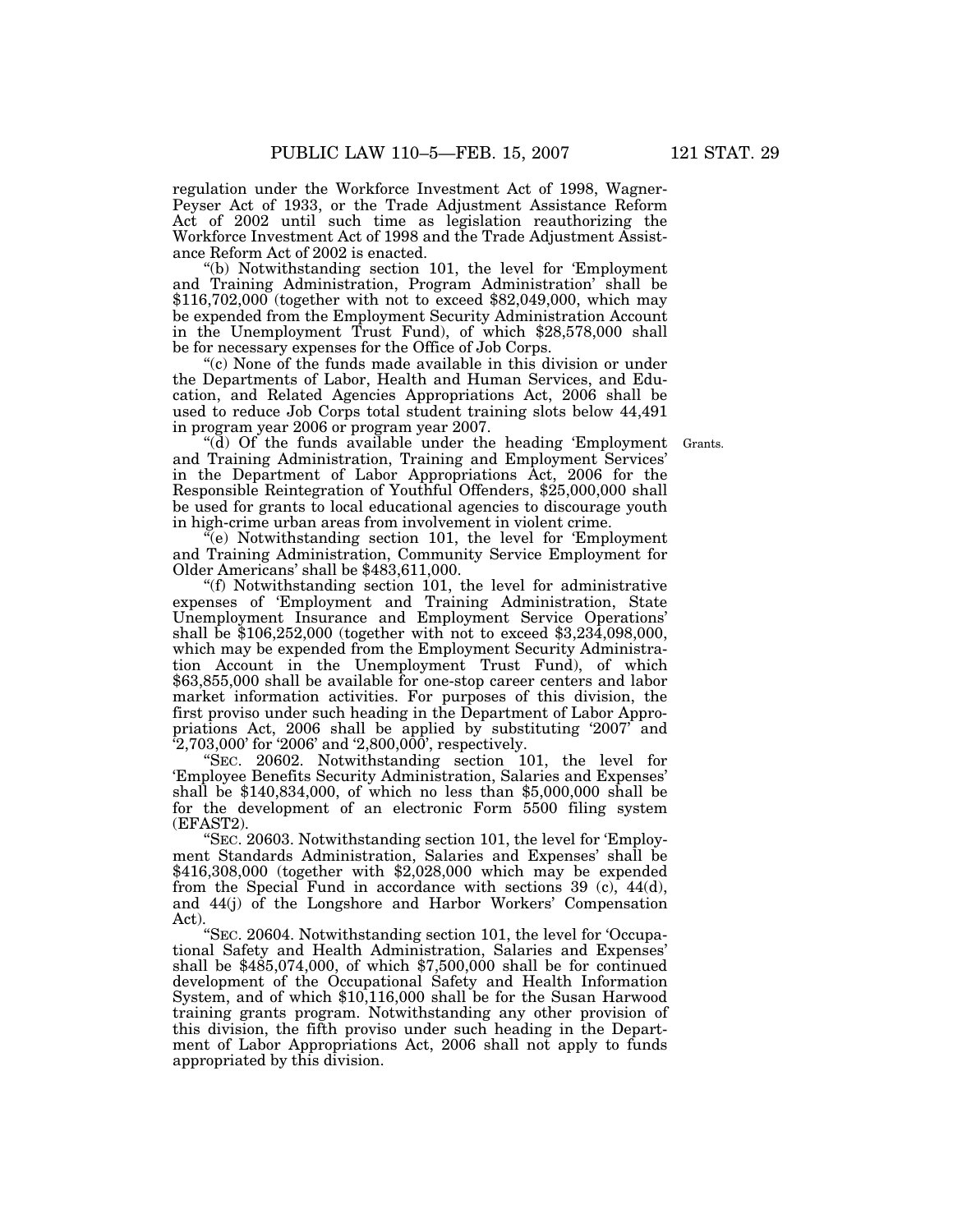regulation under the Workforce Investment Act of 1998, Wagner-Peyser Act of 1933, or the Trade Adjustment Assistance Reform Act of 2002 until such time as legislation reauthorizing the Workforce Investment Act of 1998 and the Trade Adjustment Assistance Reform Act of 2002 is enacted.

"(b) Notwithstanding section 101, the level for 'Employment and Training Administration, Program Administration' shall be $116,702,000 (together with not to exceed $82,049,000, which may be expended from the Employment Security Administration Account in the Unemployment Trust Fund), of which $28,578,000 shall be for necessary expenses for the Office of Job Corps.

"(c) None of the funds made available in this division or under the Departments of Labor, Health and Human Services, and Education, and Related Agencies Appropriations Act, 2006 shall be used to reduce Job Corps total student training slots below 44,491 in program year 2006 or program year 2007.

Grants.

"(d) Of the funds available under the heading 'Employment and Training Administration, Training and Employment Services' in the Department of Labor Appropriations Act, 2006 for the Responsible Reintegration of Youthful Offenders, $25,000,000 shall be used for grants to local educational agencies to discourage youth in high-crime urban areas from involvement in violent crime.

"(e) Notwithstanding section 101, the level for 'Employment and Training Administration, Community Service Employment for Older Americans' shall be $483,611,000.

"(f) Notwithstanding section 101, the level for administrative expenses of 'Employment and Training Administration, State Unemployment Insurance and Employment Service Operations' shall be $106,252,000 (together with not to exceed $3,234,098,000, which may be expended from the Employment Security Administration Account in the Unemployment Trust Fund), of which $63,855,000 shall be available for one-stop career centers and labor market information activities. For purposes of this division, the first proviso under such heading in the Department of Labor Appropriations Act, 2006 shall be applied by substituting '2007' and '2,703,000' for '2006' and '2,800,000', respectively.

"SEC. 20602. Notwithstanding section 101, the level for 'Employee Benefits Security Administration, Salaries and Expenses' shall be $140,834,000, of which no less than $5,000,000 shall be for the development of an electronic Form 5500 filing system (EFAST2).

"SEC. 20603. Notwithstanding section 101, the level for 'Employment Standards Administration, Salaries and Expenses' shall be $416,308,000 (together with $2,028,000 which may be expended from the Special Fund in accordance with sections 39 (c), 44(d), and 44(j) of the Longshore and Harbor Workers' Compensation Act).

"SEC. 20604. Notwithstanding section 101, the level for 'Occupational Safety and Health Administration, Salaries and Expenses' shall be $485,074,000, of which $7,500,000 shall be for continued development of the Occupational Safety and Health Information System, and of which $10,116,000 shall be for the Susan Harwood training grants program. Notwithstanding any other provision of this division, the fifth proviso under such heading in the Department of Labor Appropriations Act, 2006 shall not apply to funds appropriated by this division.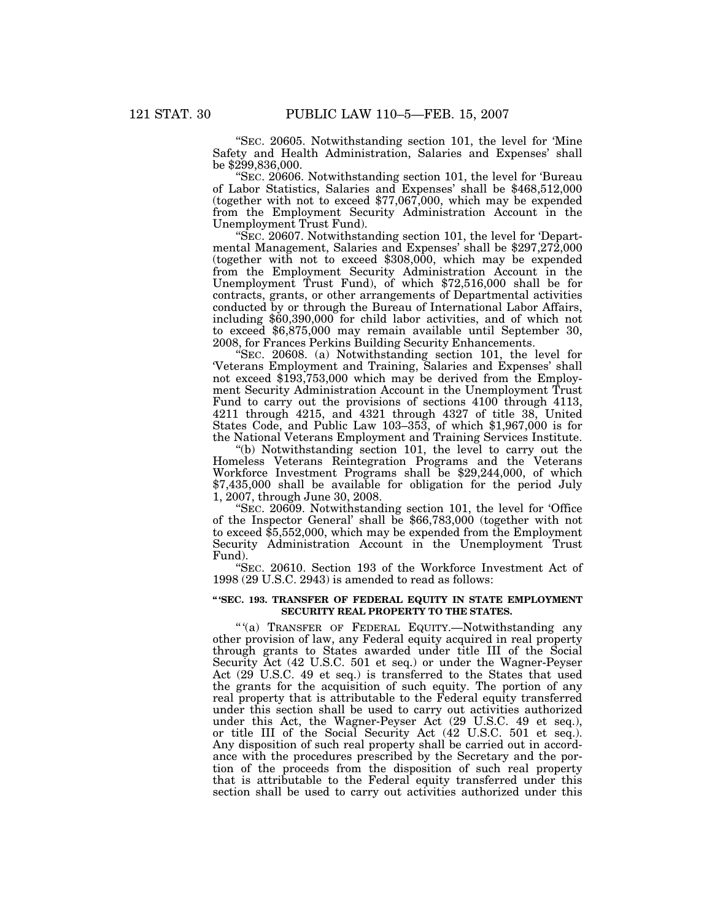"SEC. 20605. Notwithstanding section 101, the level for 'Mine Safety and Health Administration, Salaries and Expenses' shall be $299,836,000.

"SEC. 20606. Notwithstanding section 101, the level for 'Bureau of Labor Statistics, Salaries and Expenses' shall be $468,512,000 (together with not to exceed $77,067,000, which may be expended from the Employment Security Administration Account in the Unemployment Trust Fund).

"SEC. 20607. Notwithstanding section 101, the level for 'Departmental Management, Salaries and Expenses' shall be $297,272,000 (together with not to exceed $308,000, which may be expended from the Employment Security Administration Account in the Unemployment Trust Fund), of which $72,516,000 shall be for contracts, grants, or other arrangements of Departmental activities conducted by or through the Bureau of International Labor Affairs, including $60,390,000 for child labor activities, and of which not to exceed $6,875,000 may remain available until September 30, 2008, for Frances Perkins Building Security Enhancements.

"SEC. 20608. (a) Notwithstanding section 101, the level for 'Veterans Employment and Training, Salaries and Expenses' shall not exceed $193,753,000 which may be derived from the Employment Security Administration Account in the Unemployment Trust Fund to carry out the provisions of sections 4100 through 4113, 4211 through 4215, and 4321 through 4327 of title 38, United States Code, and Public Law 103–353, of which $1,967,000 is for the National Veterans Employment and Training Services Institute.

"(b) Notwithstanding section 101, the level to carry out the Homeless Veterans Reintegration Programs and the Veterans Workforce Investment Programs shall be $29,244,000, of which $7,435,000 shall be available for obligation for the period July 1, 2007, through June 30, 2008.

"SEC. 20609. Notwithstanding section 101, the level for 'Office of the Inspector General' shall be $66,783,000 (together with not to exceed $5,552,000, which may be expended from the Employment Security Administration Account in the Unemployment Trust Fund).

"SEC. 20610. Section 193 of the Workforce Investment Act of 1998 (29 U.S.C. 2943) is amended to read as follows:

**"'SEC. 193. TRANSFER OF FEDERAL EQUITY IN STATE EMPLOYMENT SECURITY REAL PROPERTY TO THE STATES.**

"'(a) TRANSFER OF FEDERAL EQUITY.—Notwithstanding any other provision of law, any Federal equity acquired in real property through grants to States awarded under title III of the Social Security Act (42 U.S.C. 501 et seq.) or under the Wagner-Peyser Act (29 U.S.C. 49 et seq.) is transferred to the States that used the grants for the acquisition of such equity. The portion of any real property that is attributable to the Federal equity transferred under this section shall be used to carry out activities authorized under this Act, the Wagner-Peyser Act (29 U.S.C. 49 et seq.), or title III of the Social Security Act (42 U.S.C. 501 et seq.). Any disposition of such real property shall be carried out in accordance with the procedures prescribed by the Secretary and the portion of the proceeds from the disposition of such real property that is attributable to the Federal equity transferred under this section shall be used to carry out activities authorized under this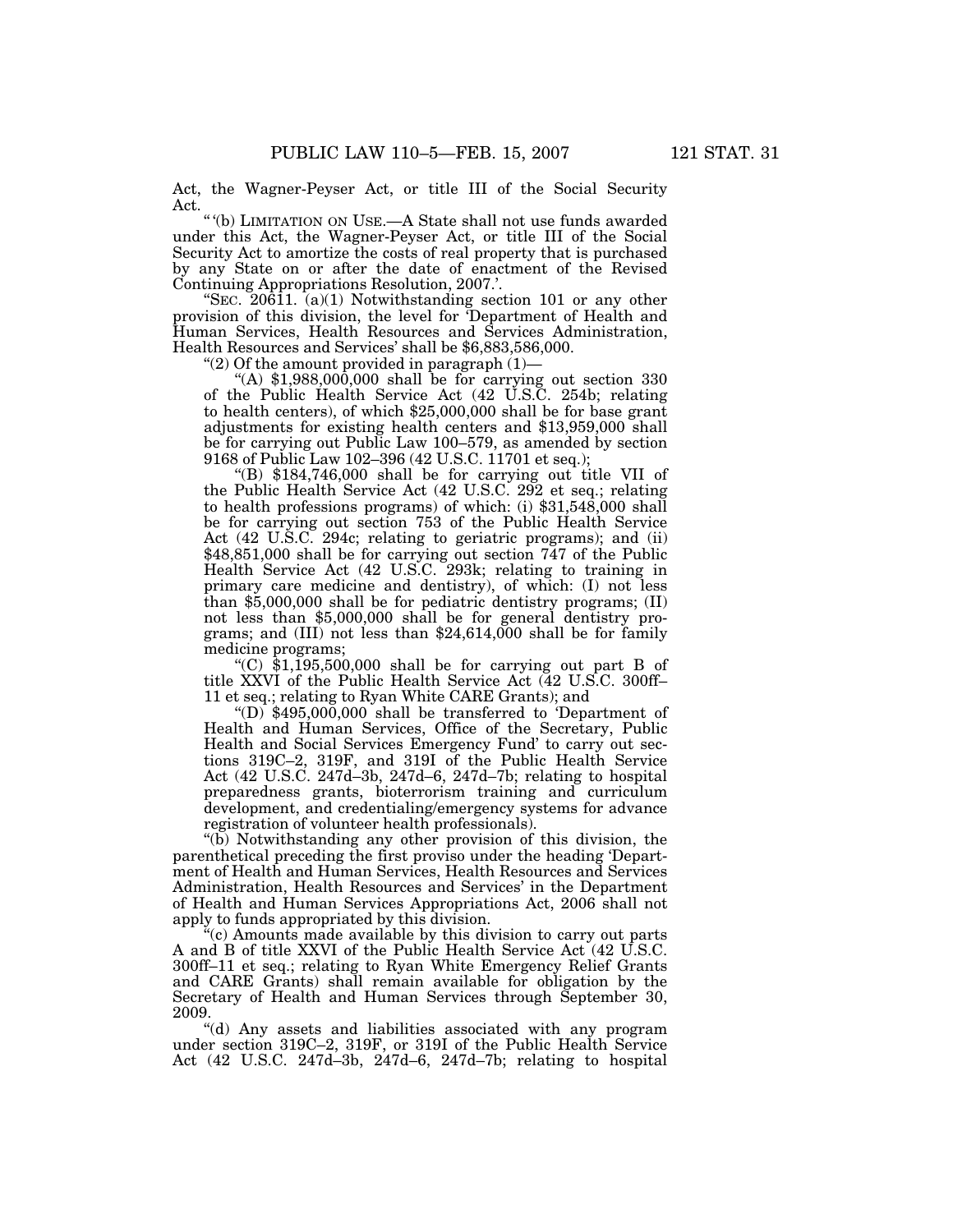Act, the Wagner-Peyser Act, or title III of the Social Security Act.

" '(b) LIMITATION ON USE.—A State shall not use funds awarded under this Act, the Wagner-Peyser Act, or title III of the Social Security Act to amortize the costs of real property that is purchased by any State on or after the date of enactment of the Revised Continuing Appropriations Resolution, 2007.'.

"SEC. 20611. (a)(1) Notwithstanding section 101 or any other provision of this division, the level for 'Department of Health and Human Services, Health Resources and Services Administration, Health Resources and Services' shall be $6,883,586,000.

"(2) Of the amount provided in paragraph (1)—

"(A) $1,988,000,000 shall be for carrying out section 330 of the Public Health Service Act (42 U.S.C. 254b; relating to health centers), of which $25,000,000 shall be for base grant adjustments for existing health centers and $13,959,000 shall be for carrying out Public Law 100–579, as amended by section 9168 of Public Law 102–396 (42 U.S.C. 11701 et seq.);

"(B) $184,746,000 shall be for carrying out title VII of the Public Health Service Act (42 U.S.C. 292 et seq.; relating to health professions programs) of which: (i) $31,548,000 shall be for carrying out section 753 of the Public Health Service Act (42 U.S.C. 294c; relating to geriatric programs); and (ii) $48,851,000 shall be for carrying out section 747 of the Public Health Service Act (42 U.S.C. 293k; relating to training in primary care medicine and dentistry), of which: (I) not less than $5,000,000 shall be for pediatric dentistry programs; (II) not less than $5,000,000 shall be for general dentistry programs; and (III) not less than $24,614,000 shall be for family medicine programs;

"(C) $1,195,500,000 shall be for carrying out part B of title XXVI of the Public Health Service Act (42 U.S.C. 300ff–11 et seq.; relating to Ryan White CARE Grants); and

"(D) $495,000,000 shall be transferred to 'Department of Health and Human Services, Office of the Secretary, Public Health and Social Services Emergency Fund' to carry out sections 319C–2, 319F, and 319I of the Public Health Service Act (42 U.S.C. 247d–3b, 247d–6, 247d–7b; relating to hospital preparedness grants, bioterrorism training and curriculum development, and credentialing/emergency systems for advance registration of volunteer health professionals).

"(b) Notwithstanding any other provision of this division, the parenthetical preceding the first proviso under the heading 'Department of Health and Human Services, Health Resources and Services Administration, Health Resources and Services' in the Department of Health and Human Services Appropriations Act, 2006 shall not apply to funds appropriated by this division.

"(c) Amounts made available by this division to carry out parts A and B of title XXVI of the Public Health Service Act (42 U.S.C. 300ff–11 et seq.; relating to Ryan White Emergency Relief Grants and CARE Grants) shall remain available for obligation by the Secretary of Health and Human Services through September 30, 2009.

"(d) Any assets and liabilities associated with any program under section 319C–2, 319F, or 319I of the Public Health Service Act (42 U.S.C. 247d–3b, 247d–6, 247d–7b; relating to hospital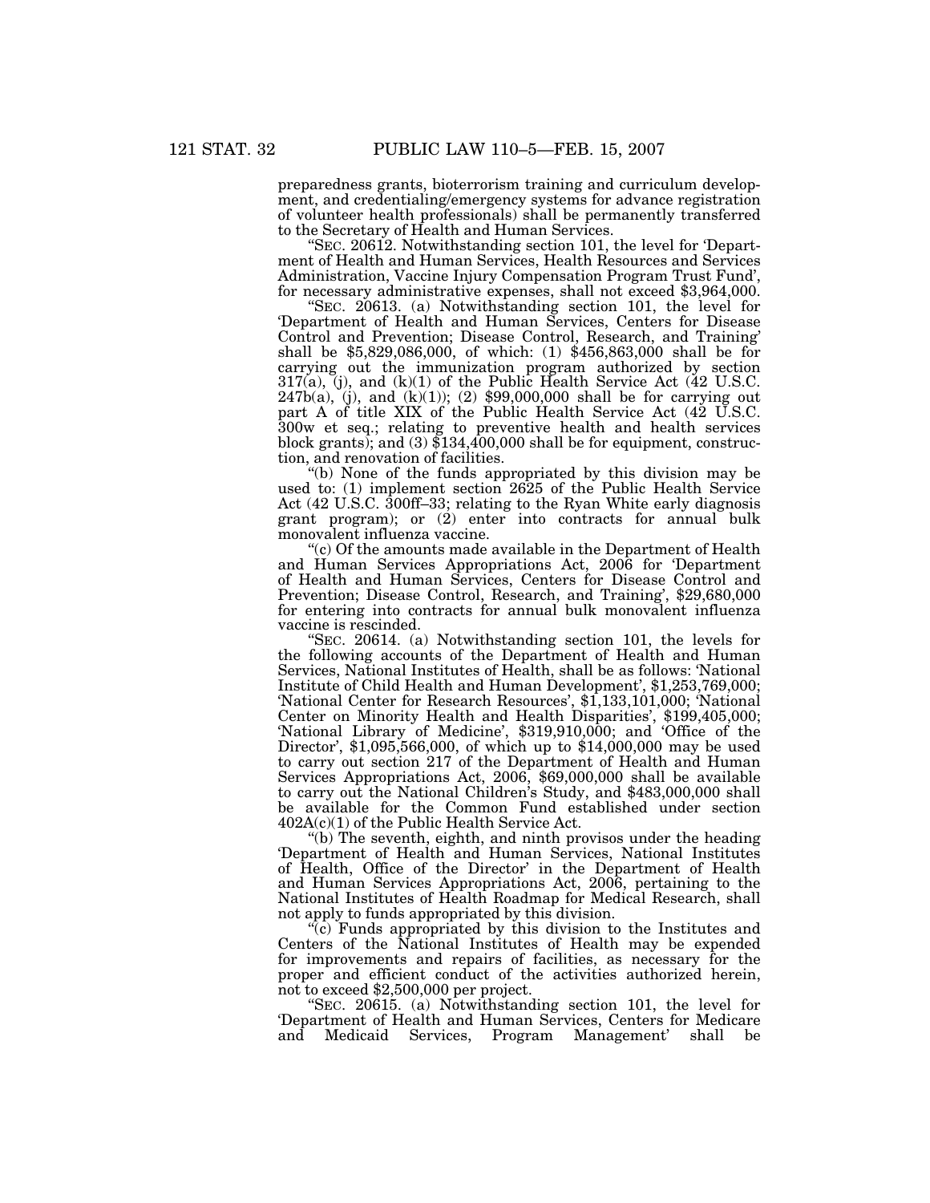preparedness grants, bioterrorism training and curriculum development, and credentialing/emergency systems for advance registration of volunteer health professionals) shall be permanently transferred to the Secretary of Health and Human Services.

"SEC. 20612. Notwithstanding section 101, the level for 'Department of Health and Human Services, Health Resources and Services Administration, Vaccine Injury Compensation Program Trust Fund', for necessary administrative expenses, shall not exceed $3,964,000.

"SEC. 20613. (a) Notwithstanding section 101, the level for 'Department of Health and Human Services, Centers for Disease Control and Prevention; Disease Control, Research, and Training' shall be $5,829,086,000, of which: (1) $456,863,000 shall be for carrying out the immunization program authorized by section 317(a), (j), and (k)(1) of the Public Health Service Act (42 U.S.C. 247b(a), (j), and (k)(1)); (2) $99,000,000 shall be for carrying out part A of title XIX of the Public Health Service Act (42 U.S.C. 300w et seq.; relating to preventive health and health services block grants); and (3) $134,400,000 shall be for equipment, construction, and renovation of facilities.

"(b) None of the funds appropriated by this division may be used to: (1) implement section 2625 of the Public Health Service Act (42 U.S.C. 300ff–33; relating to the Ryan White early diagnosis grant program); or (2) enter into contracts for annual bulk monovalent influenza vaccine.

"(c) Of the amounts made available in the Department of Health and Human Services Appropriations Act, 2006 for 'Department of Health and Human Services, Centers for Disease Control and Prevention; Disease Control, Research, and Training', $29,680,000 for entering into contracts for annual bulk monovalent influenza vaccine is rescinded.

"SEC. 20614. (a) Notwithstanding section 101, the levels for the following accounts of the Department of Health and Human Services, National Institutes of Health, shall be as follows: 'National Institute of Child Health and Human Development', $1,253,769,000; 'National Center for Research Resources', $1,133,101,000; 'National Center on Minority Health and Health Disparities', $199,405,000; 'National Library of Medicine', $319,910,000; and 'Office of the Director', $1,095,566,000, of which up to $14,000,000 may be used to carry out section 217 of the Department of Health and Human Services Appropriations Act, 2006, $69,000,000 shall be available to carry out the National Children's Study, and $483,000,000 shall be available for the Common Fund established under section 402A(c)(1) of the Public Health Service Act.

"(b) The seventh, eighth, and ninth provisos under the heading 'Department of Health and Human Services, National Institutes of Health, Office of the Director' in the Department of Health and Human Services Appropriations Act, 2006, pertaining to the National Institutes of Health Roadmap for Medical Research, shall not apply to funds appropriated by this division.

"(c) Funds appropriated by this division to the Institutes and Centers of the National Institutes of Health may be expended for improvements and repairs of facilities, as necessary for the proper and efficient conduct of the activities authorized herein, not to exceed $2,500,000 per project.

"SEC. 20615. (a) Notwithstanding section 101, the level for 'Department of Health and Human Services, Centers for Medicare and Medicaid Services, Program Management' shall be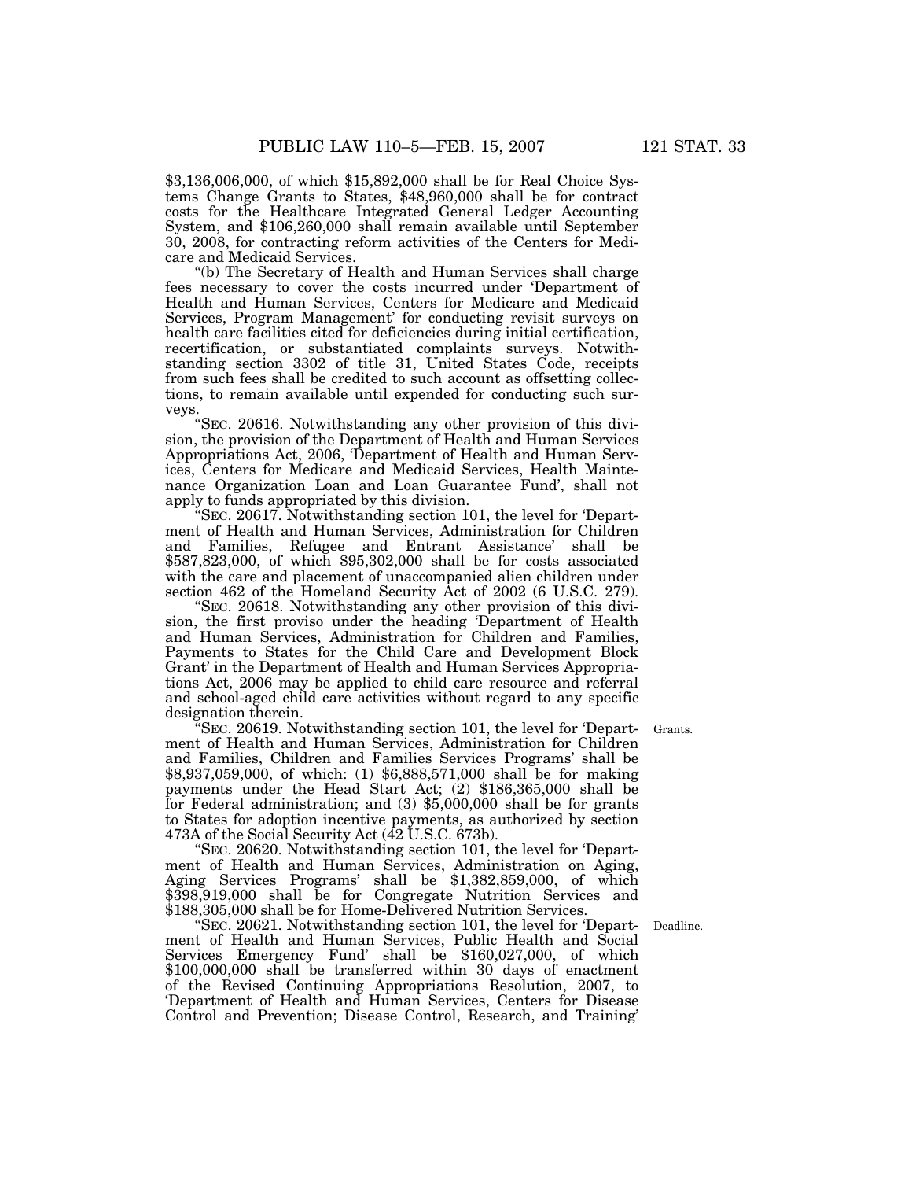$3,136,006,000, of which $15,892,000 shall be for Real Choice Systems Change Grants to States, $48,960,000 shall be for contract costs for the Healthcare Integrated General Ledger Accounting System, and $106,260,000 shall remain available until September 30, 2008, for contracting reform activities of the Centers for Medicare and Medicaid Services.

"(b) The Secretary of Health and Human Services shall charge fees necessary to cover the costs incurred under 'Department of Health and Human Services, Centers for Medicare and Medicaid Services, Program Management' for conducting revisit surveys on health care facilities cited for deficiencies during initial certification, recertification, or substantiated complaints surveys. Notwithstanding section 3302 of title 31, United States Code, receipts from such fees shall be credited to such account as offsetting collections, to remain available until expended for conducting such surveys.

"SEC. 20616. Notwithstanding any other provision of this division, the provision of the Department of Health and Human Services Appropriations Act, 2006, 'Department of Health and Human Services, Centers for Medicare and Medicaid Services, Health Maintenance Organization Loan and Loan Guarantee Fund', shall not apply to funds appropriated by this division.

"SEC. 20617. Notwithstanding section 101, the level for 'Department of Health and Human Services, Administration for Children and Families, Refugee and Entrant Assistance' shall be $587,823,000, of which $95,302,000 shall be for costs associated with the care and placement of unaccompanied alien children under section 462 of the Homeland Security Act of 2002 (6 U.S.C. 279).

"SEC. 20618. Notwithstanding any other provision of this division, the first proviso under the heading 'Department of Health and Human Services, Administration for Children and Families, Payments to States for the Child Care and Development Block Grant' in the Department of Health and Human Services Appropriations Act, 2006 may be applied to child care resource and referral and school-aged child care activities without regard to any specific designation therein.

Grants.

"SEC. 20619. Notwithstanding section 101, the level for 'Department of Health and Human Services, Administration for Children and Families, Children and Families Services Programs' shall be $8,937,059,000, of which: (1) $6,888,571,000 shall be for making payments under the Head Start Act; (2) $186,365,000 shall be for Federal administration; and (3) $5,000,000 shall be for grants to States for adoption incentive payments, as authorized by section 473A of the Social Security Act (42 U.S.C. 673b).

"SEC. 20620. Notwithstanding section 101, the level for 'Department of Health and Human Services, Administration on Aging, Aging Services Programs' shall be $1,382,859,000, of which $398,919,000 shall be for Congregate Nutrition Services and $188,305,000 shall be for Home-Delivered Nutrition Services.

Deadline.

"SEC. 20621. Notwithstanding section 101, the level for 'Department of Health and Human Services, Public Health and Social Services Emergency Fund' shall be $160,027,000, of which $100,000,000 shall be transferred within 30 days of enactment of the Revised Continuing Appropriations Resolution, 2007, to 'Department of Health and Human Services, Centers for Disease Control and Prevention; Disease Control, Research, and Training'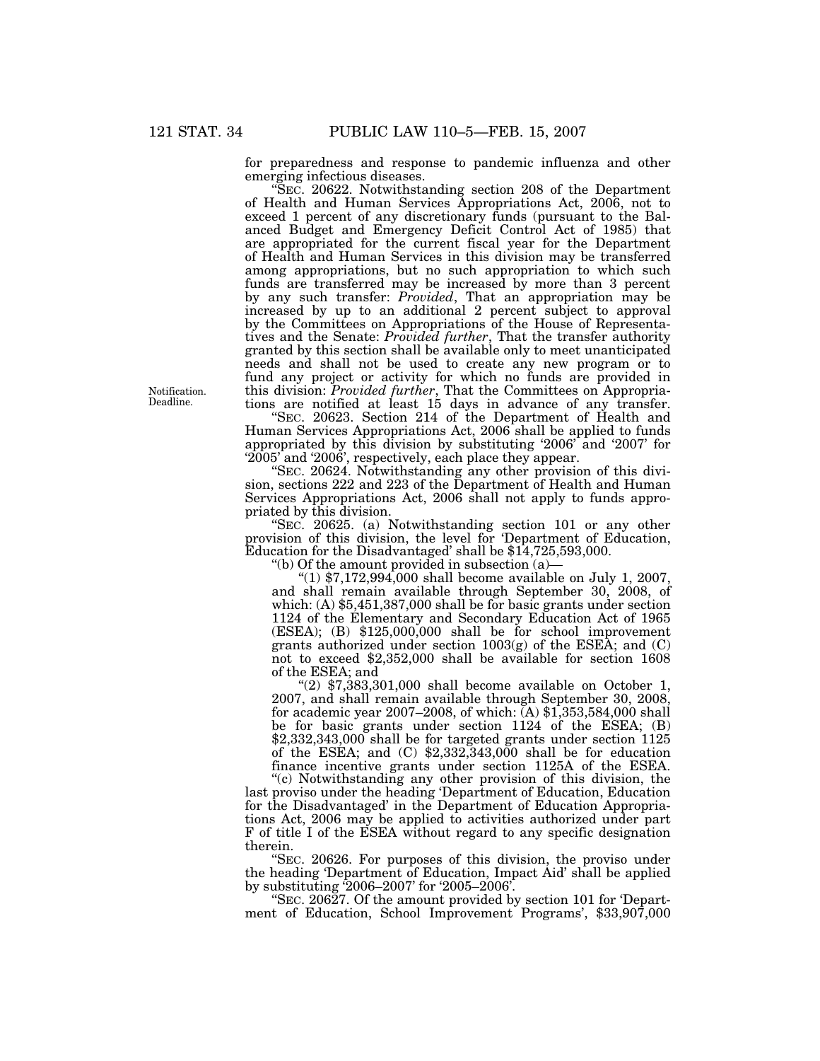for preparedness and response to pandemic influenza and other emerging infectious diseases.

"SEC. 20622. Notwithstanding section 208 of the Department of Health and Human Services Appropriations Act, 2006, not to exceed 1 percent of any discretionary funds (pursuant to the Balanced Budget and Emergency Deficit Control Act of 1985) that are appropriated for the current fiscal year for the Department of Health and Human Services in this division may be transferred among appropriations, but no such appropriation to which such funds are transferred may be increased by more than 3 percent by any such transfer: *Provided*, That an appropriation may be increased by up to an additional 2 percent subject to approval by the Committees on Appropriations of the House of Representatives and the Senate: *Provided further*, That the transfer authority granted by this section shall be available only to meet unanticipated needs and shall not be used to create any new program or to fund any project or activity for which no funds are provided in this division: *Provided further*, That the Committees on Appropriations are notified at least 15 days in advance of any transfer.

Notification. Deadline.

"SEC. 20623. Section 214 of the Department of Health and Human Services Appropriations Act, 2006 shall be applied to funds appropriated by this division by substituting '2006' and '2007' for '2005' and '2006', respectively, each place they appear.

"SEC. 20624. Notwithstanding any other provision of this division, sections 222 and 223 of the Department of Health and Human Services Appropriations Act, 2006 shall not apply to funds appropriated by this division.

"SEC. 20625. (a) Notwithstanding section 101 or any other provision of this division, the level for 'Department of Education, Education for the Disadvantaged' shall be $14,725,593,000.

"(b) Of the amount provided in subsection (a)—

"(1) $7,172,994,000 shall become available on July 1, 2007, and shall remain available through September 30, 2008, of which: (A) $5,451,387,000 shall be for basic grants under section 1124 of the Elementary and Secondary Education Act of 1965 (ESEA); (B) $125,000,000 shall be for school improvement grants authorized under section 1003(g) of the ESEA; and (C) not to exceed $2,352,000 shall be available for section 1608 of the ESEA; and

"(2) $7,383,301,000 shall become available on October 1, 2007, and shall remain available through September 30, 2008, for academic year 2007–2008, of which: (A) $1,353,584,000 shall be for basic grants under section 1124 of the ESEA; (B) $2,332,343,000 shall be for targeted grants under section 1125 of the ESEA; and (C) $2,332,343,000 shall be for education finance incentive grants under section 1125A of the ESEA.

"(c) Notwithstanding any other provision of this division, the last proviso under the heading 'Department of Education, Education for the Disadvantaged' in the Department of Education Appropriations Act, 2006 may be applied to activities authorized under part F of title I of the ESEA without regard to any specific designation therein.

"SEC. 20626. For purposes of this division, the proviso under the heading 'Department of Education, Impact Aid' shall be applied by substituting '2006–2007' for '2005–2006'.

"SEC. 20627. Of the amount provided by section 101 for 'Department of Education, School Improvement Programs', $33,907,000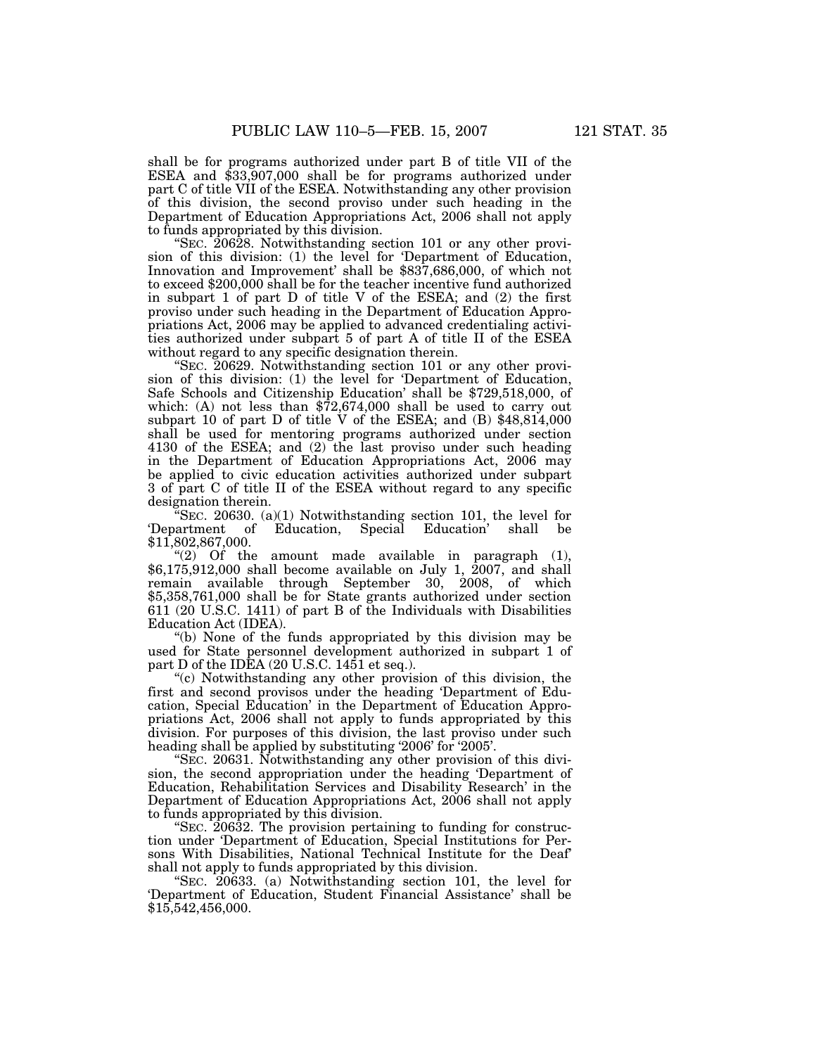shall be for programs authorized under part B of title VII of the ESEA and $33,907,000 shall be for programs authorized under part C of title VII of the ESEA. Notwithstanding any other provision of this division, the second proviso under such heading in the Department of Education Appropriations Act, 2006 shall not apply to funds appropriated by this division.

"SEC. 20628. Notwithstanding section 101 or any other provision of this division: (1) the level for 'Department of Education, Innovation and Improvement' shall be $837,686,000, of which not to exceed $200,000 shall be for the teacher incentive fund authorized in subpart 1 of part D of title V of the ESEA; and (2) the first proviso under such heading in the Department of Education Appropriations Act, 2006 may be applied to advanced credentialing activities authorized under subpart 5 of part A of title II of the ESEA without regard to any specific designation therein.

"SEC. 20629. Notwithstanding section 101 or any other provision of this division: (1) the level for 'Department of Education, Safe Schools and Citizenship Education' shall be $729,518,000, of which: (A) not less than $72,674,000 shall be used to carry out subpart 10 of part D of title V of the ESEA; and (B) $48,814,000 shall be used for mentoring programs authorized under section 4130 of the ESEA; and (2) the last proviso under such heading in the Department of Education Appropriations Act, 2006 may be applied to civic education activities authorized under subpart 3 of part C of title II of the ESEA without regard to any specific designation therein.

"SEC. 20630. (a)(1) Notwithstanding section 101, the level for 'Department of Education, Special Education' shall be $11,802,867,000.

"(2) Of the amount made available in paragraph (1), $6,175,912,000 shall become available on July 1, 2007, and shall remain available through September 30, 2008, of which $5,358,761,000 shall be for State grants authorized under section 611 (20 U.S.C. 1411) of part B of the Individuals with Disabilities Education Act (IDEA).

"(b) None of the funds appropriated by this division may be used for State personnel development authorized in subpart 1 of part D of the IDEA (20 U.S.C. 1451 et seq.).

"(c) Notwithstanding any other provision of this division, the first and second provisos under the heading 'Department of Education, Special Education' in the Department of Education Appropriations Act, 2006 shall not apply to funds appropriated by this division. For purposes of this division, the last proviso under such heading shall be applied by substituting '2006' for '2005'.

"SEC. 20631. Notwithstanding any other provision of this division, the second appropriation under the heading 'Department of Education, Rehabilitation Services and Disability Research' in the Department of Education Appropriations Act, 2006 shall not apply to funds appropriated by this division.

"SEC. 20632. The provision pertaining to funding for construction under 'Department of Education, Special Institutions for Persons With Disabilities, National Technical Institute for the Deaf' shall not apply to funds appropriated by this division.

"SEC. 20633. (a) Notwithstanding section 101, the level for 'Department of Education, Student Financial Assistance' shall be $15,542,456,000.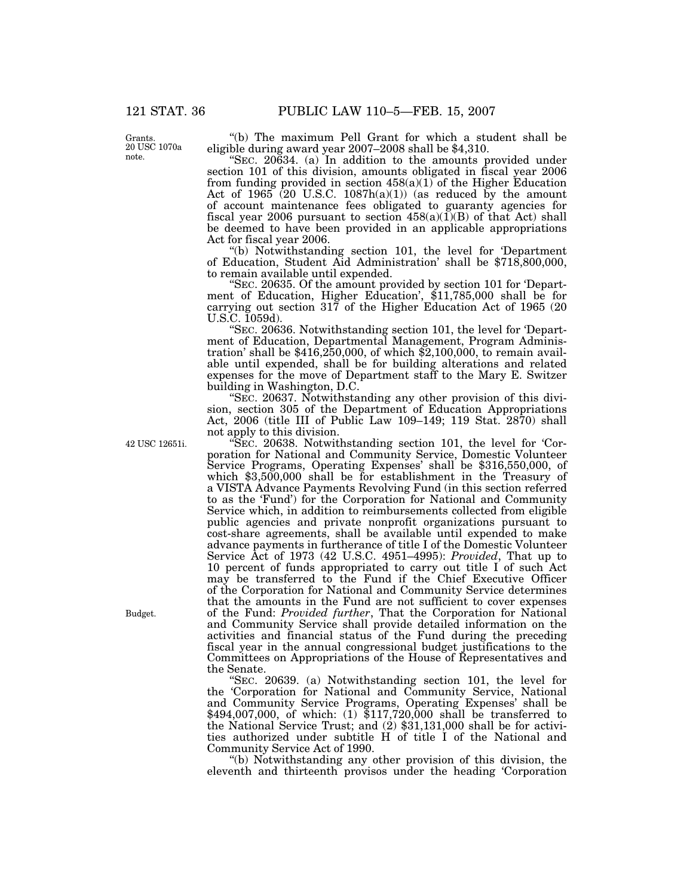Grants.
20 USC 1070a note.

"(b) The maximum Pell Grant for which a student shall be eligible during award year 2007–2008 shall be $4,310.

"SEC. 20634. (a) In addition to the amounts provided under section 101 of this division, amounts obligated in fiscal year 2006 from funding provided in section 458(a)(1) of the Higher Education Act of 1965 (20 U.S.C. 1087h(a)(1)) (as reduced by the amount of account maintenance fees obligated to guaranty agencies for fiscal year 2006 pursuant to section 458(a)(1)(B) of that Act) shall be deemed to have been provided in an applicable appropriations Act for fiscal year 2006.

"(b) Notwithstanding section 101, the level for 'Department of Education, Student Aid Administration' shall be $718,800,000, to remain available until expended.

"SEC. 20635. Of the amount provided by section 101 for 'Department of Education, Higher Education', $11,785,000 shall be for carrying out section 317 of the Higher Education Act of 1965 (20 U.S.C. 1059d).

"SEC. 20636. Notwithstanding section 101, the level for 'Department of Education, Departmental Management, Program Administration' shall be $416,250,000, of which $2,100,000, to remain available until expended, shall be for building alterations and related expenses for the move of Department staff to the Mary E. Switzer building in Washington, D.C.

"SEC. 20637. Notwithstanding any other provision of this division, section 305 of the Department of Education Appropriations Act, 2006 (title III of Public Law 109–149; 119 Stat. 2870) shall not apply to this division.

42 USC 12651i.

"SEC. 20638. Notwithstanding section 101, the level for 'Corporation for National and Community Service, Domestic Volunteer Service Programs, Operating Expenses' shall be $316,550,000, of which $3,500,000 shall be for establishment in the Treasury of a VISTA Advance Payments Revolving Fund (in this section referred to as the 'Fund') for the Corporation for National and Community Service which, in addition to reimbursements collected from eligible public agencies and private nonprofit organizations pursuant to cost-share agreements, shall be available until expended to make advance payments in furtherance of title I of the Domestic Volunteer Service Act of 1973 (42 U.S.C. 4951–4995): *Provided*, That up to 10 percent of funds appropriated to carry out title I of such Act may be transferred to the Fund if the Chief Executive Officer of the Corporation for National and Community Service determines that the amounts in the Fund are not sufficient to cover expenses of the Fund: *Provided further*, That the Corporation for National and Community Service shall provide detailed information on the activities and financial status of the Fund during the preceding fiscal year in the annual congressional budget justifications to the Committees on Appropriations of the House of Representatives and the Senate.

Budget.

"SEC. 20639. (a) Notwithstanding section 101, the level for the 'Corporation for National and Community Service, National and Community Service Programs, Operating Expenses' shall be $494,007,000, of which: (1) $117,720,000 shall be transferred to the National Service Trust; and (2) $31,131,000 shall be for activities authorized under subtitle H of title I of the National and Community Service Act of 1990.

"(b) Notwithstanding any other provision of this division, the eleventh and thirteenth provisos under the heading 'Corporation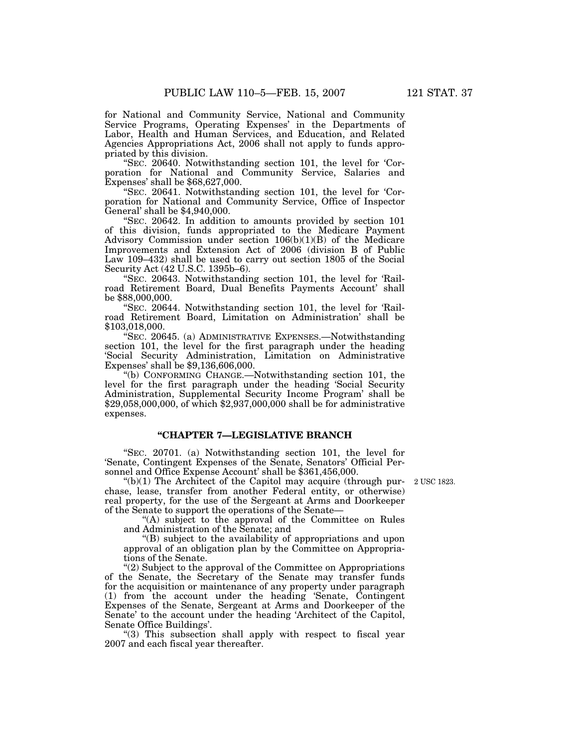for National and Community Service, National and Community Service Programs, Operating Expenses' in the Departments of Labor, Health and Human Services, and Education, and Related Agencies Appropriations Act, 2006 shall not apply to funds appropriated by this division.

"SEC. 20640. Notwithstanding section 101, the level for 'Corporation for National and Community Service, Salaries and Expenses' shall be $68,627,000.

"SEC. 20641. Notwithstanding section 101, the level for 'Corporation for National and Community Service, Office of Inspector General' shall be $4,940,000.

"SEC. 20642. In addition to amounts provided by section 101 of this division, funds appropriated to the Medicare Payment Advisory Commission under section 106(b)(1)(B) of the Medicare Improvements and Extension Act of 2006 (division B of Public Law 109–432) shall be used to carry out section 1805 of the Social Security Act (42 U.S.C. 1395b–6).

"SEC. 20643. Notwithstanding section 101, the level for 'Railroad Retirement Board, Dual Benefits Payments Account' shall be $88,000,000.

"SEC. 20644. Notwithstanding section 101, the level for 'Railroad Retirement Board, Limitation on Administration' shall be $103,018,000.

"SEC. 20645. (a) ADMINISTRATIVE EXPENSES.—Notwithstanding section 101, the level for the first paragraph under the heading 'Social Security Administration, Limitation on Administrative Expenses' shall be $9,136,606,000.

"(b) CONFORMING CHANGE.—Notwithstanding section 101, the level for the first paragraph under the heading 'Social Security Administration, Supplemental Security Income Program' shall be $29,058,000,000, of which $2,937,000,000 shall be for administrative expenses.

## "CHAPTER 7—LEGISLATIVE BRANCH

"SEC. 20701. (a) Notwithstanding section 101, the level for 'Senate, Contingent Expenses of the Senate, Senators' Official Personnel and Office Expense Account' shall be $361,456,000.

2 USC 1823.

"(b)(1) The Architect of the Capitol may acquire (through purchase, lease, transfer from another Federal entity, or otherwise) real property, for the use of the Sergeant at Arms and Doorkeeper of the Senate to support the operations of the Senate—

"(A) subject to the approval of the Committee on Rules and Administration of the Senate; and

"(B) subject to the availability of appropriations and upon approval of an obligation plan by the Committee on Appropriations of the Senate.

"(2) Subject to the approval of the Committee on Appropriations of the Senate, the Secretary of the Senate may transfer funds for the acquisition or maintenance of any property under paragraph (1) from the account under the heading 'Senate, Contingent Expenses of the Senate, Sergeant at Arms and Doorkeeper of the Senate' to the account under the heading 'Architect of the Capitol, Senate Office Buildings'.

"(3) This subsection shall apply with respect to fiscal year 2007 and each fiscal year thereafter.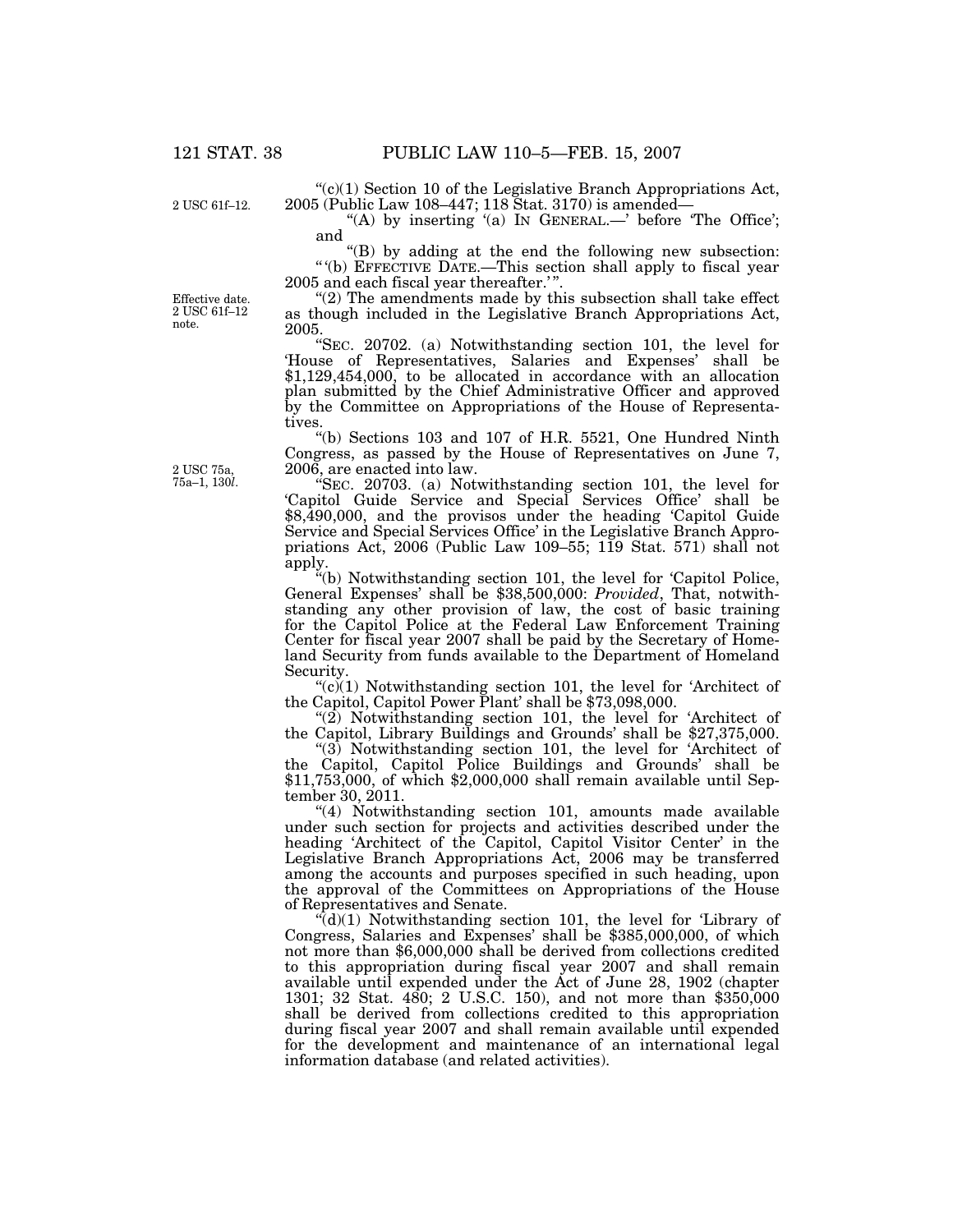"(c)(1) Section 10 of the Legislative Branch Appropriations Act, 2005 (Public Law 108–447; 118 Stat. 3170) is amended—

2 USC 61f–12.

"(A) by inserting '(a) IN GENERAL.—' before 'The Office'; and

"(B) by adding at the end the following new subsection:

"'(b) EFFECTIVE DATE.—This section shall apply to fiscal year 2005 and each fiscal year thereafter.'".

Effective date. 2 USC 61f–12 note.

"(2) The amendments made by this subsection shall take effect as though included in the Legislative Branch Appropriations Act, 2005.

"SEC. 20702. (a) Notwithstanding section 101, the level for 'House of Representatives, Salaries and Expenses' shall be $1,129,454,000, to be allocated in accordance with an allocation plan submitted by the Chief Administrative Officer and approved by the Committee on Appropriations of the House of Representatives.

"(b) Sections 103 and 107 of H.R. 5521, One Hundred Ninth Congress, as passed by the House of Representatives on June 7, 2006, are enacted into law.

2 USC 75a, 75a–1, 130*l*.

"SEC. 20703. (a) Notwithstanding section 101, the level for 'Capitol Guide Service and Special Services Office' shall be $8,490,000, and the provisos under the heading 'Capitol Guide Service and Special Services Office' in the Legislative Branch Appropriations Act, 2006 (Public Law 109–55; 119 Stat. 571) shall not apply.

"(b) Notwithstanding section 101, the level for 'Capitol Police, General Expenses' shall be $38,500,000: *Provided*, That, notwithstanding any other provision of law, the cost of basic training for the Capitol Police at the Federal Law Enforcement Training Center for fiscal year 2007 shall be paid by the Secretary of Homeland Security from funds available to the Department of Homeland Security.

"(c)(1) Notwithstanding section 101, the level for 'Architect of the Capitol, Capitol Power Plant' shall be $73,098,000.

"(2) Notwithstanding section 101, the level for 'Architect of the Capitol, Library Buildings and Grounds' shall be $27,375,000.

"(3) Notwithstanding section 101, the level for 'Architect of the Capitol, Capitol Police Buildings and Grounds' shall be $11,753,000, of which $2,000,000 shall remain available until September 30, 2011.

"(4) Notwithstanding section 101, amounts made available under such section for projects and activities described under the heading 'Architect of the Capitol, Capitol Visitor Center' in the Legislative Branch Appropriations Act, 2006 may be transferred among the accounts and purposes specified in such heading, upon the approval of the Committees on Appropriations of the House of Representatives and Senate.

"(d)(1) Notwithstanding section 101, the level for 'Library of Congress, Salaries and Expenses' shall be $385,000,000, of which not more than $6,000,000 shall be derived from collections credited to this appropriation during fiscal year 2007 and shall remain available until expended under the Act of June 28, 1902 (chapter 1301; 32 Stat. 480; 2 U.S.C. 150), and not more than $350,000 shall be derived from collections credited to this appropriation during fiscal year 2007 and shall remain available until expended for the development and maintenance of an international legal information database (and related activities).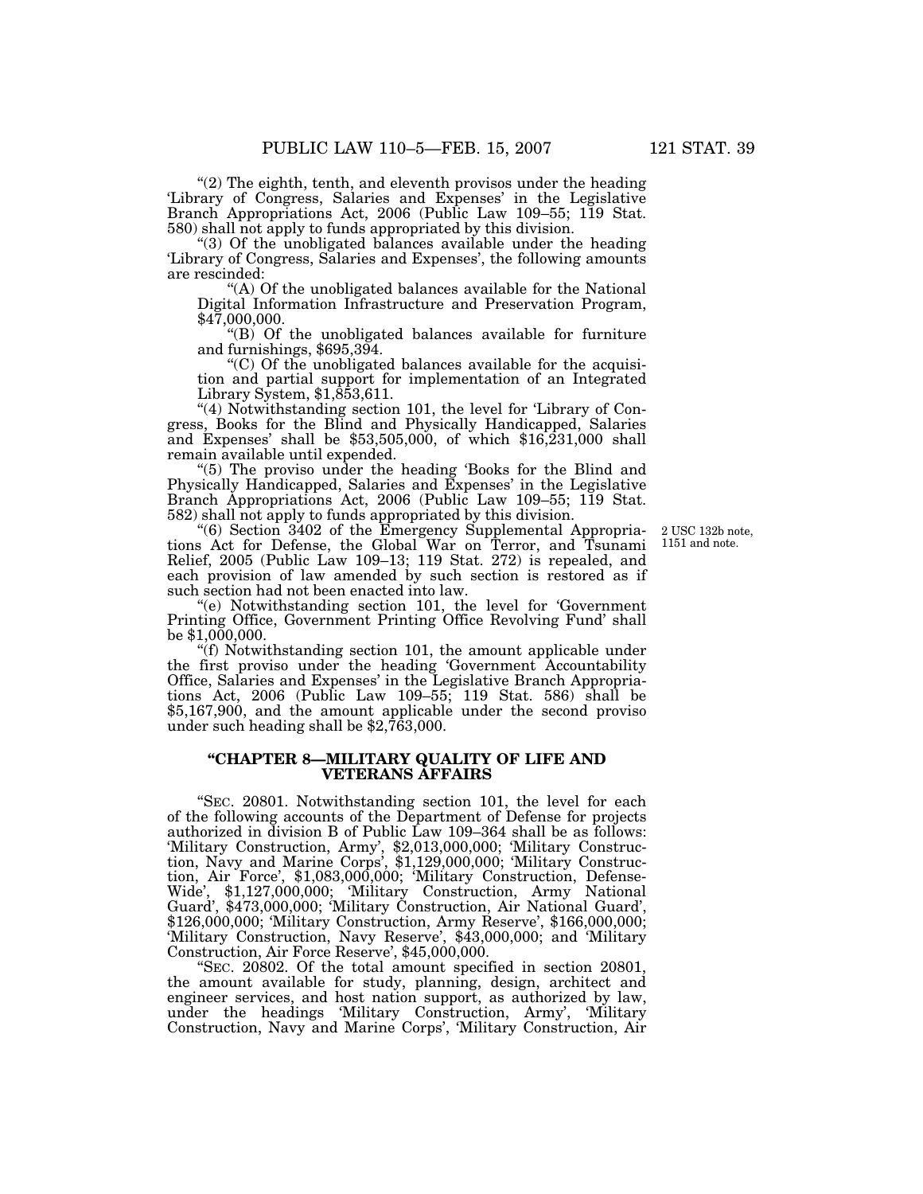"(2) The eighth, tenth, and eleventh provisos under the heading 'Library of Congress, Salaries and Expenses' in the Legislative Branch Appropriations Act, 2006 (Public Law 109–55; 119 Stat. 580) shall not apply to funds appropriated by this division.

"(3) Of the unobligated balances available under the heading 'Library of Congress, Salaries and Expenses', the following amounts are rescinded:

"(A) Of the unobligated balances available for the National Digital Information Infrastructure and Preservation Program, $47,000,000.

"(B) Of the unobligated balances available for furniture and furnishings, $695,394.

"(C) Of the unobligated balances available for the acquisition and partial support for implementation of an Integrated Library System, $1,853,611.

"(4) Notwithstanding section 101, the level for 'Library of Congress, Books for the Blind and Physically Handicapped, Salaries and Expenses' shall be $53,505,000, of which $16,231,000 shall remain available until expended.

"(5) The proviso under the heading 'Books for the Blind and Physically Handicapped, Salaries and Expenses' in the Legislative Branch Appropriations Act, 2006 (Public Law 109–55; 119 Stat. 582) shall not apply to funds appropriated by this division.

"(6) Section 3402 of the Emergency Supplemental Appropriations Act for Defense, the Global War on Terror, and Tsunami Relief, 2005 (Public Law 109–13; 119 Stat. 272) is repealed, and each provision of law amended by such section is restored as if such section had not been enacted into law.

2 USC 132b note, 1151 and note.

"(e) Notwithstanding section 101, the level for 'Government Printing Office, Government Printing Office Revolving Fund' shall be $1,000,000.

"(f) Notwithstanding section 101, the amount applicable under the first proviso under the heading 'Government Accountability Office, Salaries and Expenses' in the Legislative Branch Appropriations Act, 2006 (Public Law 109–55; 119 Stat. 586) shall be $5,167,900, and the amount applicable under the second proviso under such heading shall be $2,763,000.

## "CHAPTER 8—MILITARY QUALITY OF LIFE AND VETERANS AFFAIRS

"SEC. 20801. Notwithstanding section 101, the level for each of the following accounts of the Department of Defense for projects authorized in division B of Public Law 109–364 shall be as follows: 'Military Construction, Army', $2,013,000,000; 'Military Construction, Navy and Marine Corps', $1,129,000,000; 'Military Construction, Air Force', $1,083,000,000; 'Military Construction, Defense-Wide', $1,127,000,000; 'Military Construction, Army National Guard', $473,000,000; 'Military Construction, Air National Guard', $126,000,000; 'Military Construction, Army Reserve', $166,000,000; 'Military Construction, Navy Reserve', $43,000,000; and 'Military Construction, Air Force Reserve', $45,000,000.

"SEC. 20802. Of the total amount specified in section 20801, the amount available for study, planning, design, architect and engineer services, and host nation support, as authorized by law, under the headings 'Military Construction, Army', 'Military Construction, Navy and Marine Corps', 'Military Construction, Air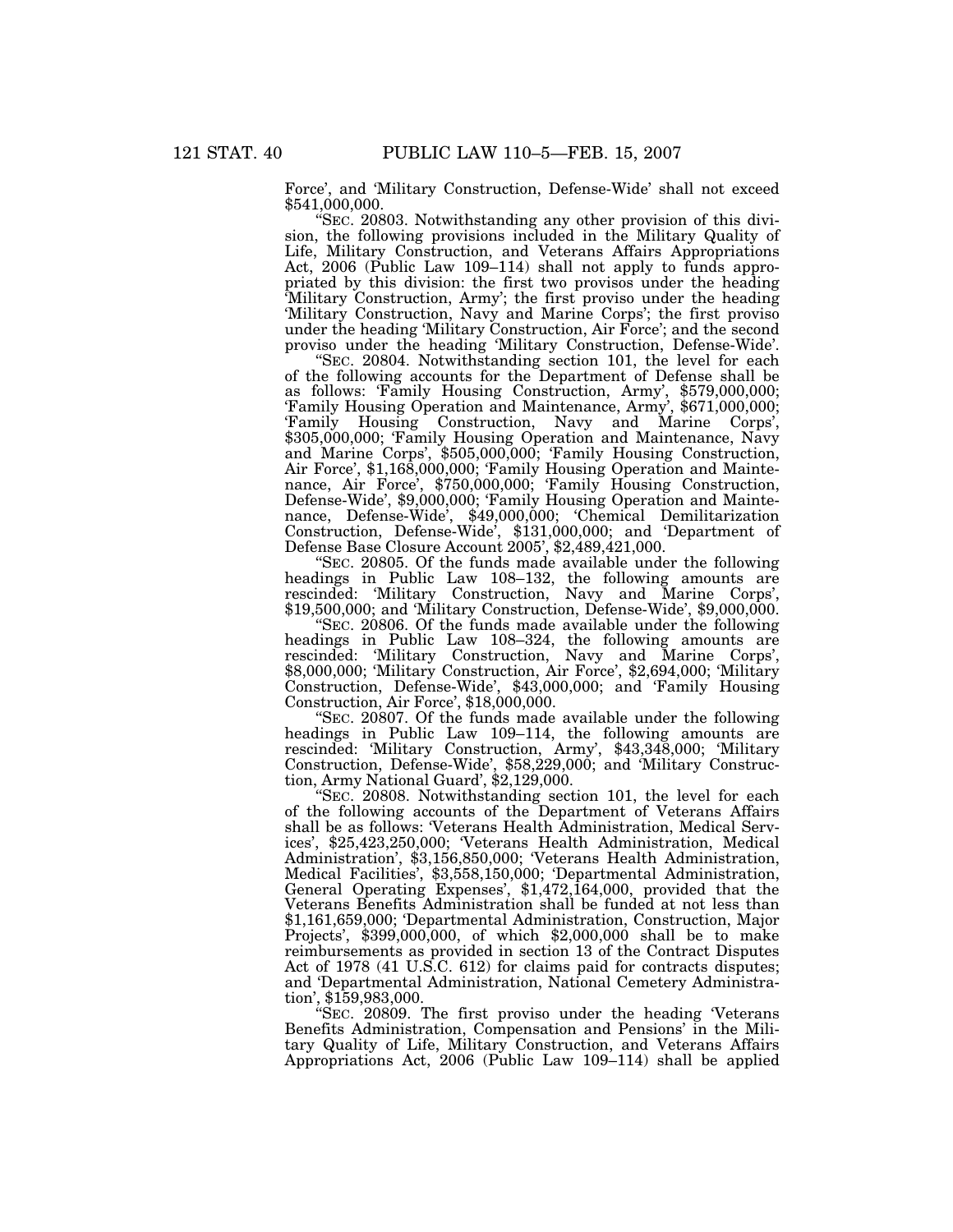Force', and 'Military Construction, Defense-Wide' shall not exceed $541,000,000.

"SEC. 20803. Notwithstanding any other provision of this division, the following provisions included in the Military Quality of Life, Military Construction, and Veterans Affairs Appropriations Act, 2006 (Public Law 109–114) shall not apply to funds appropriated by this division: the first two provisos under the heading 'Military Construction, Army'; the first proviso under the heading 'Military Construction, Navy and Marine Corps'; the first proviso under the heading 'Military Construction, Air Force'; and the second proviso under the heading 'Military Construction, Defense-Wide'.

"SEC. 20804. Notwithstanding section 101, the level for each of the following accounts for the Department of Defense shall be as follows: 'Family Housing Construction, Army', $579,000,000; 'Family Housing Operation and Maintenance, Army', $671,000,000; 'Family Housing Construction, Navy and Marine Corps', $305,000,000; 'Family Housing Operation and Maintenance, Navy and Marine Corps', $505,000,000; 'Family Housing Construction, Air Force', $1,168,000,000; 'Family Housing Operation and Maintenance, Air Force', $750,000,000; 'Family Housing Construction, Defense-Wide', $9,000,000; 'Family Housing Operation and Maintenance, Defense-Wide', $49,000,000; 'Chemical Demilitarization Construction, Defense-Wide', $131,000,000; and 'Department of Defense Base Closure Account 2005', $2,489,421,000.

"SEC. 20805. Of the funds made available under the following headings in Public Law 108–132, the following amounts are rescinded: 'Military Construction, Navy and Marine Corps', $19,500,000; and 'Military Construction, Defense-Wide', $9,000,000.

"SEC. 20806. Of the funds made available under the following headings in Public Law 108–324, the following amounts are rescinded: 'Military Construction, Navy and Marine Corps', $8,000,000; 'Military Construction, Air Force', $2,694,000; 'Military Construction, Defense-Wide', $43,000,000; and 'Family Housing Construction, Air Force', $18,000,000.

"SEC. 20807. Of the funds made available under the following headings in Public Law 109–114, the following amounts are rescinded: 'Military Construction, Army', $43,348,000; 'Military Construction, Defense-Wide', $58,229,000; and 'Military Construction, Army National Guard', $2,129,000.

"SEC. 20808. Notwithstanding section 101, the level for each of the following accounts of the Department of Veterans Affairs shall be as follows: 'Veterans Health Administration, Medical Services', $25,423,250,000; 'Veterans Health Administration, Medical Administration', $3,156,850,000; 'Veterans Health Administration, Medical Facilities', $3,558,150,000; 'Departmental Administration, General Operating Expenses', $1,472,164,000, provided that the Veterans Benefits Administration shall be funded at not less than $1,161,659,000; 'Departmental Administration, Construction, Major Projects', $399,000,000, of which $2,000,000 shall be to make reimbursements as provided in section 13 of the Contract Disputes Act of 1978 (41 U.S.C. 612) for claims paid for contracts disputes; and 'Departmental Administration, National Cemetery Administration', $159,983,000.

"SEC. 20809. The first proviso under the heading 'Veterans Benefits Administration, Compensation and Pensions' in the Military Quality of Life, Military Construction, and Veterans Affairs Appropriations Act, 2006 (Public Law 109–114) shall be applied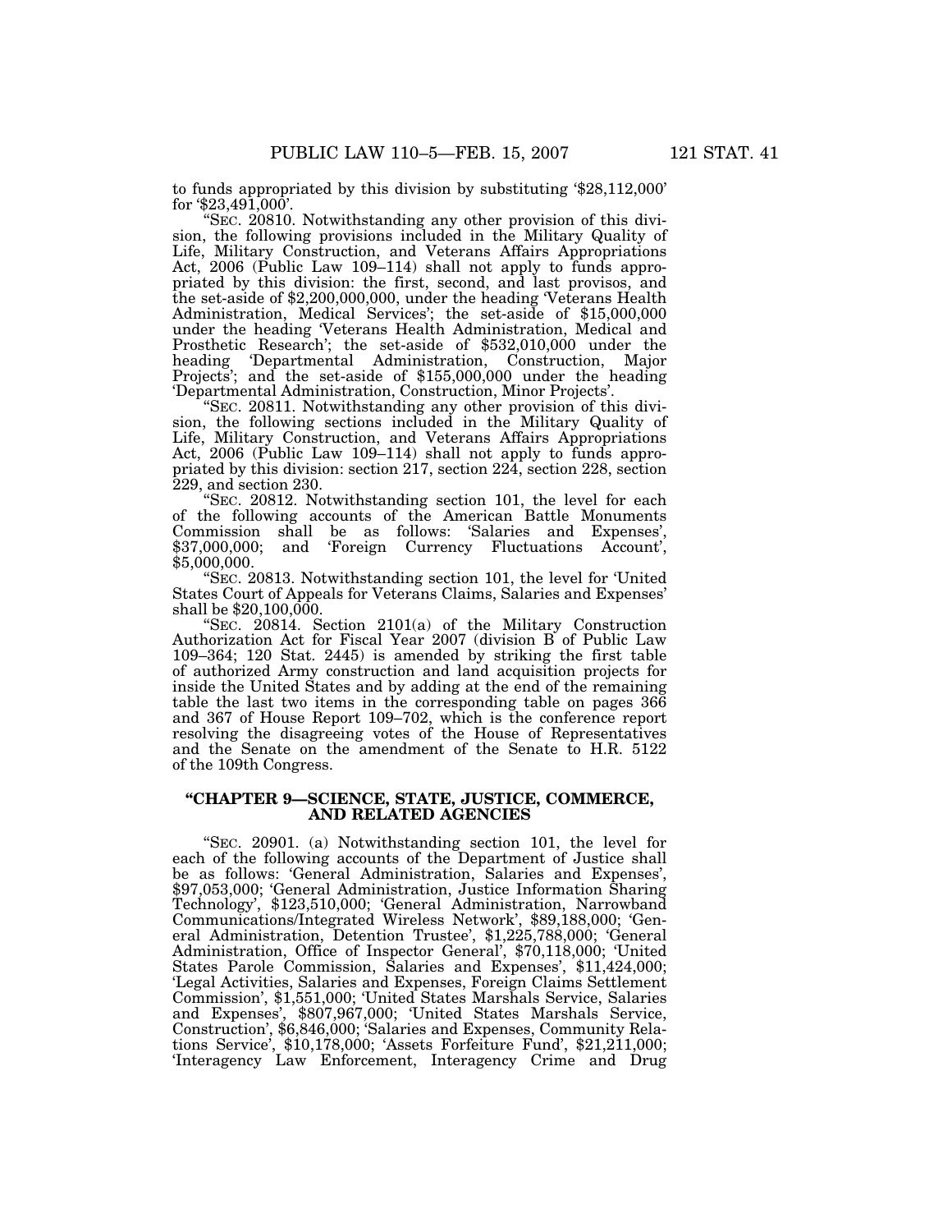to funds appropriated by this division by substituting '$28,112,000' for '$23,491,000'.

"SEC. 20810. Notwithstanding any other provision of this division, the following provisions included in the Military Quality of Life, Military Construction, and Veterans Affairs Appropriations Act, 2006 (Public Law 109–114) shall not apply to funds appropriated by this division: the first, second, and last provisos, and the set-aside of $2,200,000,000, under the heading 'Veterans Health Administration, Medical Services'; the set-aside of $15,000,000 under the heading 'Veterans Health Administration, Medical and Prosthetic Research'; the set-aside of $532,010,000 under the heading 'Departmental Administration, Construction, Major Projects'; and the set-aside of $155,000,000 under the heading 'Departmental Administration, Construction, Minor Projects'.

"SEC. 20811. Notwithstanding any other provision of this division, the following sections included in the Military Quality of Life, Military Construction, and Veterans Affairs Appropriations Act, 2006 (Public Law 109–114) shall not apply to funds appropriated by this division: section 217, section 224, section 228, section 229, and section 230.

"SEC. 20812. Notwithstanding section 101, the level for each of the following accounts of the American Battle Monuments Commission shall be as follows: 'Salaries and Expenses', $37,000,000; and 'Foreign Currency Fluctuations Account', $5,000,000.

"SEC. 20813. Notwithstanding section 101, the level for 'United States Court of Appeals for Veterans Claims, Salaries and Expenses' shall be $20,100,000.

"SEC. 20814. Section 2101(a) of the Military Construction Authorization Act for Fiscal Year 2007 (division B of Public Law 109–364; 120 Stat. 2445) is amended by striking the first table of authorized Army construction and land acquisition projects for inside the United States and by adding at the end of the remaining table the last two items in the corresponding table on pages 366 and 367 of House Report 109–702, which is the conference report resolving the disagreeing votes of the House of Representatives and the Senate on the amendment of the Senate to H.R. 5122 of the 109th Congress.

## "CHAPTER 9—SCIENCE, STATE, JUSTICE, COMMERCE, AND RELATED AGENCIES

"SEC. 20901. (a) Notwithstanding section 101, the level for each of the following accounts of the Department of Justice shall be as follows: 'General Administration, Salaries and Expenses', $97,053,000; 'General Administration, Justice Information Sharing Technology', $123,510,000; 'General Administration, Narrowband Communications/Integrated Wireless Network', $89,188,000; 'General Administration, Detention Trustee', $1,225,788,000; 'General Administration, Office of Inspector General', $70,118,000; 'United States Parole Commission, Salaries and Expenses', $11,424,000; 'Legal Activities, Salaries and Expenses, Foreign Claims Settlement Commission', $1,551,000; 'United States Marshals Service, Salaries and Expenses', $807,967,000; 'United States Marshals Service, Construction', $6,846,000; 'Salaries and Expenses, Community Relations Service', $10,178,000; 'Assets Forfeiture Fund', $21,211,000; 'Interagency Law Enforcement, Interagency Crime and Drug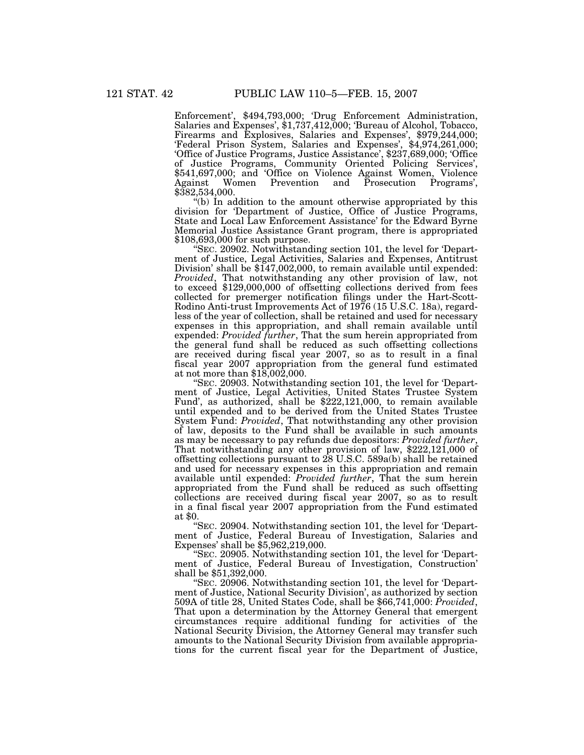Enforcement', $494,793,000; 'Drug Enforcement Administration, Salaries and Expenses', $1,737,412,000; 'Bureau of Alcohol, Tobacco, Firearms and Explosives, Salaries and Expenses', $979,244,000; 'Federal Prison System, Salaries and Expenses', $4,974,261,000; 'Office of Justice Programs, Justice Assistance', $237,689,000; 'Office of Justice Programs, Community Oriented Policing Services', $541,697,000; and 'Office on Violence Against Women, Violence Against Women Prevention and Prosecution Programs', $382,534,000.

"(b) In addition to the amount otherwise appropriated by this division for 'Department of Justice, Office of Justice Programs, State and Local Law Enforcement Assistance' for the Edward Byrne Memorial Justice Assistance Grant program, there is appropriated $108,693,000 for such purpose.

"SEC. 20902. Notwithstanding section 101, the level for 'Department of Justice, Legal Activities, Salaries and Expenses, Antitrust Division' shall be $147,002,000, to remain available until expended: *Provided*, That notwithstanding any other provision of law, not to exceed $129,000,000 of offsetting collections derived from fees collected for premerger notification filings under the Hart-Scott-Rodino Anti-trust Improvements Act of 1976 (15 U.S.C. 18a), regardless of the year of collection, shall be retained and used for necessary expenses in this appropriation, and shall remain available until expended: *Provided further*, That the sum herein appropriated from the general fund shall be reduced as such offsetting collections are received during fiscal year 2007, so as to result in a final fiscal year 2007 appropriation from the general fund estimated at not more than $18,002,000.

"SEC. 20903. Notwithstanding section 101, the level for 'Department of Justice, Legal Activities, United States Trustee System Fund', as authorized, shall be $222,121,000, to remain available until expended and to be derived from the United States Trustee System Fund: *Provided*, That notwithstanding any other provision of law, deposits to the Fund shall be available in such amounts as may be necessary to pay refunds due depositors: *Provided further*, That notwithstanding any other provision of law, $222,121,000 of offsetting collections pursuant to 28 U.S.C. 589a(b) shall be retained and used for necessary expenses in this appropriation and remain available until expended: *Provided further*, That the sum herein appropriated from the Fund shall be reduced as such offsetting collections are received during fiscal year 2007, so as to result in a final fiscal year 2007 appropriation from the Fund estimated at $0.

"SEC. 20904. Notwithstanding section 101, the level for 'Department of Justice, Federal Bureau of Investigation, Salaries and Expenses' shall be $5,962,219,000.

"SEC. 20905. Notwithstanding section 101, the level for 'Department of Justice, Federal Bureau of Investigation, Construction' shall be $51,392,000.

"SEC. 20906. Notwithstanding section 101, the level for 'Department of Justice, National Security Division', as authorized by section 509A of title 28, United States Code, shall be $66,741,000: *Provided*, That upon a determination by the Attorney General that emergent circumstances require additional funding for activities of the National Security Division, the Attorney General may transfer such amounts to the National Security Division from available appropriations for the current fiscal year for the Department of Justice,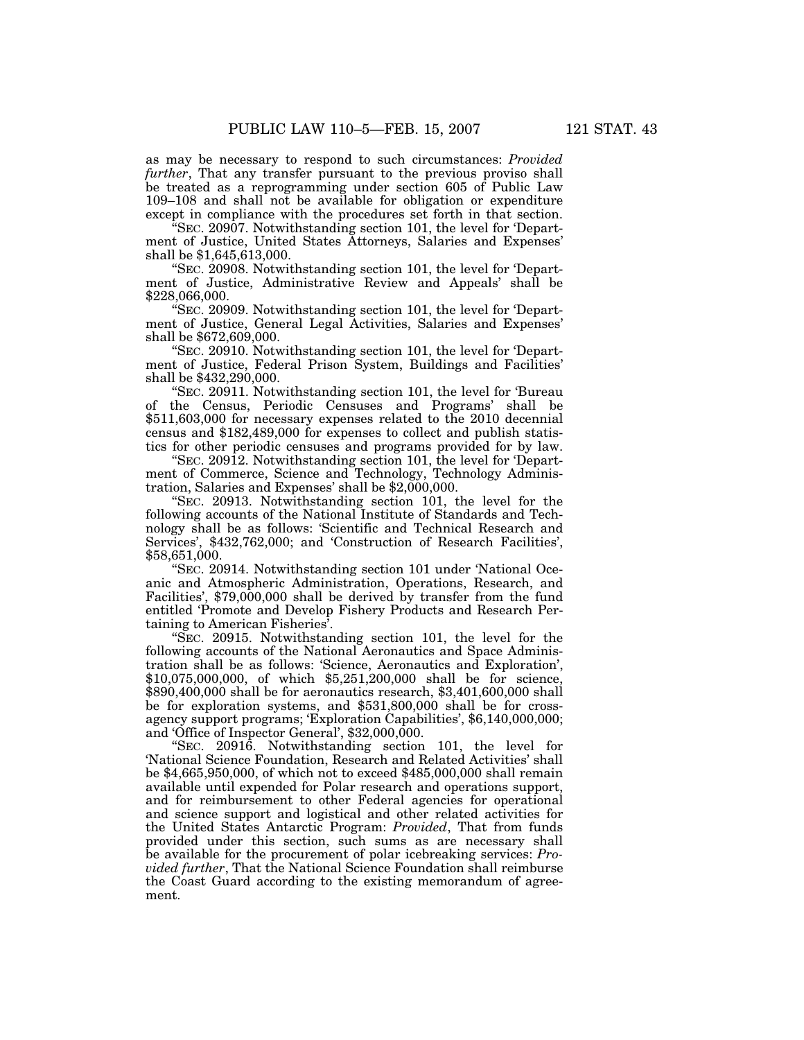as may be necessary to respond to such circumstances: *Provided further*, That any transfer pursuant to the previous proviso shall be treated as a reprogramming under section 605 of Public Law 109–108 and shall not be available for obligation or expenditure except in compliance with the procedures set forth in that section.

"SEC. 20907. Notwithstanding section 101, the level for 'Department of Justice, United States Attorneys, Salaries and Expenses' shall be $1,645,613,000.

"SEC. 20908. Notwithstanding section 101, the level for 'Department of Justice, Administrative Review and Appeals' shall be $228,066,000.

"SEC. 20909. Notwithstanding section 101, the level for 'Department of Justice, General Legal Activities, Salaries and Expenses' shall be $672,609,000.

"SEC. 20910. Notwithstanding section 101, the level for 'Department of Justice, Federal Prison System, Buildings and Facilities' shall be $432,290,000.

"SEC. 20911. Notwithstanding section 101, the level for 'Bureau of the Census, Periodic Censuses and Programs' shall be $511,603,000 for necessary expenses related to the 2010 decennial census and $182,489,000 for expenses to collect and publish statistics for other periodic censuses and programs provided for by law.

"SEC. 20912. Notwithstanding section 101, the level for 'Department of Commerce, Science and Technology, Technology Administration, Salaries and Expenses' shall be $2,000,000.

"SEC. 20913. Notwithstanding section 101, the level for the following accounts of the National Institute of Standards and Technology shall be as follows: 'Scientific and Technical Research and Services', $432,762,000; and 'Construction of Research Facilities', $58,651,000.

"SEC. 20914. Notwithstanding section 101 under 'National Oceanic and Atmospheric Administration, Operations, Research, and Facilities', $79,000,000 shall be derived by transfer from the fund entitled 'Promote and Develop Fishery Products and Research Pertaining to American Fisheries'.

"SEC. 20915. Notwithstanding section 101, the level for the following accounts of the National Aeronautics and Space Administration shall be as follows: 'Science, Aeronautics and Exploration', $10,075,000,000, of which $5,251,200,000 shall be for science, $890,400,000 shall be for aeronautics research, $3,401,600,000 shall be for exploration systems, and $531,800,000 shall be for cross-agency support programs; 'Exploration Capabilities', $6,140,000,000; and 'Office of Inspector General', $32,000,000.

"SEC. 20916. Notwithstanding section 101, the level for 'National Science Foundation, Research and Related Activities' shall be $4,665,950,000, of which not to exceed $485,000,000 shall remain available until expended for Polar research and operations support, and for reimbursement to other Federal agencies for operational and science support and logistical and other related activities for the United States Antarctic Program: *Provided*, That from funds provided under this section, such sums as are necessary shall be available for the procurement of polar icebreaking services: *Provided further*, That the National Science Foundation shall reimburse the Coast Guard according to the existing memorandum of agreement.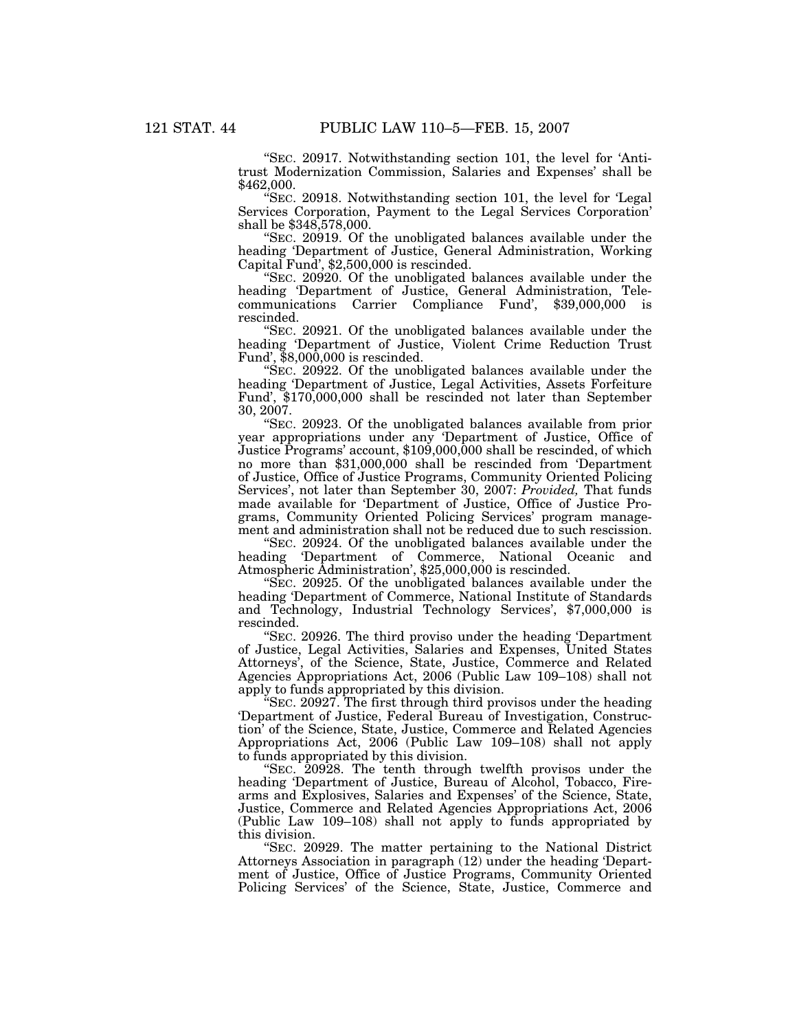"SEC. 20917. Notwithstanding section 101, the level for 'Antitrust Modernization Commission, Salaries and Expenses' shall be $462,000.

"SEC. 20918. Notwithstanding section 101, the level for 'Legal Services Corporation, Payment to the Legal Services Corporation' shall be $348,578,000.

"SEC. 20919. Of the unobligated balances available under the heading 'Department of Justice, General Administration, Working Capital Fund', $2,500,000 is rescinded.

"SEC. 20920. Of the unobligated balances available under the heading 'Department of Justice, General Administration, Telecommunications Carrier Compliance Fund', $39,000,000 is rescinded.

"SEC. 20921. Of the unobligated balances available under the heading 'Department of Justice, Violent Crime Reduction Trust Fund', $8,000,000 is rescinded.

"SEC. 20922. Of the unobligated balances available under the heading 'Department of Justice, Legal Activities, Assets Forfeiture Fund', $170,000,000 shall be rescinded not later than September 30, 2007.

"SEC. 20923. Of the unobligated balances available from prior year appropriations under any 'Department of Justice, Office of Justice Programs' account, $109,000,000 shall be rescinded, of which no more than $31,000,000 shall be rescinded from 'Department of Justice, Office of Justice Programs, Community Oriented Policing Services', not later than September 30, 2007: *Provided,* That funds made available for 'Department of Justice, Office of Justice Programs, Community Oriented Policing Services' program management and administration shall not be reduced due to such rescission.

"SEC. 20924. Of the unobligated balances available under the heading 'Department of Commerce, National Oceanic and Atmospheric Administration', $25,000,000 is rescinded.

"SEC. 20925. Of the unobligated balances available under the heading 'Department of Commerce, National Institute of Standards and Technology, Industrial Technology Services', $7,000,000 is rescinded.

"SEC. 20926. The third proviso under the heading 'Department of Justice, Legal Activities, Salaries and Expenses, United States Attorneys', of the Science, State, Justice, Commerce and Related Agencies Appropriations Act, 2006 (Public Law 109–108) shall not apply to funds appropriated by this division.

"SEC. 20927. The first through third provisos under the heading 'Department of Justice, Federal Bureau of Investigation, Construction' of the Science, State, Justice, Commerce and Related Agencies Appropriations Act, 2006 (Public Law 109–108) shall not apply to funds appropriated by this division.

"SEC. 20928. The tenth through twelfth provisos under the heading 'Department of Justice, Bureau of Alcohol, Tobacco, Firearms and Explosives, Salaries and Expenses' of the Science, State, Justice, Commerce and Related Agencies Appropriations Act, 2006 (Public Law 109–108) shall not apply to funds appropriated by this division.

"SEC. 20929. The matter pertaining to the National District Attorneys Association in paragraph (12) under the heading 'Department of Justice, Office of Justice Programs, Community Oriented Policing Services' of the Science, State, Justice, Commerce and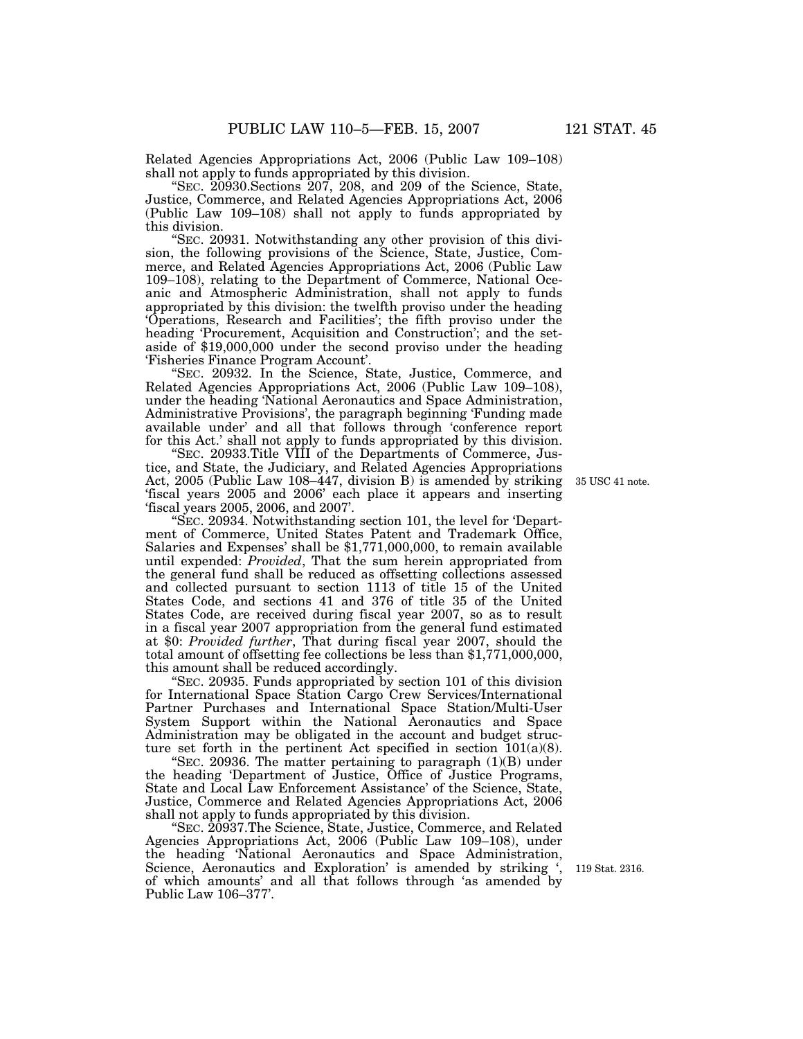Related Agencies Appropriations Act, 2006 (Public Law 109–108) shall not apply to funds appropriated by this division.

"SEC. 20930.Sections 207, 208, and 209 of the Science, State, Justice, Commerce, and Related Agencies Appropriations Act, 2006 (Public Law 109–108) shall not apply to funds appropriated by this division.

"SEC. 20931. Notwithstanding any other provision of this division, the following provisions of the Science, State, Justice, Commerce, and Related Agencies Appropriations Act, 2006 (Public Law 109–108), relating to the Department of Commerce, National Oceanic and Atmospheric Administration, shall not apply to funds appropriated by this division: the twelfth proviso under the heading 'Operations, Research and Facilities'; the fifth proviso under the heading 'Procurement, Acquisition and Construction'; and the set-aside of $19,000,000 under the second proviso under the heading 'Fisheries Finance Program Account'.

"SEC. 20932. In the Science, State, Justice, Commerce, and Related Agencies Appropriations Act, 2006 (Public Law 109–108), under the heading 'National Aeronautics and Space Administration, Administrative Provisions', the paragraph beginning 'Funding made available under' and all that follows through 'conference report for this Act.' shall not apply to funds appropriated by this division.

"SEC. 20933.Title VIII of the Departments of Commerce, Justice, and State, the Judiciary, and Related Agencies Appropriations Act, 2005 (Public Law 108–447, division B) is amended by striking 'fiscal years 2005 and 2006' each place it appears and inserting 'fiscal years 2005, 2006, and 2007'.

35 USC 41 note.

"SEC. 20934. Notwithstanding section 101, the level for 'Department of Commerce, United States Patent and Trademark Office, Salaries and Expenses' shall be $1,771,000,000, to remain available until expended: *Provided*, That the sum herein appropriated from the general fund shall be reduced as offsetting collections assessed and collected pursuant to section 1113 of title 15 of the United States Code, and sections 41 and 376 of title 35 of the United States Code, are received during fiscal year 2007, so as to result in a fiscal year 2007 appropriation from the general fund estimated at $0: *Provided further*, That during fiscal year 2007, should the total amount of offsetting fee collections be less than $1,771,000,000, this amount shall be reduced accordingly.

"SEC. 20935. Funds appropriated by section 101 of this division for International Space Station Cargo Crew Services/International Partner Purchases and International Space Station/Multi-User System Support within the National Aeronautics and Space Administration may be obligated in the account and budget structure set forth in the pertinent Act specified in section 101(a)(8).

"SEC. 20936. The matter pertaining to paragraph (1)(B) under the heading 'Department of Justice, Office of Justice Programs, State and Local Law Enforcement Assistance' of the Science, State, Justice, Commerce and Related Agencies Appropriations Act, 2006 shall not apply to funds appropriated by this division.

"SEC. 20937.The Science, State, Justice, Commerce, and Related Agencies Appropriations Act, 2006 (Public Law 109–108), under the heading 'National Aeronautics and Space Administration, Science, Aeronautics and Exploration' is amended by striking ', of which amounts' and all that follows through 'as amended by Public Law 106–377'.

119 Stat. 2316.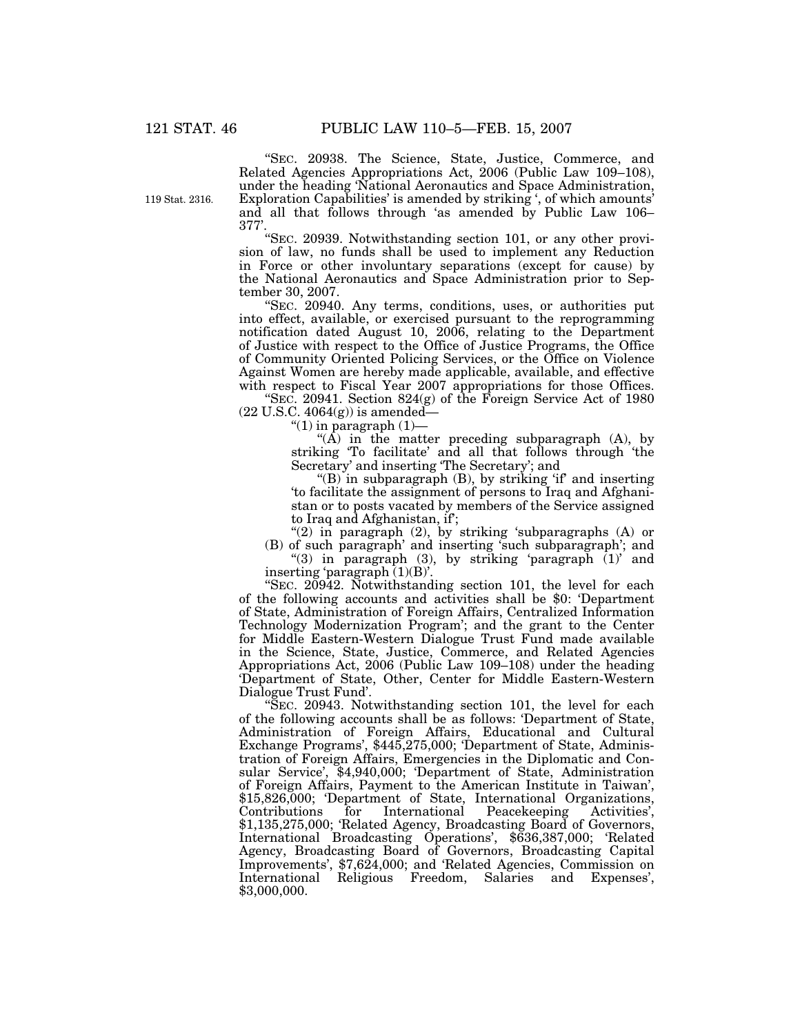"SEC. 20938. The Science, State, Justice, Commerce, and Related Agencies Appropriations Act, 2006 (Public Law 109–108), under the heading 'National Aeronautics and Space Administration, Exploration Capabilities' is amended by striking ', of which amounts' and all that follows through 'as amended by Public Law 106–377'.

119 Stat. 2316.

"SEC. 20939. Notwithstanding section 101, or any other provision of law, no funds shall be used to implement any Reduction in Force or other involuntary separations (except for cause) by the National Aeronautics and Space Administration prior to September 30, 2007.

"SEC. 20940. Any terms, conditions, uses, or authorities put into effect, available, or exercised pursuant to the reprogramming notification dated August 10, 2006, relating to the Department of Justice with respect to the Office of Justice Programs, the Office of Community Oriented Policing Services, or the Office on Violence Against Women are hereby made applicable, available, and effective with respect to Fiscal Year 2007 appropriations for those Offices.

"SEC. 20941. Section 824(g) of the Foreign Service Act of 1980 (22 U.S.C. 4064(g)) is amended—

"(1) in paragraph (1)—

"(A) in the matter preceding subparagraph (A), by striking 'To facilitate' and all that follows through 'the Secretary' and inserting 'The Secretary'; and

"(B) in subparagraph (B), by striking 'if' and inserting 'to facilitate the assignment of persons to Iraq and Afghanistan or to posts vacated by members of the Service assigned to Iraq and Afghanistan, if';

"(2) in paragraph (2), by striking 'subparagraphs (A) or (B) of such paragraph' and inserting 'such subparagraph'; and

"(3) in paragraph (3), by striking 'paragraph (1)' and inserting 'paragraph (1)(B)'.

"SEC. 20942. Notwithstanding section 101, the level for each of the following accounts and activities shall be $0: 'Department of State, Administration of Foreign Affairs, Centralized Information Technology Modernization Program'; and the grant to the Center for Middle Eastern-Western Dialogue Trust Fund made available in the Science, State, Justice, Commerce, and Related Agencies Appropriations Act, 2006 (Public Law 109–108) under the heading 'Department of State, Other, Center for Middle Eastern-Western Dialogue Trust Fund'.

"SEC. 20943. Notwithstanding section 101, the level for each of the following accounts shall be as follows: 'Department of State, Administration of Foreign Affairs, Educational and Cultural Exchange Programs', $445,275,000; 'Department of State, Administration of Foreign Affairs, Emergencies in the Diplomatic and Consular Service', $4,940,000; 'Department of State, Administration of Foreign Affairs, Payment to the American Institute in Taiwan', $15,826,000; 'Department of State, International Organizations, Contributions for International Peacekeeping Activities', $1,135,275,000; 'Related Agency, Broadcasting Board of Governors, International Broadcasting Operations', $636,387,000; 'Related Agency, Broadcasting Board of Governors, Broadcasting Capital Improvements', $7,624,000; and 'Related Agencies, Commission on International Religious Freedom, Salaries and Expenses', $3,000,000.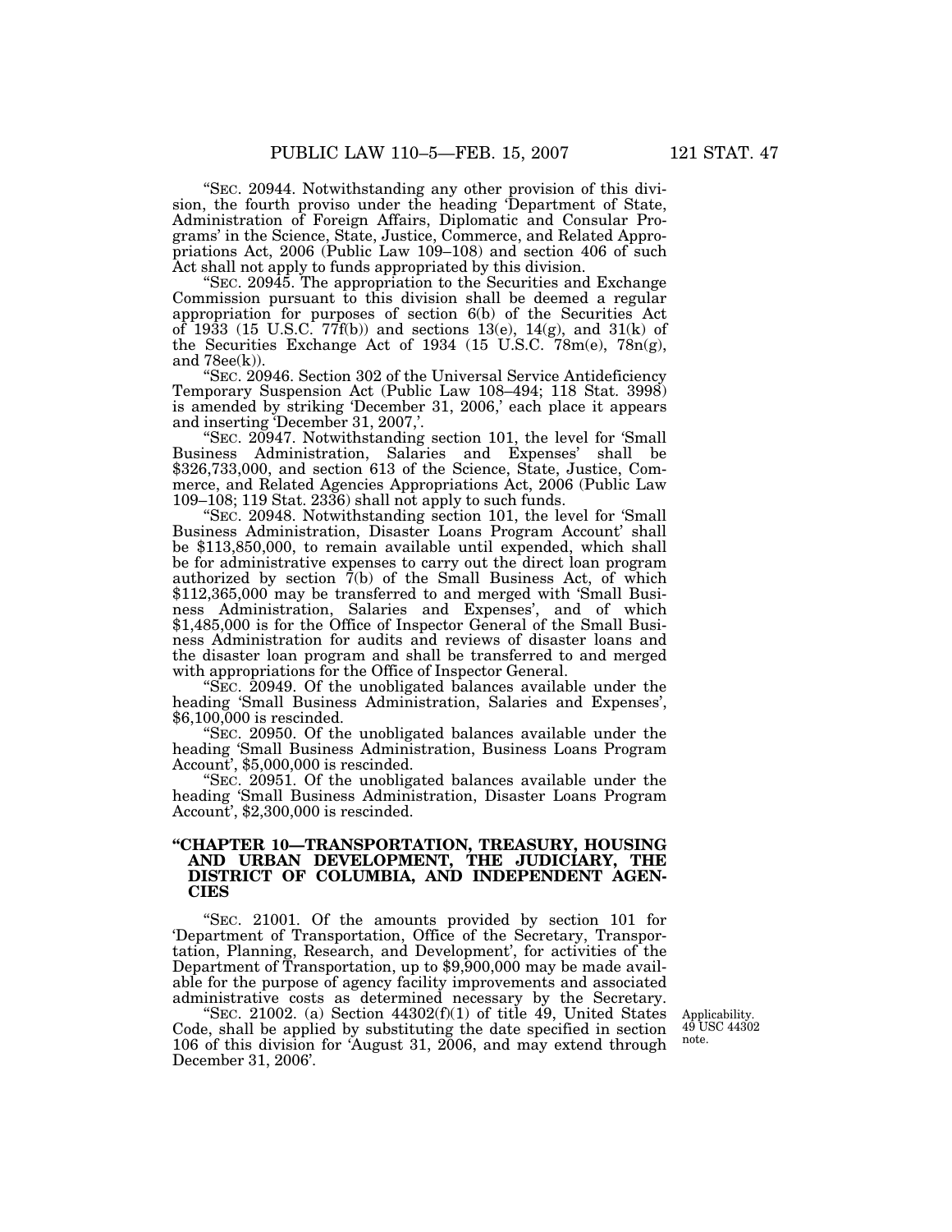"SEC. 20944. Notwithstanding any other provision of this division, the fourth proviso under the heading 'Department of State, Administration of Foreign Affairs, Diplomatic and Consular Programs' in the Science, State, Justice, Commerce, and Related Appropriations Act, 2006 (Public Law 109–108) and section 406 of such Act shall not apply to funds appropriated by this division.

"SEC. 20945. The appropriation to the Securities and Exchange Commission pursuant to this division shall be deemed a regular appropriation for purposes of section 6(b) of the Securities Act of 1933 (15 U.S.C. 77f(b)) and sections 13(e), 14(g), and 31(k) of the Securities Exchange Act of 1934 (15 U.S.C. 78m(e), 78n(g), and 78ee(k)).

"SEC. 20946. Section 302 of the Universal Service Antideficiency Temporary Suspension Act (Public Law 108–494; 118 Stat. 3998) is amended by striking 'December 31, 2006,' each place it appears and inserting 'December 31, 2007,'.

"SEC. 20947. Notwithstanding section 101, the level for 'Small Business Administration, Salaries and Expenses' shall be $326,733,000, and section 613 of the Science, State, Justice, Commerce, and Related Agencies Appropriations Act, 2006 (Public Law 109–108; 119 Stat. 2336) shall not apply to such funds.

"SEC. 20948. Notwithstanding section 101, the level for 'Small Business Administration, Disaster Loans Program Account' shall be $113,850,000, to remain available until expended, which shall be for administrative expenses to carry out the direct loan program authorized by section 7(b) of the Small Business Act, of which $112,365,000 may be transferred to and merged with 'Small Business Administration, Salaries and Expenses', and of which $1,485,000 is for the Office of Inspector General of the Small Business Administration for audits and reviews of disaster loans and the disaster loan program and shall be transferred to and merged with appropriations for the Office of Inspector General.

"SEC. 20949. Of the unobligated balances available under the heading 'Small Business Administration, Salaries and Expenses', $6,100,000 is rescinded.

"SEC. 20950. Of the unobligated balances available under the heading 'Small Business Administration, Business Loans Program Account', $5,000,000 is rescinded.

"SEC. 20951. Of the unobligated balances available under the heading 'Small Business Administration, Disaster Loans Program Account', $2,300,000 is rescinded.

## "CHAPTER 10—TRANSPORTATION, TREASURY, HOUSING AND URBAN DEVELOPMENT, THE JUDICIARY, THE DISTRICT OF COLUMBIA, AND INDEPENDENT AGENCIES

"SEC. 21001. Of the amounts provided by section 101 for 'Department of Transportation, Office of the Secretary, Transportation, Planning, Research, and Development', for activities of the Department of Transportation, up to $9,900,000 may be made available for the purpose of agency facility improvements and associated administrative costs as determined necessary by the Secretary.

Applicability. 49 USC 44302 note.

"SEC. 21002. (a) Section 44302(f)(1) of title 49, United States Code, shall be applied by substituting the date specified in section 106 of this division for 'August 31, 2006, and may extend through December 31, 2006'.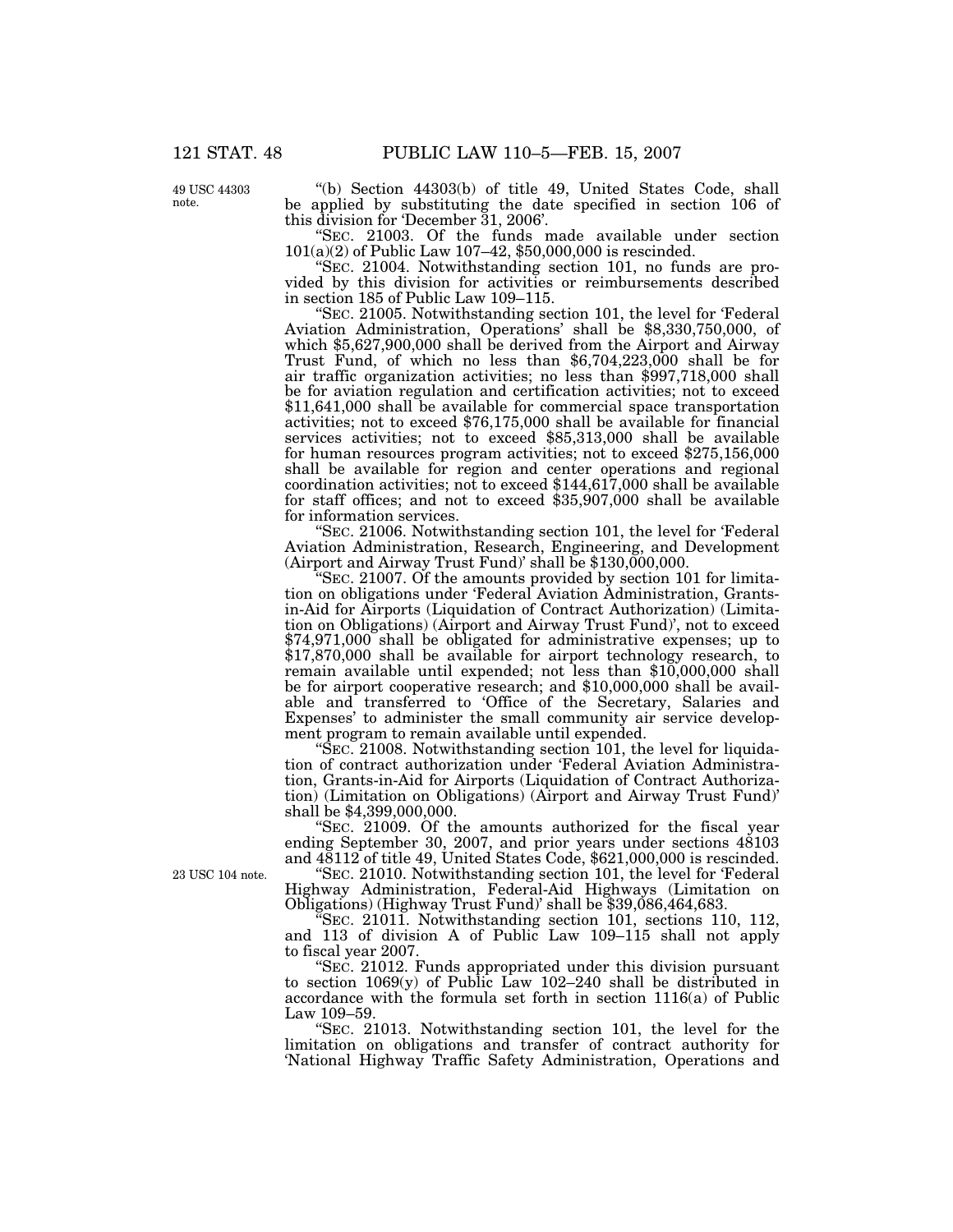49 USC 44303 note.

"(b) Section 44303(b) of title 49, United States Code, shall be applied by substituting the date specified in section 106 of this division for 'December 31, 2006'.

"SEC. 21003. Of the funds made available under section 101(a)(2) of Public Law 107–42, $50,000,000 is rescinded.

"SEC. 21004. Notwithstanding section 101, no funds are provided by this division for activities or reimbursements described in section 185 of Public Law 109–115.

"SEC. 21005. Notwithstanding section 101, the level for 'Federal Aviation Administration, Operations' shall be $8,330,750,000, of which $5,627,900,000 shall be derived from the Airport and Airway Trust Fund, of which no less than $6,704,223,000 shall be for air traffic organization activities; no less than $997,718,000 shall be for aviation regulation and certification activities; not to exceed $11,641,000 shall be available for commercial space transportation activities; not to exceed $76,175,000 shall be available for financial services activities; not to exceed $85,313,000 shall be available for human resources program activities; not to exceed $275,156,000 shall be available for region and center operations and regional coordination activities; not to exceed $144,617,000 shall be available for staff offices; and not to exceed $35,907,000 shall be available for information services.

"SEC. 21006. Notwithstanding section 101, the level for 'Federal Aviation Administration, Research, Engineering, and Development (Airport and Airway Trust Fund)' shall be $130,000,000.

"SEC. 21007. Of the amounts provided by section 101 for limitation on obligations under 'Federal Aviation Administration, Grants-in-Aid for Airports (Liquidation of Contract Authorization) (Limitation on Obligations) (Airport and Airway Trust Fund)', not to exceed $74,971,000 shall be obligated for administrative expenses; up to $17,870,000 shall be available for airport technology research, to remain available until expended; not less than $10,000,000 shall be for airport cooperative research; and $10,000,000 shall be available and transferred to 'Office of the Secretary, Salaries and Expenses' to administer the small community air service development program to remain available until expended.

"SEC. 21008. Notwithstanding section 101, the level for liquidation of contract authorization under 'Federal Aviation Administration, Grants-in-Aid for Airports (Liquidation of Contract Authorization) (Limitation on Obligations) (Airport and Airway Trust Fund)' shall be $4,399,000,000.

"SEC. 21009. Of the amounts authorized for the fiscal year ending September 30, 2007, and prior years under sections 48103 and 48112 of title 49, United States Code, $621,000,000 is rescinded.

23 USC 104 note.

"SEC. 21010. Notwithstanding section 101, the level for 'Federal Highway Administration, Federal-Aid Highways (Limitation on Obligations) (Highway Trust Fund)' shall be $39,086,464,683.

"SEC. 21011. Notwithstanding section 101, sections 110, 112, and 113 of division A of Public Law 109–115 shall not apply to fiscal year 2007.

"SEC. 21012. Funds appropriated under this division pursuant to section 1069(y) of Public Law 102–240 shall be distributed in accordance with the formula set forth in section 1116(a) of Public Law 109–59.

"SEC. 21013. Notwithstanding section 101, the level for the limitation on obligations and transfer of contract authority for 'National Highway Traffic Safety Administration, Operations and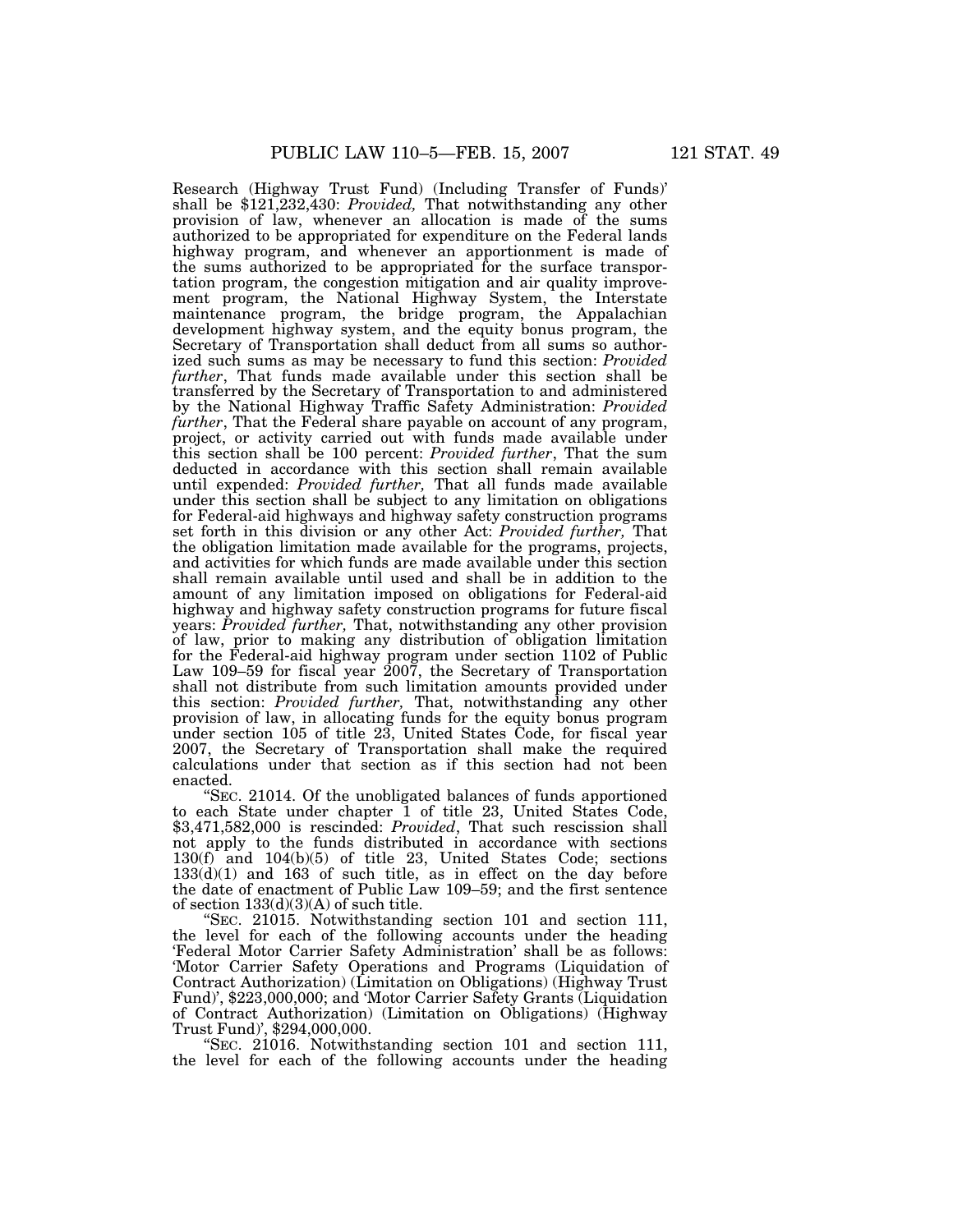Research (Highway Trust Fund) (Including Transfer of Funds)' shall be $121,232,430: *Provided,* That notwithstanding any other provision of law, whenever an allocation is made of the sums authorized to be appropriated for expenditure on the Federal lands highway program, and whenever an apportionment is made of the sums authorized to be appropriated for the surface transportation program, the congestion mitigation and air quality improvement program, the National Highway System, the Interstate maintenance program, the bridge program, the Appalachian development highway system, and the equity bonus program, the Secretary of Transportation shall deduct from all sums so authorized such sums as may be necessary to fund this section: *Provided further*, That funds made available under this section shall be transferred by the Secretary of Transportation to and administered by the National Highway Traffic Safety Administration: *Provided further*, That the Federal share payable on account of any program, project, or activity carried out with funds made available under this section shall be 100 percent: *Provided further*, That the sum deducted in accordance with this section shall remain available until expended: *Provided further,* That all funds made available under this section shall be subject to any limitation on obligations for Federal-aid highways and highway safety construction programs set forth in this division or any other Act: *Provided further,* That the obligation limitation made available for the programs, projects, and activities for which funds are made available under this section shall remain available until used and shall be in addition to the amount of any limitation imposed on obligations for Federal-aid highway and highway safety construction programs for future fiscal years: *Provided further,* That, notwithstanding any other provision of law, prior to making any distribution of obligation limitation for the Federal-aid highway program under section 1102 of Public Law 109–59 for fiscal year 2007, the Secretary of Transportation shall not distribute from such limitation amounts provided under this section: *Provided further,* That, notwithstanding any other provision of law, in allocating funds for the equity bonus program under section 105 of title 23, United States Code, for fiscal year 2007, the Secretary of Transportation shall make the required calculations under that section as if this section had not been enacted.

"SEC. 21014. Of the unobligated balances of funds apportioned to each State under chapter 1 of title 23, United States Code, $3,471,582,000 is rescinded: *Provided*, That such rescission shall not apply to the funds distributed in accordance with sections 130(f) and 104(b)(5) of title 23, United States Code; sections 133(d)(1) and 163 of such title, as in effect on the day before the date of enactment of Public Law 109–59; and the first sentence of section 133(d)(3)(A) of such title.

"SEC. 21015. Notwithstanding section 101 and section 111, the level for each of the following accounts under the heading 'Federal Motor Carrier Safety Administration' shall be as follows: 'Motor Carrier Safety Operations and Programs (Liquidation of Contract Authorization) (Limitation on Obligations) (Highway Trust Fund)', $223,000,000; and 'Motor Carrier Safety Grants (Liquidation of Contract Authorization) (Limitation on Obligations) (Highway Trust Fund)', $294,000,000.

"SEC. 21016. Notwithstanding section 101 and section 111, the level for each of the following accounts under the heading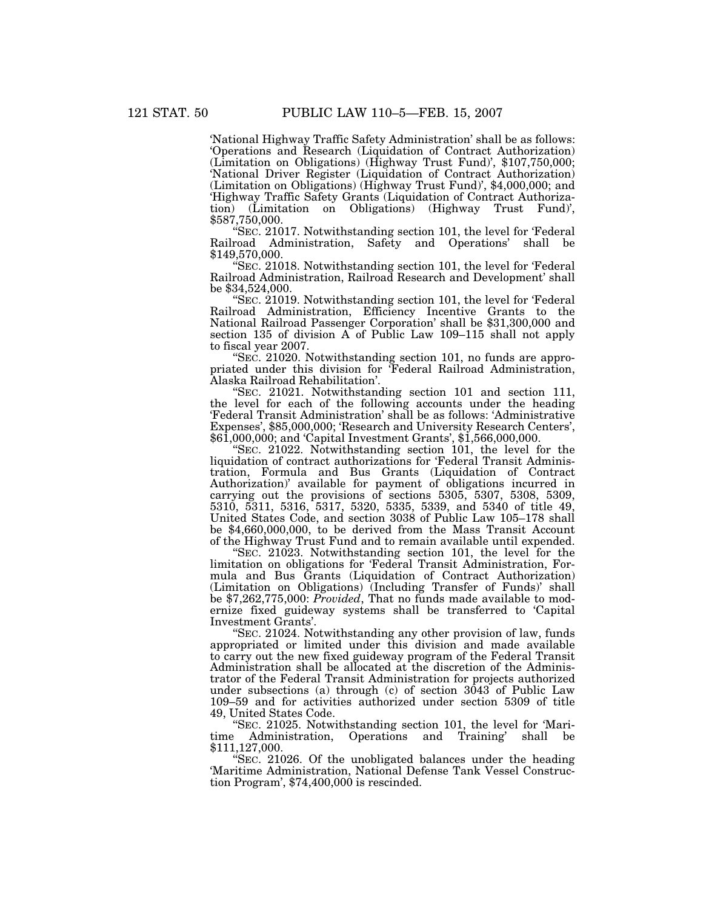'National Highway Traffic Safety Administration' shall be as follows: 'Operations and Research (Liquidation of Contract Authorization) (Limitation on Obligations) (Highway Trust Fund)', $107,750,000; 'National Driver Register (Liquidation of Contract Authorization) (Limitation on Obligations) (Highway Trust Fund)', $4,000,000; and 'Highway Traffic Safety Grants (Liquidation of Contract Authorization) (Limitation on Obligations) (Highway Trust Fund)', $587,750,000.

"SEC. 21017. Notwithstanding section 101, the level for 'Federal Railroad Administration, Safety and Operations' shall be $149,570,000.

"SEC. 21018. Notwithstanding section 101, the level for 'Federal Railroad Administration, Railroad Research and Development' shall be $34,524,000.

"SEC. 21019. Notwithstanding section 101, the level for 'Federal Railroad Administration, Efficiency Incentive Grants to the National Railroad Passenger Corporation' shall be $31,300,000 and section 135 of division A of Public Law 109–115 shall not apply to fiscal year 2007.

"SEC. 21020. Notwithstanding section 101, no funds are appropriated under this division for 'Federal Railroad Administration, Alaska Railroad Rehabilitation'.

"SEC. 21021. Notwithstanding section 101 and section 111, the level for each of the following accounts under the heading 'Federal Transit Administration' shall be as follows: 'Administrative Expenses', $85,000,000; 'Research and University Research Centers', $61,000,000; and 'Capital Investment Grants', $1,566,000,000.

"SEC. 21022. Notwithstanding section 101, the level for the liquidation of contract authorizations for 'Federal Transit Administration, Formula and Bus Grants (Liquidation of Contract Authorization)' available for payment of obligations incurred in carrying out the provisions of sections 5305, 5307, 5308, 5309, 5310, 5311, 5316, 5317, 5320, 5335, 5339, and 5340 of title 49, United States Code, and section 3038 of Public Law 105–178 shall be $4,660,000,000, to be derived from the Mass Transit Account of the Highway Trust Fund and to remain available until expended.

"SEC. 21023. Notwithstanding section 101, the level for the limitation on obligations for 'Federal Transit Administration, Formula and Bus Grants (Liquidation of Contract Authorization) (Limitation on Obligations) (Including Transfer of Funds)' shall be $7,262,775,000: *Provided*, That no funds made available to modernize fixed guideway systems shall be transferred to 'Capital Investment Grants'.

"SEC. 21024. Notwithstanding any other provision of law, funds appropriated or limited under this division and made available to carry out the new fixed guideway program of the Federal Transit Administration shall be allocated at the discretion of the Administrator of the Federal Transit Administration for projects authorized under subsections (a) through (c) of section 3043 of Public Law 109–59 and for activities authorized under section 5309 of title 49, United States Code.

"SEC. 21025. Notwithstanding section 101, the level for 'Maritime Administration, Operations and Training' shall be $111,127,000.

"SEC. 21026. Of the unobligated balances under the heading 'Maritime Administration, National Defense Tank Vessel Construction Program', $74,400,000 is rescinded.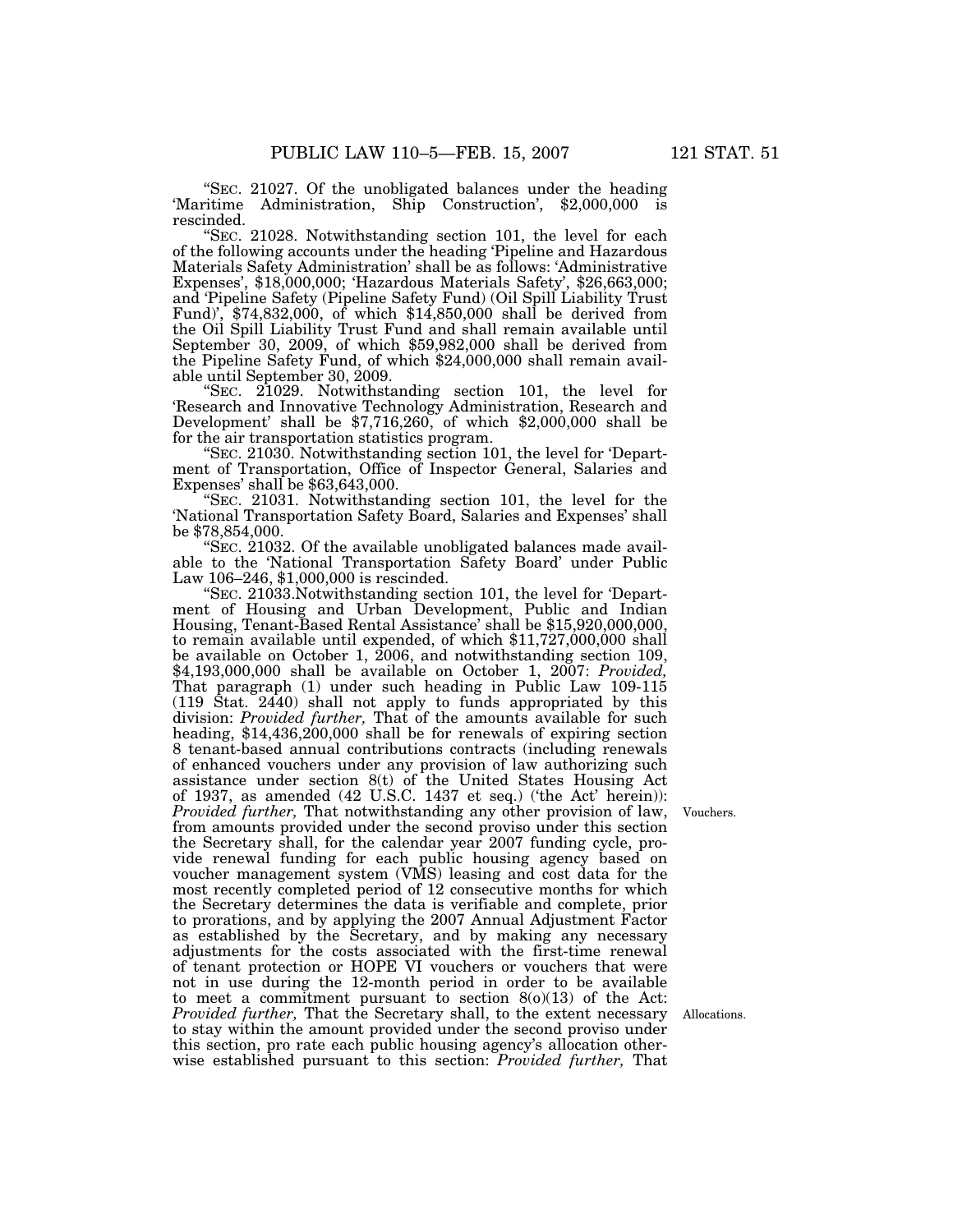"SEC. 21027. Of the unobligated balances under the heading 'Maritime Administration, Ship Construction', $2,000,000 is rescinded.

"SEC. 21028. Notwithstanding section 101, the level for each of the following accounts under the heading 'Pipeline and Hazardous Materials Safety Administration' shall be as follows: 'Administrative Expenses', $18,000,000; 'Hazardous Materials Safety', $26,663,000; and 'Pipeline Safety (Pipeline Safety Fund) (Oil Spill Liability Trust Fund)', $74,832,000, of which $14,850,000 shall be derived from the Oil Spill Liability Trust Fund and shall remain available until September 30, 2009, of which $59,982,000 shall be derived from the Pipeline Safety Fund, of which $24,000,000 shall remain available until September 30, 2009.

"SEC. 21029. Notwithstanding section 101, the level for 'Research and Innovative Technology Administration, Research and Development' shall be $7,716,260, of which $2,000,000 shall be for the air transportation statistics program.

"SEC. 21030. Notwithstanding section 101, the level for 'Department of Transportation, Office of Inspector General, Salaries and Expenses' shall be $63,643,000.

"SEC. 21031. Notwithstanding section 101, the level for the 'National Transportation Safety Board, Salaries and Expenses' shall be $78,854,000.

"SEC. 21032. Of the available unobligated balances made available to the 'National Transportation Safety Board' under Public Law 106–246, $1,000,000 is rescinded.

"SEC. 21033. Notwithstanding section 101, the level for 'Department of Housing and Urban Development, Public and Indian Housing, Tenant-Based Rental Assistance' shall be $15,920,000,000, to remain available until expended, of which $11,727,000,000 shall be available on October 1, 2006, and notwithstanding section 109, $4,193,000,000 shall be available on October 1, 2007: *Provided,* That paragraph (1) under such heading in Public Law 109-115 (119 Stat. 2440) shall not apply to funds appropriated by this division: *Provided further,* That of the amounts available for such heading, $14,436,200,000 shall be for renewals of expiring section 8 tenant-based annual contributions contracts (including renewals of enhanced vouchers under any provision of law authorizing such assistance under section 8(t) of the United States Housing Act of 1937, as amended (42 U.S.C. 1437 et seq.) ('the Act' herein)): *Provided further,* That notwithstanding any other provision of law, from amounts provided under the second proviso under this section the Secretary shall, for the calendar year 2007 funding cycle, provide renewal funding for each public housing agency based on voucher management system (VMS) leasing and cost data for the most recently completed period of 12 consecutive months for which the Secretary determines the data is verifiable and complete, prior to prorations, and by applying the 2007 Annual Adjustment Factor as established by the Secretary, and by making any necessary adjustments for the costs associated with the first-time renewal of tenant protection or HOPE VI vouchers or vouchers that were not in use during the 12-month period in order to be available to meet a commitment pursuant to section 8(o)(13) of the Act: *Provided further,* That the Secretary shall, to the extent necessary to stay within the amount provided under the second proviso under this section, pro rate each public housing agency's allocation otherwise established pursuant to this section: *Provided further,* That

Vouchers.

Allocations.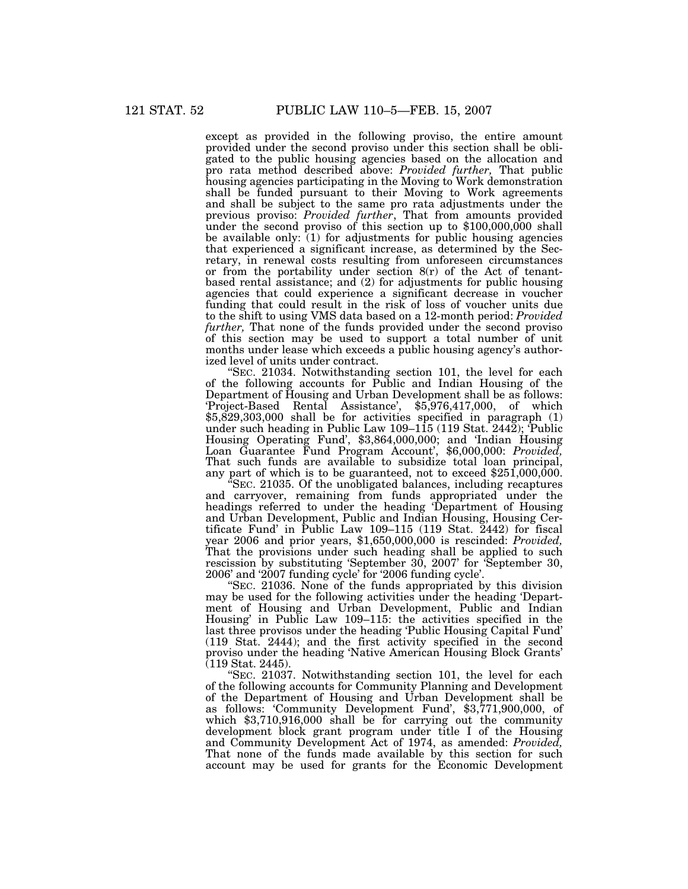except as provided in the following proviso, the entire amount provided under the second proviso under this section shall be obligated to the public housing agencies based on the allocation and pro rata method described above: *Provided further,* That public housing agencies participating in the Moving to Work demonstration shall be funded pursuant to their Moving to Work agreements and shall be subject to the same pro rata adjustments under the previous proviso: *Provided further*, That from amounts provided under the second proviso of this section up to $100,000,000 shall be available only: (1) for adjustments for public housing agencies that experienced a significant increase, as determined by the Secretary, in renewal costs resulting from unforeseen circumstances or from the portability under section 8(r) of the Act of tenant-based rental assistance; and (2) for adjustments for public housing agencies that could experience a significant decrease in voucher funding that could result in the risk of loss of voucher units due to the shift to using VMS data based on a 12-month period: *Provided further,* That none of the funds provided under the second proviso of this section may be used to support a total number of unit months under lease which exceeds a public housing agency's authorized level of units under contract.

"SEC. 21034. Notwithstanding section 101, the level for each of the following accounts for Public and Indian Housing of the Department of Housing and Urban Development shall be as follows: 'Project-Based Rental Assistance', $5,976,417,000, of which $5,829,303,000 shall be for activities specified in paragraph (1) under such heading in Public Law 109–115 (119 Stat. 2442); 'Public Housing Operating Fund', $3,864,000,000; and 'Indian Housing Loan Guarantee Fund Program Account', $6,000,000: *Provided,* That such funds are available to subsidize total loan principal, any part of which is to be guaranteed, not to exceed $251,000,000.

"SEC. 21035. Of the unobligated balances, including recaptures and carryover, remaining from funds appropriated under the headings referred to under the heading 'Department of Housing and Urban Development, Public and Indian Housing, Housing Certificate Fund' in Public Law 109–115 (119 Stat. 2442) for fiscal year 2006 and prior years, $1,650,000,000 is rescinded: *Provided,* That the provisions under such heading shall be applied to such rescission by substituting 'September 30, 2007' for 'September 30, 2006' and '2007 funding cycle' for '2006 funding cycle'.

"SEC. 21036. None of the funds appropriated by this division may be used for the following activities under the heading 'Department of Housing and Urban Development, Public and Indian Housing' in Public Law 109–115: the activities specified in the last three provisos under the heading 'Public Housing Capital Fund' (119 Stat. 2444); and the first activity specified in the second proviso under the heading 'Native American Housing Block Grants' (119 Stat. 2445).

"SEC. 21037. Notwithstanding section 101, the level for each of the following accounts for Community Planning and Development of the Department of Housing and Urban Development shall be as follows: 'Community Development Fund', $3,771,900,000, of which $3,710,916,000 shall be for carrying out the community development block grant program under title I of the Housing and Community Development Act of 1974, as amended: *Provided,* That none of the funds made available by this section for such account may be used for grants for the Economic Development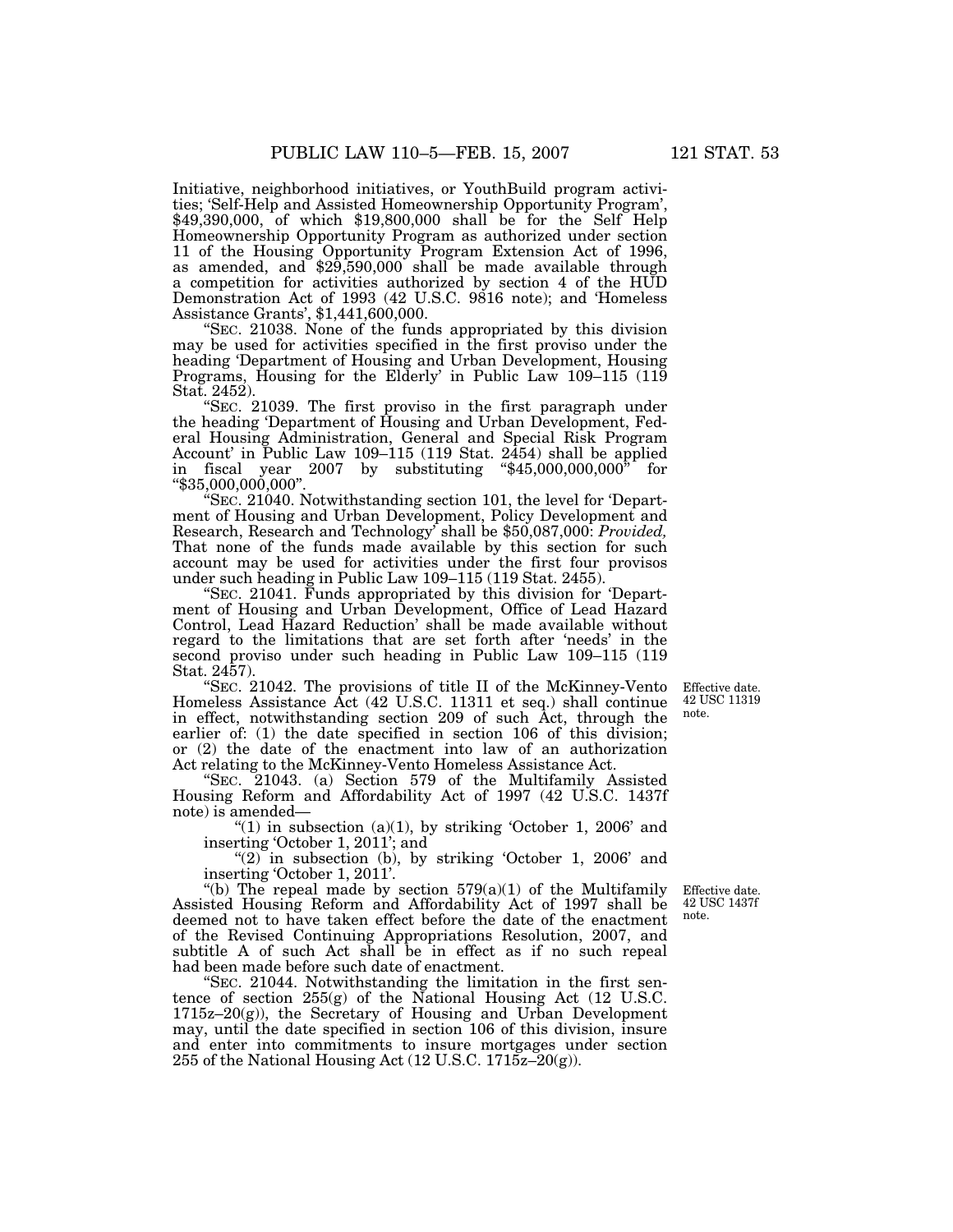Initiative, neighborhood initiatives, or YouthBuild program activities; 'Self-Help and Assisted Homeownership Opportunity Program', $49,390,000, of which $19,800,000 shall be for the Self Help Homeownership Opportunity Program as authorized under section 11 of the Housing Opportunity Program Extension Act of 1996, as amended, and $29,590,000 shall be made available through a competition for activities authorized by section 4 of the HUD Demonstration Act of 1993 (42 U.S.C. 9816 note); and 'Homeless Assistance Grants', $1,441,600,000.

"SEC. 21038. None of the funds appropriated by this division may be used for activities specified in the first proviso under the heading 'Department of Housing and Urban Development, Housing Programs, Housing for the Elderly' in Public Law 109–115 (119 Stat. 2452).

"SEC. 21039. The first proviso in the first paragraph under the heading 'Department of Housing and Urban Development, Federal Housing Administration, General and Special Risk Program Account' in Public Law 109–115 (119 Stat. 2454) shall be applied in fiscal year 2007 by substituting "$45,000,000,000" for "$35,000,000,000".

"SEC. 21040. Notwithstanding section 101, the level for 'Department of Housing and Urban Development, Policy Development and Research, Research and Technology' shall be $50,087,000: *Provided,* That none of the funds made available by this section for such account may be used for activities under the first four provisos under such heading in Public Law 109–115 (119 Stat. 2455).

"SEC. 21041. Funds appropriated by this division for 'Department of Housing and Urban Development, Office of Lead Hazard Control, Lead Hazard Reduction' shall be made available without regard to the limitations that are set forth after 'needs' in the second proviso under such heading in Public Law 109–115 (119 Stat. 2457).

Effective date. 42 USC 11319 note.

"SEC. 21042. The provisions of title II of the McKinney-Vento Homeless Assistance Act (42 U.S.C. 11311 et seq.) shall continue in effect, notwithstanding section 209 of such Act, through the earlier of: (1) the date specified in section 106 of this division; or (2) the date of the enactment into law of an authorization Act relating to the McKinney-Vento Homeless Assistance Act.

"SEC. 21043. (a) Section 579 of the Multifamily Assisted Housing Reform and Affordability Act of 1997 (42 U.S.C. 1437f note) is amended—

"(1) in subsection (a)(1), by striking 'October 1, 2006' and inserting 'October 1, 2011'; and

"(2) in subsection (b), by striking 'October 1, 2006' and inserting 'October 1, 2011'.

Effective date. 42 USC 1437f note.

"(b) The repeal made by section 579(a)(1) of the Multifamily Assisted Housing Reform and Affordability Act of 1997 shall be deemed not to have taken effect before the date of the enactment of the Revised Continuing Appropriations Resolution, 2007, and subtitle A of such Act shall be in effect as if no such repeal had been made before such date of enactment.

"SEC. 21044. Notwithstanding the limitation in the first sentence of section 255(g) of the National Housing Act (12 U.S.C. 1715z–20(g)), the Secretary of Housing and Urban Development may, until the date specified in section 106 of this division, insure and enter into commitments to insure mortgages under section 255 of the National Housing Act (12 U.S.C. 1715z–20(g)).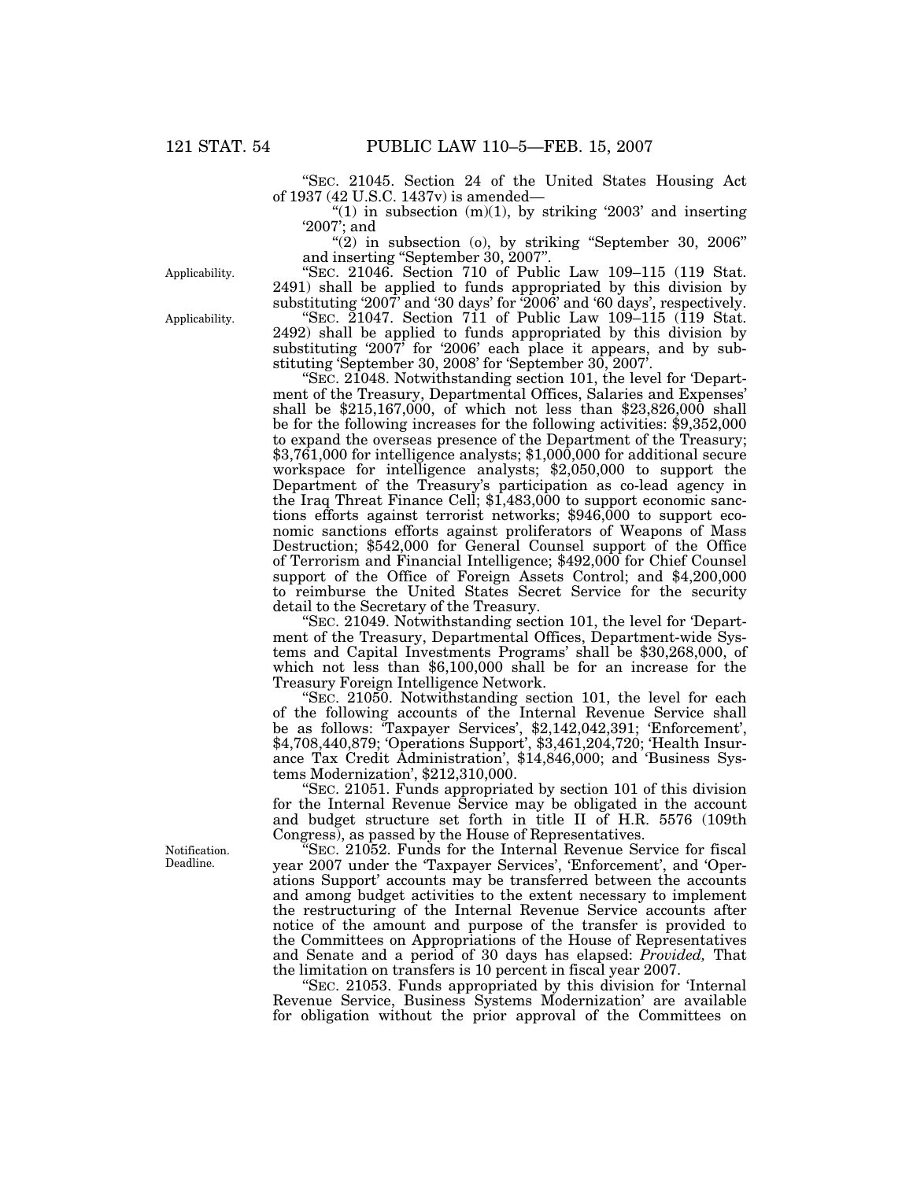"SEC. 21045. Section 24 of the United States Housing Act of 1937 (42 U.S.C. 1437v) is amended—

"(1) in subsection (m)(1), by striking '2003' and inserting '2007'; and

"(2) in subsection (o), by striking "September 30, 2006" and inserting "September 30, 2007".

Applicability.

"SEC. 21046. Section 710 of Public Law 109–115 (119 Stat. 2491) shall be applied to funds appropriated by this division by substituting '2007' and '30 days' for '2006' and '60 days', respectively.

Applicability.

"SEC. 21047. Section 711 of Public Law 109–115 (119 Stat. 2492) shall be applied to funds appropriated by this division by substituting '2007' for '2006' each place it appears, and by substituting 'September 30, 2008' for 'September 30, 2007'.

"SEC. 21048. Notwithstanding section 101, the level for 'Department of the Treasury, Departmental Offices, Salaries and Expenses' shall be $215,167,000, of which not less than $23,826,000 shall be for the following increases for the following activities: $9,352,000 to expand the overseas presence of the Department of the Treasury; $3,761,000 for intelligence analysts; $1,000,000 for additional secure workspace for intelligence analysts; $2,050,000 to support the Department of the Treasury's participation as co-lead agency in the Iraq Threat Finance Cell; $1,483,000 to support economic sanctions efforts against terrorist networks; $946,000 to support economic sanctions efforts against proliferators of Weapons of Mass Destruction; $542,000 for General Counsel support of the Office of Terrorism and Financial Intelligence; $492,000 for Chief Counsel support of the Office of Foreign Assets Control; and $4,200,000 to reimburse the United States Secret Service for the security detail to the Secretary of the Treasury.

"SEC. 21049. Notwithstanding section 101, the level for 'Department of the Treasury, Departmental Offices, Department-wide Systems and Capital Investments Programs' shall be $30,268,000, of which not less than $6,100,000 shall be for an increase for the Treasury Foreign Intelligence Network.

"SEC. 21050. Notwithstanding section 101, the level for each of the following accounts of the Internal Revenue Service shall be as follows: 'Taxpayer Services', $2,142,042,391; 'Enforcement', $4,708,440,879; 'Operations Support', $3,461,204,720; 'Health Insurance Tax Credit Administration', $14,846,000; and 'Business Systems Modernization', $212,310,000.

"SEC. 21051. Funds appropriated by section 101 of this division for the Internal Revenue Service may be obligated in the account and budget structure set forth in title II of H.R. 5576 (109th Congress), as passed by the House of Representatives.

Notification. Deadline.

"SEC. 21052. Funds for the Internal Revenue Service for fiscal year 2007 under the 'Taxpayer Services', 'Enforcement', and 'Operations Support' accounts may be transferred between the accounts and among budget activities to the extent necessary to implement the restructuring of the Internal Revenue Service accounts after notice of the amount and purpose of the transfer is provided to the Committees on Appropriations of the House of Representatives and Senate and a period of 30 days has elapsed: *Provided,* That the limitation on transfers is 10 percent in fiscal year 2007.

"SEC. 21053. Funds appropriated by this division for 'Internal Revenue Service, Business Systems Modernization' are available for obligation without the prior approval of the Committees on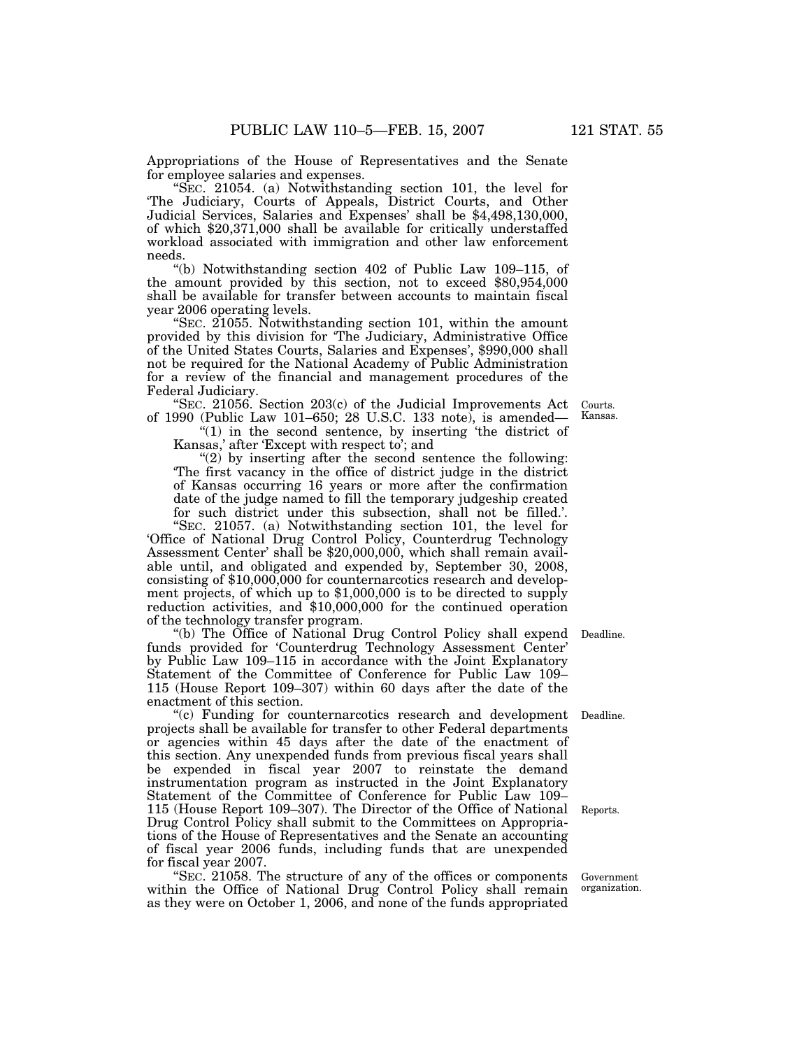Appropriations of the House of Representatives and the Senate for employee salaries and expenses.

"SEC. 21054. (a) Notwithstanding section 101, the level for 'The Judiciary, Courts of Appeals, District Courts, and Other Judicial Services, Salaries and Expenses' shall be $4,498,130,000, of which $20,371,000 shall be available for critically understaffed workload associated with immigration and other law enforcement needs.

"(b) Notwithstanding section 402 of Public Law 109–115, of the amount provided by this section, not to exceed $80,954,000 shall be available for transfer between accounts to maintain fiscal year 2006 operating levels.

"SEC. 21055. Notwithstanding section 101, within the amount provided by this division for 'The Judiciary, Administrative Office of the United States Courts, Salaries and Expenses', $990,000 shall not be required for the National Academy of Public Administration for a review of the financial and management procedures of the Federal Judiciary.

Courts. Kansas.

"SEC. 21056. Section 203(c) of the Judicial Improvements Act of 1990 (Public Law 101–650; 28 U.S.C. 133 note), is amended—

"(1) in the second sentence, by inserting 'the district of Kansas,' after 'Except with respect to'; and

"(2) by inserting after the second sentence the following: 'The first vacancy in the office of district judge in the district of Kansas occurring 16 years or more after the confirmation date of the judge named to fill the temporary judgeship created for such district under this subsection, shall not be filled.'.

"SEC. 21057. (a) Notwithstanding section 101, the level for 'Office of National Drug Control Policy, Counterdrug Technology Assessment Center' shall be $20,000,000, which shall remain available until, and obligated and expended by, September 30, 2008, consisting of $10,000,000 for counternarcotics research and development projects, of which up to $1,000,000 is to be directed to supply reduction activities, and $10,000,000 for the continued operation of the technology transfer program.

Deadline.

"(b) The Office of National Drug Control Policy shall expend funds provided for 'Counterdrug Technology Assessment Center' by Public Law 109–115 in accordance with the Joint Explanatory Statement of the Committee of Conference for Public Law 109–115 (House Report 109–307) within 60 days after the date of the enactment of this section.

Deadline.

"(c) Funding for counternarcotics research and development projects shall be available for transfer to other Federal departments or agencies within 45 days after the date of the enactment of this section. Any unexpended funds from previous fiscal years shall be expended in fiscal year 2007 to reinstate the demand instrumentation program as instructed in the Joint Explanatory Statement of the Committee of Conference for Public Law 109–115 (House Report 109–307). The Director of the Office of National Drug Control Policy shall submit to the Committees on Appropriations of the House of Representatives and the Senate an accounting of fiscal year 2006 funds, including funds that are unexpended for fiscal year 2007.

Reports.

Government organization.

"SEC. 21058. The structure of any of the offices or components within the Office of National Drug Control Policy shall remain as they were on October 1, 2006, and none of the funds appropriated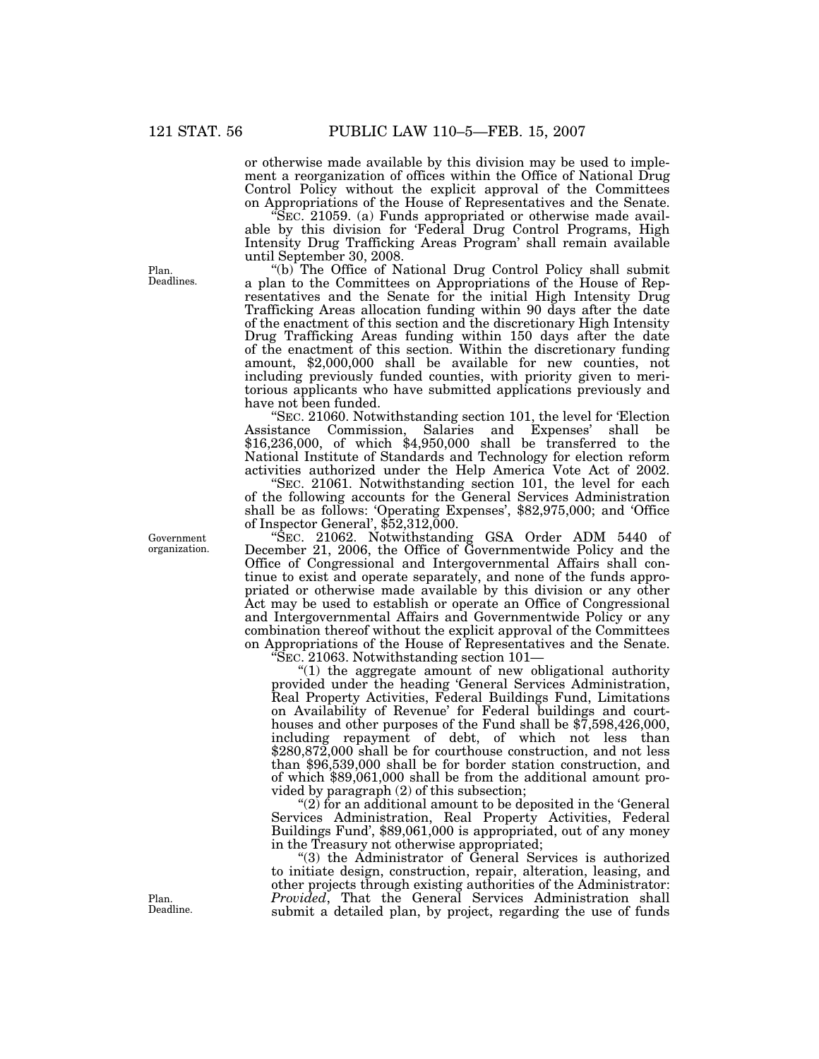or otherwise made available by this division may be used to implement a reorganization of offices within the Office of National Drug Control Policy without the explicit approval of the Committees on Appropriations of the House of Representatives and the Senate.

"SEC. 21059. (a) Funds appropriated or otherwise made available by this division for 'Federal Drug Control Programs, High Intensity Drug Trafficking Areas Program' shall remain available until September 30, 2008.

Plan. Deadlines.

"(b) The Office of National Drug Control Policy shall submit a plan to the Committees on Appropriations of the House of Representatives and the Senate for the initial High Intensity Drug Trafficking Areas allocation funding within 90 days after the date of the enactment of this section and the discretionary High Intensity Drug Trafficking Areas funding within 150 days after the date of the enactment of this section. Within the discretionary funding amount, $2,000,000 shall be available for new counties, not including previously funded counties, with priority given to meritorious applicants who have submitted applications previously and have not been funded.

"SEC. 21060. Notwithstanding section 101, the level for 'Election Assistance Commission, Salaries and Expenses' shall be $16,236,000, of which $4,950,000 shall be transferred to the National Institute of Standards and Technology for election reform activities authorized under the Help America Vote Act of 2002.

"SEC. 21061. Notwithstanding section 101, the level for each of the following accounts for the General Services Administration shall be as follows: 'Operating Expenses', $82,975,000; and 'Office of Inspector General', $52,312,000.

Government organization.

"SEC. 21062. Notwithstanding GSA Order ADM 5440 of December 21, 2006, the Office of Governmentwide Policy and the Office of Congressional and Intergovernmental Affairs shall continue to exist and operate separately, and none of the funds appropriated or otherwise made available by this division or any other Act may be used to establish or operate an Office of Congressional and Intergovernmental Affairs and Governmentwide Policy or any combination thereof without the explicit approval of the Committees on Appropriations of the House of Representatives and the Senate.

"SEC. 21063. Notwithstanding section 101—

"(1) the aggregate amount of new obligational authority provided under the heading 'General Services Administration, Real Property Activities, Federal Buildings Fund, Limitations on Availability of Revenue' for Federal buildings and courthouses and other purposes of the Fund shall be $7,598,426,000, including repayment of debt, of which not less than $280,872,000 shall be for courthouse construction, and not less than $96,539,000 shall be for border station construction, and of which $89,061,000 shall be from the additional amount provided by paragraph (2) of this subsection;

"(2) for an additional amount to be deposited in the 'General Services Administration, Real Property Activities, Federal Buildings Fund', $89,061,000 is appropriated, out of any money in the Treasury not otherwise appropriated;

Plan. Deadline.

"(3) the Administrator of General Services is authorized to initiate design, construction, repair, alteration, leasing, and other projects through existing authorities of the Administrator: *Provided*, That the General Services Administration shall submit a detailed plan, by project, regarding the use of funds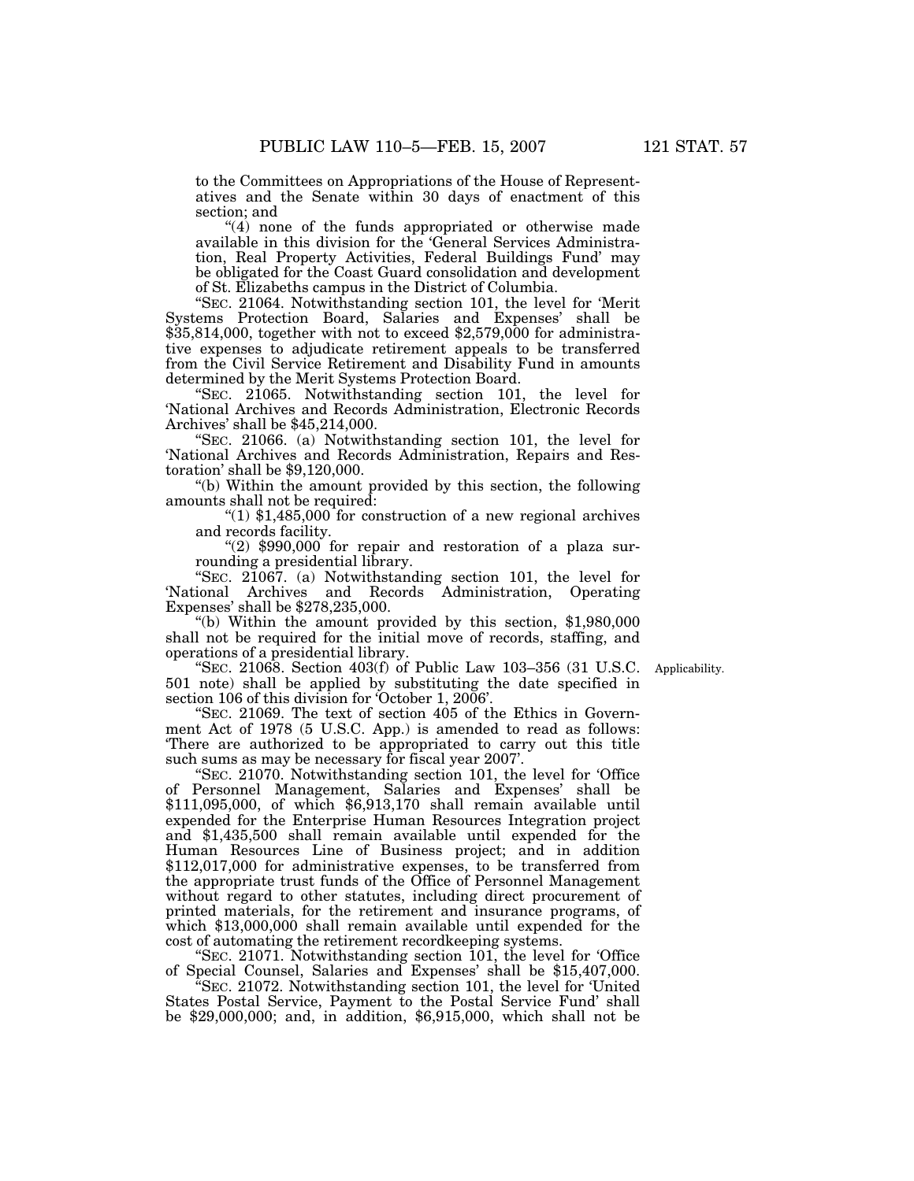to the Committees on Appropriations of the House of Representatives and the Senate within 30 days of enactment of this section; and

"(4) none of the funds appropriated or otherwise made available in this division for the 'General Services Administration, Real Property Activities, Federal Buildings Fund' may be obligated for the Coast Guard consolidation and development of St. Elizabeths campus in the District of Columbia.

"SEC. 21064. Notwithstanding section 101, the level for 'Merit Systems Protection Board, Salaries and Expenses' shall be $35,814,000, together with not to exceed $2,579,000 for administrative expenses to adjudicate retirement appeals to be transferred from the Civil Service Retirement and Disability Fund in amounts determined by the Merit Systems Protection Board.

"SEC. 21065. Notwithstanding section 101, the level for 'National Archives and Records Administration, Electronic Records Archives' shall be $45,214,000.

"SEC. 21066. (a) Notwithstanding section 101, the level for 'National Archives and Records Administration, Repairs and Restoration' shall be $9,120,000.

"(b) Within the amount provided by this section, the following amounts shall not be required:

"(1) $1,485,000 for construction of a new regional archives and records facility.

"(2) $990,000 for repair and restoration of a plaza surrounding a presidential library.

"SEC. 21067. (a) Notwithstanding section 101, the level for 'National Archives and Records Administration, Operating Expenses' shall be $278,235,000.

"(b) Within the amount provided by this section, $1,980,000 shall not be required for the initial move of records, staffing, and operations of a presidential library.

Applicability.

"SEC. 21068. Section 403(f) of Public Law 103–356 (31 U.S.C. 501 note) shall be applied by substituting the date specified in section 106 of this division for 'October 1, 2006'.

"SEC. 21069. The text of section 405 of the Ethics in Government Act of 1978 (5 U.S.C. App.) is amended to read as follows: 'There are authorized to be appropriated to carry out this title such sums as may be necessary for fiscal year 2007'.

"SEC. 21070. Notwithstanding section 101, the level for 'Office of Personnel Management, Salaries and Expenses' shall be $111,095,000, of which $6,913,170 shall remain available until expended for the Enterprise Human Resources Integration project and $1,435,500 shall remain available until expended for the Human Resources Line of Business project; and in addition $112,017,000 for administrative expenses, to be transferred from the appropriate trust funds of the Office of Personnel Management without regard to other statutes, including direct procurement of printed materials, for the retirement and insurance programs, of which $13,000,000 shall remain available until expended for the cost of automating the retirement recordkeeping systems.

"SEC. 21071. Notwithstanding section 101, the level for 'Office of Special Counsel, Salaries and Expenses' shall be $15,407,000.

"SEC. 21072. Notwithstanding section 101, the level for 'United States Postal Service, Payment to the Postal Service Fund' shall be $29,000,000; and, in addition, $6,915,000, which shall not be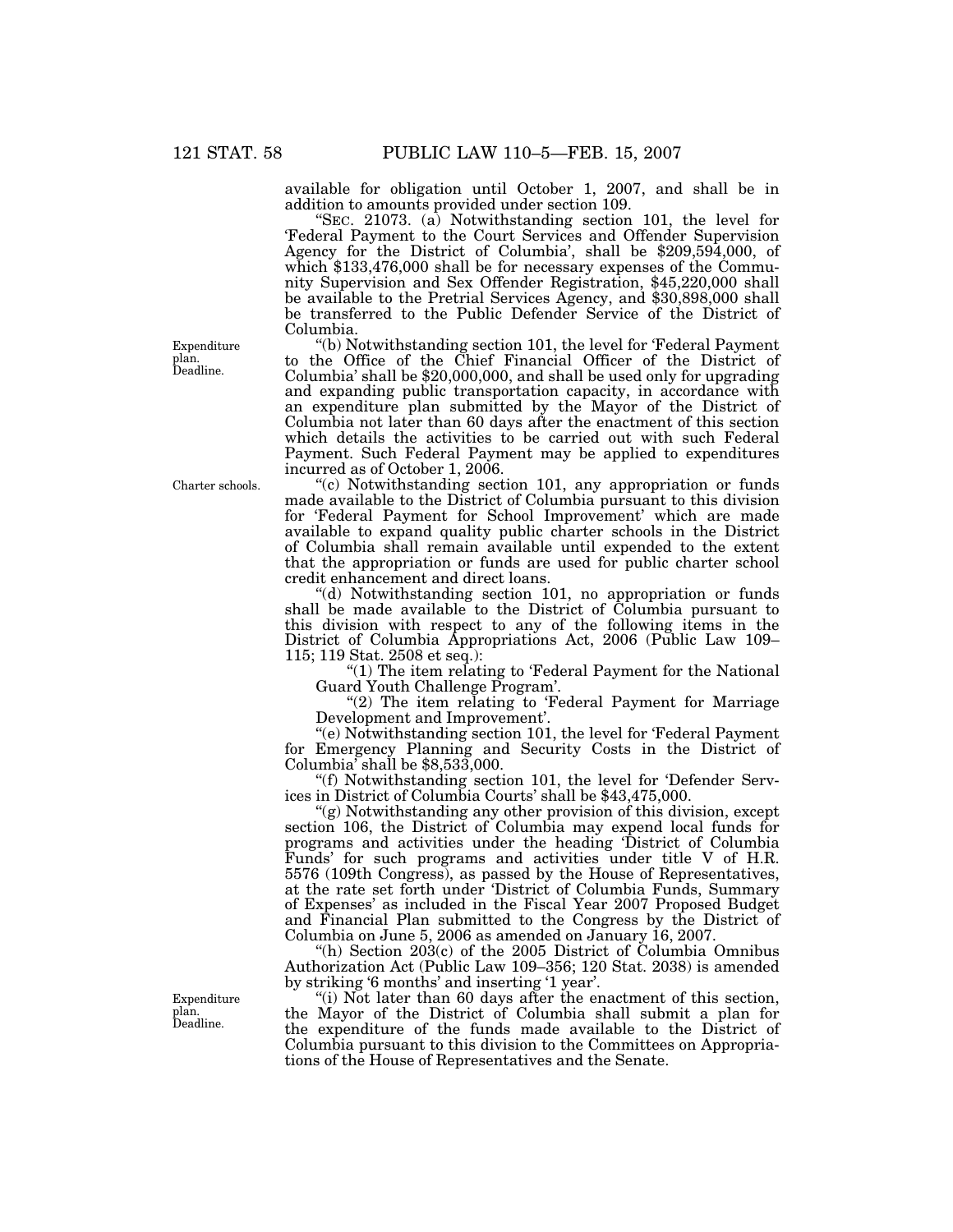available for obligation until October 1, 2007, and shall be in addition to amounts provided under section 109.

"SEC. 21073. (a) Notwithstanding section 101, the level for 'Federal Payment to the Court Services and Offender Supervision Agency for the District of Columbia', shall be $209,594,000, of which $133,476,000 shall be for necessary expenses of the Community Supervision and Sex Offender Registration, $45,220,000 shall be available to the Pretrial Services Agency, and $30,898,000 shall be transferred to the Public Defender Service of the District of Columbia.

Expenditure plan. Deadline.

"(b) Notwithstanding section 101, the level for 'Federal Payment to the Office of the Chief Financial Officer of the District of Columbia' shall be $20,000,000, and shall be used only for upgrading and expanding public transportation capacity, in accordance with an expenditure plan submitted by the Mayor of the District of Columbia not later than 60 days after the enactment of this section which details the activities to be carried out with such Federal Payment. Such Federal Payment may be applied to expenditures incurred as of October 1, 2006.

Charter schools.

"(c) Notwithstanding section 101, any appropriation or funds made available to the District of Columbia pursuant to this division for 'Federal Payment for School Improvement' which are made available to expand quality public charter schools in the District of Columbia shall remain available until expended to the extent that the appropriation or funds are used for public charter school credit enhancement and direct loans.

"(d) Notwithstanding section 101, no appropriation or funds shall be made available to the District of Columbia pursuant to this division with respect to any of the following items in the District of Columbia Appropriations Act, 2006 (Public Law 109–115; 119 Stat. 2508 et seq.):

"(1) The item relating to 'Federal Payment for the National Guard Youth Challenge Program'.

"(2) The item relating to 'Federal Payment for Marriage Development and Improvement'.

"(e) Notwithstanding section 101, the level for 'Federal Payment for Emergency Planning and Security Costs in the District of Columbia' shall be $8,533,000.

"(f) Notwithstanding section 101, the level for 'Defender Services in District of Columbia Courts' shall be $43,475,000.

"(g) Notwithstanding any other provision of this division, except section 106, the District of Columbia may expend local funds for programs and activities under the heading 'District of Columbia Funds' for such programs and activities under title V of H.R. 5576 (109th Congress), as passed by the House of Representatives, at the rate set forth under 'District of Columbia Funds, Summary of Expenses' as included in the Fiscal Year 2007 Proposed Budget and Financial Plan submitted to the Congress by the District of Columbia on June 5, 2006 as amended on January 16, 2007.

"(h) Section 203(c) of the 2005 District of Columbia Omnibus Authorization Act (Public Law 109–356; 120 Stat. 2038) is amended by striking '6 months' and inserting '1 year'.

Expenditure plan. Deadline.

"(i) Not later than 60 days after the enactment of this section, the Mayor of the District of Columbia shall submit a plan for the expenditure of the funds made available to the District of Columbia pursuant to this division to the Committees on Appropriations of the House of Representatives and the Senate.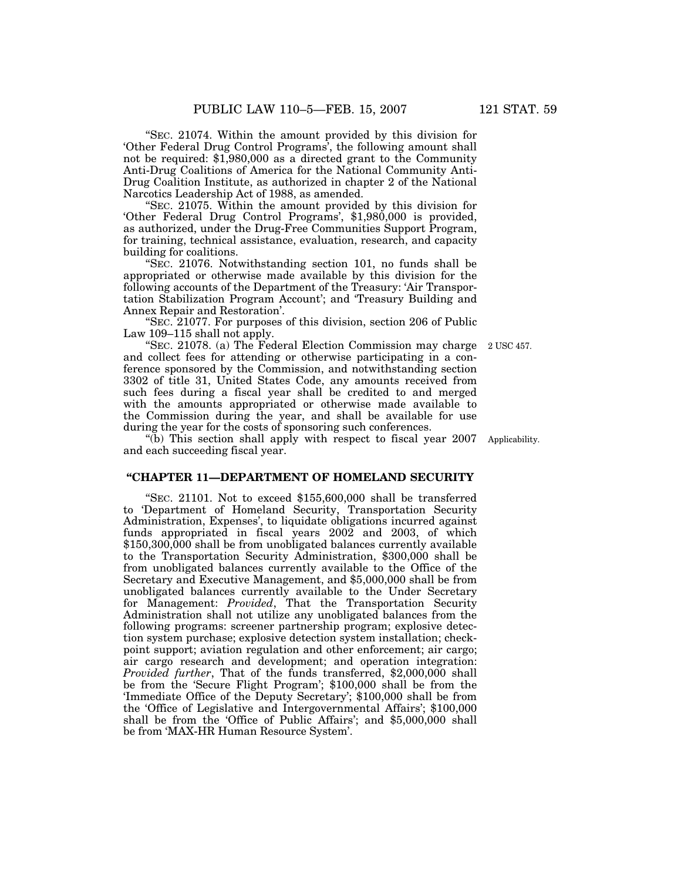"SEC. 21074. Within the amount provided by this division for 'Other Federal Drug Control Programs', the following amount shall not be required: $1,980,000 as a directed grant to the Community Anti-Drug Coalitions of America for the National Community Anti-Drug Coalition Institute, as authorized in chapter 2 of the National Narcotics Leadership Act of 1988, as amended.

"SEC. 21075. Within the amount provided by this division for 'Other Federal Drug Control Programs', $1,980,000 is provided, as authorized, under the Drug-Free Communities Support Program, for training, technical assistance, evaluation, research, and capacity building for coalitions.

"SEC. 21076. Notwithstanding section 101, no funds shall be appropriated or otherwise made available by this division for the following accounts of the Department of the Treasury: 'Air Transportation Stabilization Program Account'; and 'Treasury Building and Annex Repair and Restoration'.

"SEC. 21077. For purposes of this division, section 206 of Public Law 109–115 shall not apply.

2 USC 457.

"SEC. 21078. (a) The Federal Election Commission may charge and collect fees for attending or otherwise participating in a conference sponsored by the Commission, and notwithstanding section 3302 of title 31, United States Code, any amounts received from such fees during a fiscal year shall be credited to and merged with the amounts appropriated or otherwise made available to the Commission during the year, and shall be available for use during the year for the costs of sponsoring such conferences.

Applicability.

"(b) This section shall apply with respect to fiscal year 2007 and each succeeding fiscal year.

## "CHAPTER 11—DEPARTMENT OF HOMELAND SECURITY

"SEC. 21101. Not to exceed $155,600,000 shall be transferred to 'Department of Homeland Security, Transportation Security Administration, Expenses', to liquidate obligations incurred against funds appropriated in fiscal years 2002 and 2003, of which $150,300,000 shall be from unobligated balances currently available to the Transportation Security Administration, $300,000 shall be from unobligated balances currently available to the Office of the Secretary and Executive Management, and $5,000,000 shall be from unobligated balances currently available to the Under Secretary for Management: *Provided*, That the Transportation Security Administration shall not utilize any unobligated balances from the following programs: screener partnership program; explosive detection system purchase; explosive detection system installation; checkpoint support; aviation regulation and other enforcement; air cargo; air cargo research and development; and operation integration: *Provided further*, That of the funds transferred, $2,000,000 shall be from the 'Secure Flight Program'; $100,000 shall be from the 'Immediate Office of the Deputy Secretary'; $100,000 shall be from the 'Office of Legislative and Intergovernmental Affairs'; $100,000 shall be from the 'Office of Public Affairs'; and $5,000,000 shall be from 'MAX-HR Human Resource System'.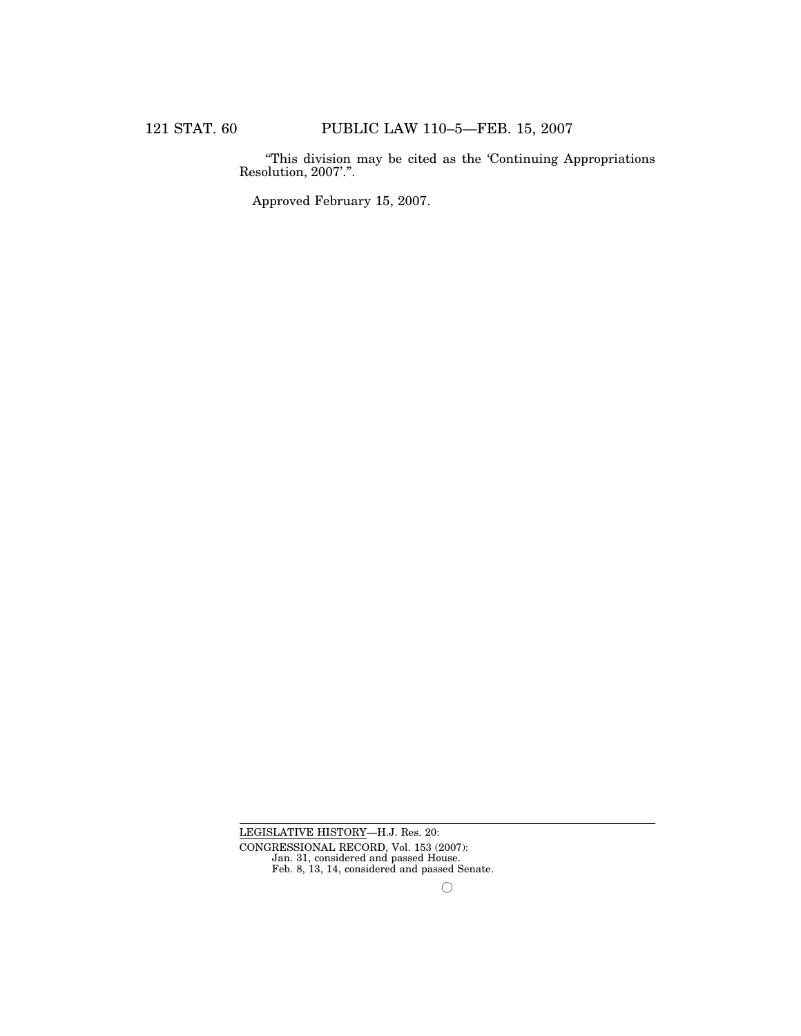“This division may be cited as the ‘Continuing Appropriations Resolution, 2007’.”.

Approved February 15, 2007.

---

LEGISLATIVE HISTORY—H.J. Res. 20:

CONGRESSIONAL RECORD, Vol. 153 (2007):
Jan. 31, considered and passed House.
Feb. 8, 13, 14, considered and passed Senate.

○